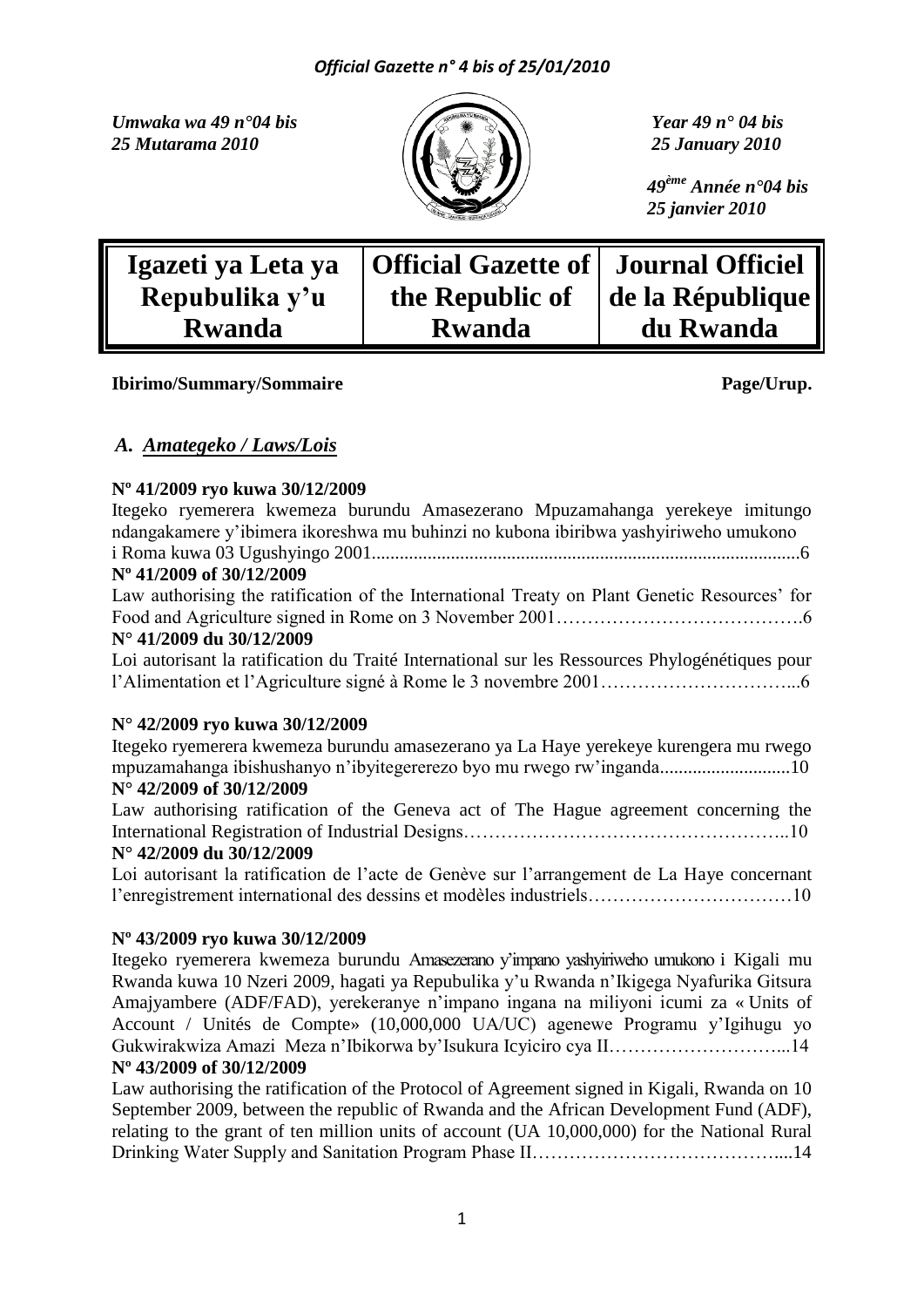*Official Gazette n° 4 bis of 25/01/2010*

*Umwaka wa 49 n°04 bis*
*25 Mutarama 2010*

*Year 49 n° 04 bis*
*25 January 2010*

*49ème Année n°04 bis*
*25 janvier 2010*

| Igazeti ya Leta ya Repubulika y'u Rwanda | Official Gazette of the Republic of Rwanda | Journal Officiel de la République du Rwanda |
| --- | --- | --- |

**Ibirimo/Summary/Sommaire** **Page/Urup.**

## *A. Amategeko / Laws/Lois*

**Nº 41/2009 ryo kuwa 30/12/2009**
Itegeko ryemerera kwemeza burundu Amasezerano Mpuzamahanga yerekeye imitungo ndangakamere y'ibimera ikoreshwa mu buhinzi no kubona ibiribwa yashyiriweho umukono i Roma kuwa 03 Ugushyingo 2001...........................................................................................6

**Nº 41/2009 of 30/12/2009**
Law authorising the ratification of the International Treaty on Plant Genetic Resources' for Food and Agriculture signed in Rome on 3 November 2001………………………………….6

**N° 41/2009 du 30/12/2009**
Loi autorisant la ratification du Traité International sur les Ressources Phylogénétiques pour l'Alimentation et l'Agriculture signé à Rome le 3 novembre 2001…………………………...6

**N° 42/2009 ryo kuwa 30/12/2009**
Itegeko ryemerera kwemeza burundu amasezerano ya La Haye yerekeye kurengera mu rwego mpuzamahanga ibishushanyo n'ibyitegererezo byo mu rwego rw'inganda...........................10

**N° 42/2009 of 30/12/2009**
Law authorising ratification of the Geneva act of The Hague agreement concerning the International Registration of Industrial Designs……………………………………………..10

**N° 42/2009 du 30/12/2009**
Loi autorisant la ratification de l'acte de Genève sur l'arrangement de La Haye concernant l'enregistrement international des dessins et modèles industriels……………………………10

**Nº 43/2009 ryo kuwa 30/12/2009**
Itegeko ryemerera kwemeza burundu Amasezerano y'impano yashyiriweho umukono i Kigali mu Rwanda kuwa 10 Nzeri 2009, hagati ya Repubulika y'u Rwanda n'Ikigega Nyafurika Gitsura Amajyambere (ADF/FAD), yerekeranye n'impano ingana na miliyoni icumi za « Units of Account / Unités de Compte» (10,000,000 UA/UC) agenewe Programu y'Igihugu yo Gukwirakwiza Amazi Meza n'Ibikorwa by'Isukura Icyiciro cya II………………………...14

**Nº 43/2009 of 30/12/2009**
Law authorising the ratification of the Protocol of Agreement signed in Kigali, Rwanda on 10 September 2009, between the republic of Rwanda and the African Development Fund (ADF), relating to the grant of ten million units of account (UA 10,000,000) for the National Rural Drinking Water Supply and Sanitation Program Phase II…………………………………...14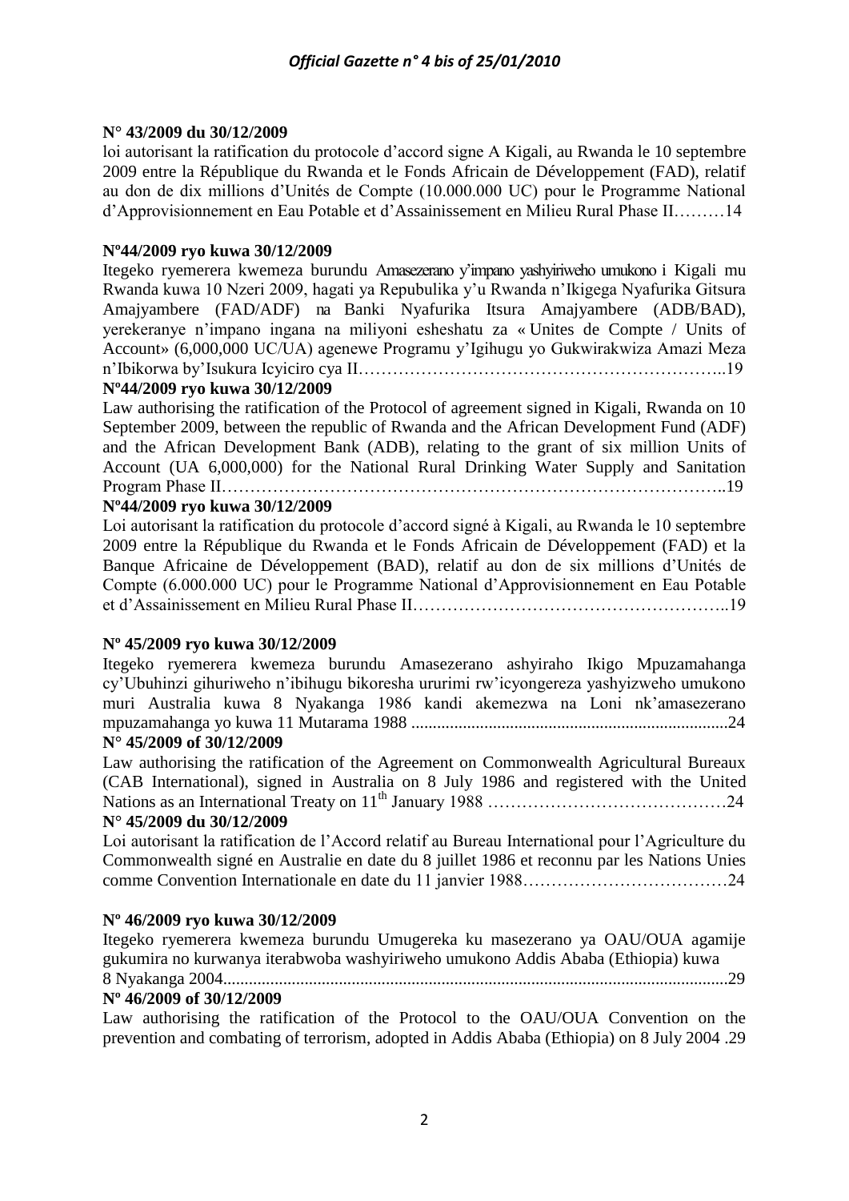**N° 43/2009 du 30/12/2009**

loi autorisant la ratification du protocole d'accord signe A Kigali, au Rwanda le 10 septembre 2009 entre la République du Rwanda et le Fonds Africain de Développement (FAD), relatif au don de dix millions d'Unités de Compte (10.000.000 UC) pour le Programme National d'Approvisionnement en Eau Potable et d'Assainissement en Milieu Rural Phase II………14

**Nº44/2009 ryo kuwa 30/12/2009**

Itegeko ryemerera kwemeza burundu Amasezerano y'impano yashyiriweho umukono i Kigali mu Rwanda kuwa 10 Nzeri 2009, hagati ya Repubulika y'u Rwanda n'Ikigega Nyafurika Gitsura Amajyambere (FAD/ADF) na Banki Nyafurika Itsura Amajyambere (ADB/BAD), yerekeranye n'impano ingana na miliyoni esheshatu za « Unites de Compte / Units of Account» (6,000,000 UC/UA) agenewe Programu y'Igihugu yo Gukwirakwiza Amazi Meza n'Ibikorwa by'Isukura Icyiciro cya II……………………………………………………..19

**Nº44/2009 ryo kuwa 30/12/2009**

Law authorising the ratification of the Protocol of agreement signed in Kigali, Rwanda on 10 September 2009, between the republic of Rwanda and the African Development Fund (ADF) and the African Development Bank (ADB), relating to the grant of six million Units of Account (UA 6,000,000) for the National Rural Drinking Water Supply and Sanitation Program Phase II…………………………………………………………………………..19

**Nº44/2009 ryo kuwa 30/12/2009**

Loi autorisant la ratification du protocole d'accord signé à Kigali, au Rwanda le 10 septembre 2009 entre la République du Rwanda et le Fonds Africain de Développement (FAD) et la Banque Africaine de Développement (BAD), relatif au don de six millions d'Unités de Compte (6.000.000 UC) pour le Programme National d'Approvisionnement en Eau Potable et d'Assainissement en Milieu Rural Phase II………………………………………………..19

**Nº 45/2009 ryo kuwa 30/12/2009**

Itegeko ryemerera kwemeza burundu Amasezerano ashyiraho Ikigo Mpuzamahanga cy'Ubuhinzi gihuriweho n'ibihugu bikoresha ururimi rw'icyongereza yashyizweho umukono muri Australia kuwa 8 Nyakanga 1986 kandi akemezwa na Loni nk'amasezerano mpuzamahanga yo kuwa 11 Mutarama 1988 .........................................................................24

**N° 45/2009 of 30/12/2009**

Law authorising the ratification of the Agreement on Commonwealth Agricultural Bureaux (CAB International), signed in Australia on 8 July 1986 and registered with the United Nations as an International Treaty on 11th January 1988 ……………………………………24

**N° 45/2009 du 30/12/2009**

Loi autorisant la ratification de l'Accord relatif au Bureau International pour l'Agriculture du Commonwealth signé en Australie en date du 8 juillet 1986 et reconnu par les Nations Unies comme Convention Internationale en date du 11 janvier 1988………………………………24

**Nº 46/2009 ryo kuwa 30/12/2009**

Itegeko ryemerera kwemeza burundu Umugereka ku masezerano ya OAU/OUA agamije gukumira no kurwanya iterabwoba washyiriweho umukono Addis Ababa (Ethiopia) kuwa 8 Nyakanga 2004......................................................................................................................29

**Nº 46/2009 of 30/12/2009**

Law authorising the ratification of the Protocol to the OAU/OUA Convention on the prevention and combating of terrorism, adopted in Addis Ababa (Ethiopia) on 8 July 2004 .29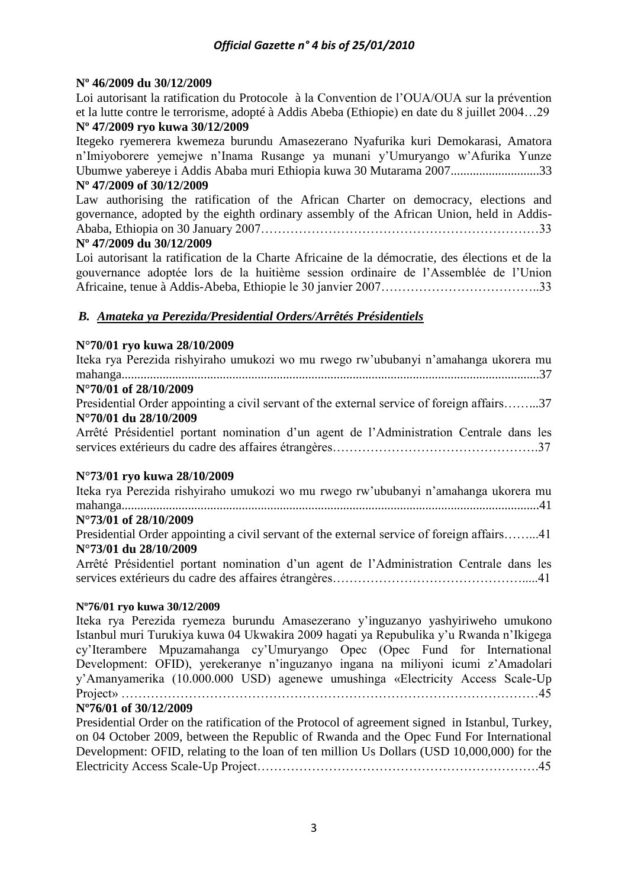**Nº 46/2009 du 30/12/2009**

Loi autorisant la ratification du Protocole à la Convention de l'OUA/OUA sur la prévention et la lutte contre le terrorisme, adopté à Addis Abeba (Ethiopie) en date du 8 juillet 2004…29

**Nº 47/2009 ryo kuwa 30/12/2009**

Itegeko ryemerera kwemeza burundu Amasezerano Nyafurika kuri Demokarasi, Amatora n'Imiyoborere yemejwe n'Inama Rusange ya munani y'Umuryango w'Afurika Yunze Ubumwe yabereye i Addis Ababa muri Ethiopia kuwa 30 Mutarama 2007............................33

**Nº 47/2009 of 30/12/2009**

Law authorising the ratification of the African Charter on democracy, elections and governance, adopted by the eighth ordinary assembly of the African Union, held in Addis-Ababa, Ethiopia on 30 January 2007…………………………………………………………33

**Nº 47/2009 du 30/12/2009**

Loi autorisant la ratification de la Charte Africaine de la démocratie, des élections et de la gouvernance adoptée lors de la huitième session ordinaire de l'Assemblée de l'Union Africaine, tenue à Addis-Abeba, Ethiopie le 30 janvier 2007………………………………..33

## *B. Amateka ya Perezida/Presidential Orders/Arrêtés Présidentiels*

**N°70/01 ryo kuwa 28/10/2009**

Iteka rya Perezida rishyiraho umukozi wo mu rwego rw'ububanyi n'amahanga ukorera mu mahanga..................................................................................................................................37

**N°70/01 of 28/10/2009**

Presidential Order appointing a civil servant of the external service of foreign affairs……...37

**N°70/01 du 28/10/2009**

Arrêté Présidentiel portant nomination d'un agent de l'Administration Centrale dans les services extérieurs du cadre des affaires étrangères……………………………………….37

**N°73/01 ryo kuwa 28/10/2009**

Iteka rya Perezida rishyiraho umukozi wo mu rwego rw'ububanyi n'amahanga ukorera mu mahanga..................................................................................................................................41

**N°73/01 of 28/10/2009**

Presidential Order appointing a civil servant of the external service of foreign affairs……...41

**N°73/01 du 28/10/2009**

Arrêté Présidentiel portant nomination d'un agent de l'Administration Centrale dans les services extérieurs du cadre des affaires étrangères……………………………………….....41

**Nº76/01 ryo kuwa 30/12/2009**

Iteka rya Perezida ryemeza burundu Amasezerano y'inguzanyo yashyiriweho umukono Istanbul muri Turukiya kuwa 04 Ukwakira 2009 hagati ya Repubulika y'u Rwanda n'Ikigega cy'Iterambere Mpuzamahanga cy'Umuryango Opec (Opec Fund for International Development: OFID), yerekeranye n'inguzanyo ingana na miliyoni icumi z'Amadolari y'Amanyamerika (10.000.000 USD) agenewe umushinga «Electricity Access Scale-Up Project» ………………………………………………………………………………………45

**Nº76/01 of 30/12/2009**

Presidential Order on the ratification of the Protocol of agreement signed in Istanbul, Turkey, on 04 October 2009, between the Republic of Rwanda and the Opec Fund For International Development: OFID, relating to the loan of ten million Us Dollars (USD 10,000,000) for the Electricity Access Scale-Up Project………………………………………………………….45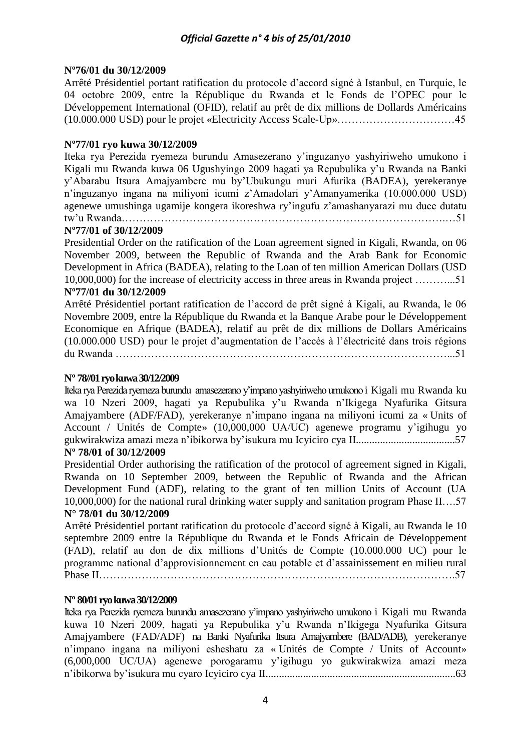**Nº76/01 du 30/12/2009**

Arrêté Présidentiel portant ratification du protocole d'accord signé à Istanbul, en Turquie, le 04 octobre 2009, entre la République du Rwanda et le Fonds de l'OPEC pour le Développement International (OFID), relatif au prêt de dix millions de Dollards Américains (10.000.000 USD) pour le projet «Electricity Access Scale-Up»……………………………45

**Nº77/01 ryo kuwa 30/12/2009**

Iteka rya Perezida ryemeza burundu Amasezerano y'inguzanyo yashyiriweho umukono i Kigali mu Rwanda kuwa 06 Ugushyingo 2009 hagati ya Repubulika y'u Rwanda na Banki y'Abarabu Itsura Amajyambere mu by'Ubukungu muri Afurika (BADEA), yerekeranye n'inguzanyo ingana na miliyoni icumi z'Amadolari y'Amanyamerika (10.000.000 USD) agenewe umushinga ugamije kongera ikoreshwa ry'ingufu z'amashanyarazi mu duce dutatu tw'u Rwanda……………………………………………………………………………….…51

**Nº77/01 of 30/12/2009**

Presidential Order on the ratification of the Loan agreement signed in Kigali, Rwanda, on 06 November 2009, between the Republic of Rwanda and the Arab Bank for Economic Development in Africa (BADEA), relating to the Loan of ten million American Dollars (USD 10,000,000) for the increase of electricity access in three areas in Rwanda project ………...51

**Nº77/01 du 30/12/2009**

Arrêté Présidentiel portant ratification de l'accord de prêt signé à Kigali, au Rwanda, le 06 Novembre 2009, entre la République du Rwanda et la Banque Arabe pour le Développement Economique en Afrique (BADEA), relatif au prêt de dix millions de Dollars Américains (10.000.000 USD) pour le projet d'augmentation de l'accès à l'électricité dans trois régions du Rwanda ……………………………………………………………………………………...51

**Nº 78/01 ryo kuwa 30/12/2009**

Iteka rya Perezida ryemeza burundu amasezerano y'impano yashyiriweho umukono i Kigali mu Rwanda ku wa 10 Nzeri 2009, hagati ya Repubulika y'u Rwanda n'Ikigega Nyafurika Gitsura Amajyambere (ADF/FAD), yerekeranye n'impano ingana na miliyoni icumi za « Units of Account / Unités de Compte» (10,000,000 UA/UC) agenewe programu y'igihugu yo gukwirakwiza amazi meza n'ibikorwa by'isukura mu Icyiciro cya II....................................57

**Nº 78/01 of 30/12/2009**

Presidential Order authorising the ratification of the protocol of agreement signed in Kigali, Rwanda on 10 September 2009, between the Republic of Rwanda and the African Development Fund (ADF), relating to the grant of ten million Units of Account (UA 10,000,000) for the national rural drinking water supply and sanitation program Phase II….57

**N° 78/01 du 30/12/2009**

Arrêté Présidentiel portant ratification du protocole d'accord signé à Kigali, au Rwanda le 10 septembre 2009 entre la République du Rwanda et le Fonds Africain de Développement (FAD), relatif au don de dix millions d'Unités de Compte (10.000.000 UC) pour le programme national d'approvisionnement en eau potable et d'assainissement en milieu rural Phase II……………………………………………………………………………………….57

**Nº 80/01 ryo kuwa 30/12/2009**

Iteka rya Perezida ryemeza burundu amasezerano y'impano yashyiriweho umukono i Kigali mu Rwanda kuwa 10 Nzeri 2009, hagati ya Repubulika y'u Rwanda n'Ikigega Nyafurika Gitsura Amajyambere (FAD/ADF) na Banki Nyafurika Itsura Amajyambere (BAD/ADB), yerekeranye n'impano ingana na miliyoni esheshatu za « Unités de Compte / Units of Account» (6,000,000 UC/UA) agenewe porogaramu y'igihugu yo gukwirakwiza amazi meza n'ibikorwa by'isukura mu cyaro Icyiciro cya II.....................................................................63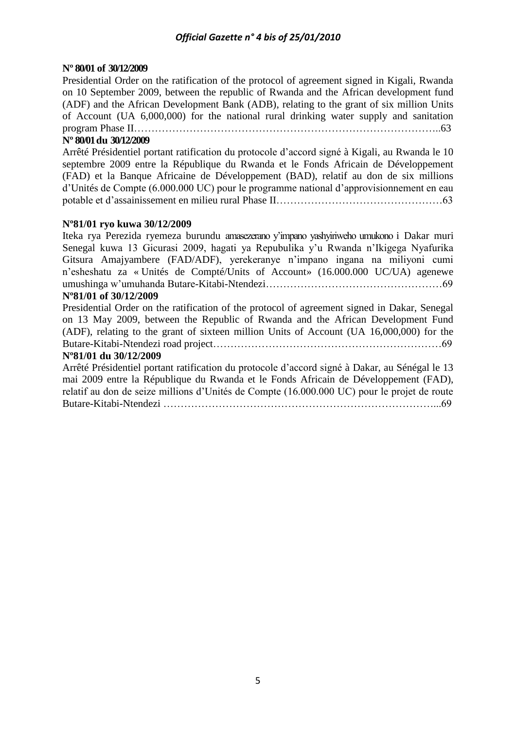**Nº 80/01 of 30/12/2009**

Presidential Order on the ratification of the protocol of agreement signed in Kigali, Rwanda on 10 September 2009, between the republic of Rwanda and the African development fund (ADF) and the African Development Bank (ADB), relating to the grant of six million Units of Account (UA 6,000,000) for the national rural drinking water supply and sanitation program Phase II……………………………………………………………………………..63

**Nº 80/01 du 30/12/2009**

Arrêté Présidentiel portant ratification du protocole d'accord signé à Kigali, au Rwanda le 10 septembre 2009 entre la République du Rwanda et le Fonds Africain de Développement (FAD) et la Banque Africaine de Développement (BAD), relatif au don de six millions d'Unités de Compte (6.000.000 UC) pour le programme national d'approvisionnement en eau potable et d'assainissement en milieu rural Phase II…………………………………………63

**Nº81/01 ryo kuwa 30/12/2009**

Iteka rya Perezida ryemeza burundu amasezerano y'impano yashyiriweho umukono i Dakar muri Senegal kuwa 13 Gicurasi 2009, hagati ya Repubulika y'u Rwanda n'Ikigega Nyafurika Gitsura Amajyambere (FAD/ADF), yerekeranye n'impano ingana na miliyoni cumi n'esheshatu za « Unités de Compté/Units of Account» (16.000.000 UC/UA) agenewe umushinga w'umuhanda Butare-Kitabi-Ntendezi……………………………………………69

**Nº81/01 of 30/12/2009**

Presidential Order on the ratification of the protocol of agreement signed in Dakar, Senegal on 13 May 2009, between the Republic of Rwanda and the African Development Fund (ADF), relating to the grant of sixteen million Units of Account (UA 16,000,000) for the Butare-Kitabi-Ntendezi road project…………………………………………………………69

**Nº81/01 du 30/12/2009**

Arrêté Présidentiel portant ratification du protocole d'accord signé à Dakar, au Sénégal le 13 mai 2009 entre la République du Rwanda et le Fonds Africain de Développement (FAD), relatif au don de seize millions d'Unités de Compte (16.000.000 UC) pour le projet de route Butare-Kitabi-Ntendezi ………………………………………………………………………...69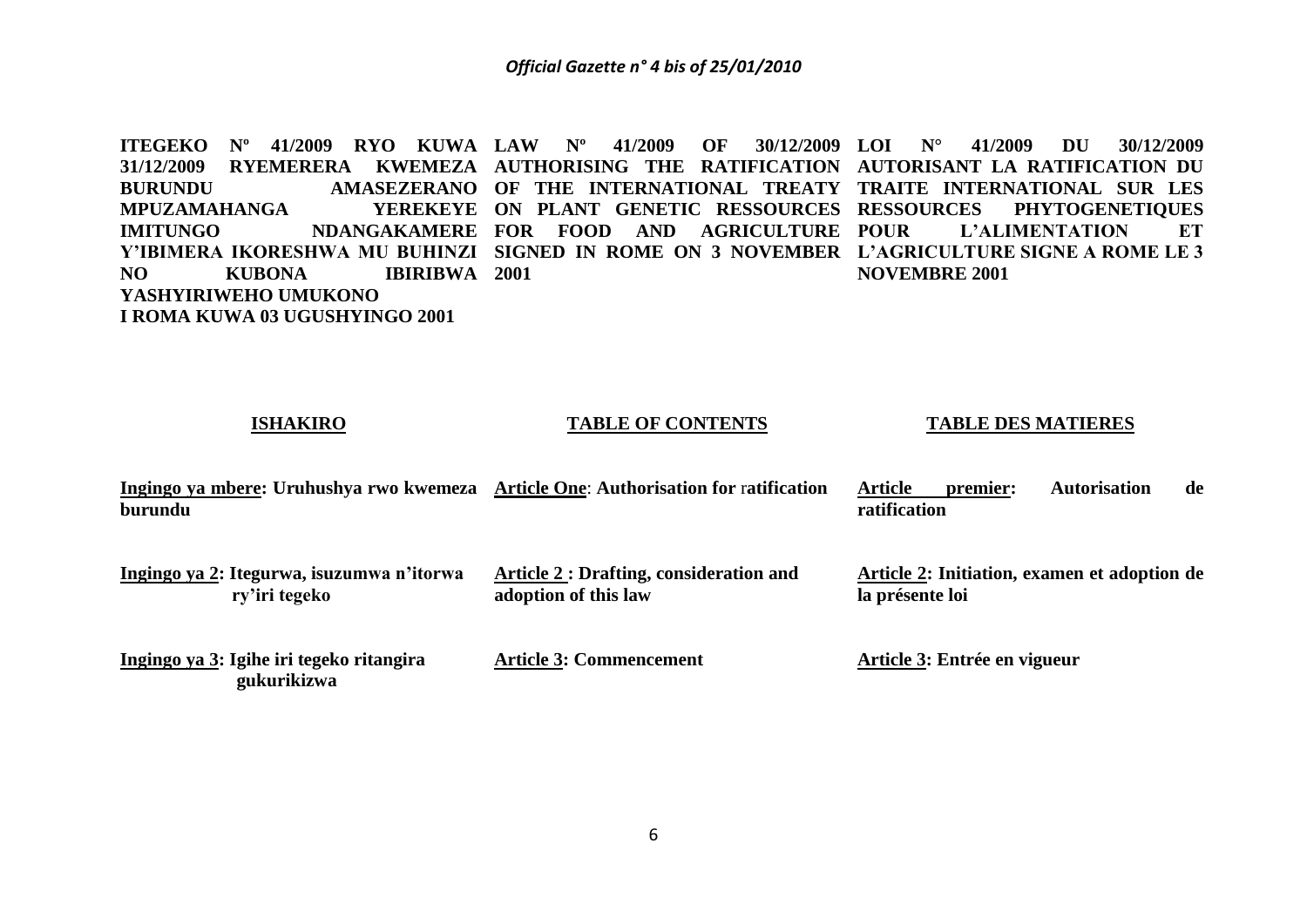**ITEGEKO Nº 41/2009 RYO KUWA 31/12/2009 RYEMERERA KWEMEZA BURUNDU AMASEZERANO MPUZAMAHANGA YEREKEYE IMITUNGO NDANGAKAMERE Y'IBIMERA IKORESHWA MU BUHINZI NO KUBONA IBIRIBWA YASHYIRIWEHO UMUKONO I ROMA KUWA 03 UGUSHYINGO 2001**

**LAW Nº 41/2009 OF 30/12/2009 AUTHORISING THE RATIFICATION OF THE INTERNATIONAL TREATY ON PLANT GENETIC RESSOURCES FOR FOOD AND AGRICULTURE SIGNED IN ROME ON 3 NOVEMBER 2001**

**LOI N° 41/2009 DU 30/12/2009 AUTORISANT LA RATIFICATION DU TRAITE INTERNATIONAL SUR LES RESSOURCES PHYTOGENETIQUES POUR L'ALIMENTATION ET L'AGRICULTURE SIGNE A ROME LE 3 NOVEMBRE 2001**

| **ISHAKIRO** | **TABLE OF CONTENTS** | **TABLE DES MATIERES** |
|---|---|---|
| **Ingingo ya mbere: Uruhushya rwo kwemeza burundu** | **Article One: Authorisation for ratification** | **Article premier: Autorisation de ratification** |
| **Ingingo ya 2: Itegurwa, isuzumwa n'itorwa ry'iri tegeko** | **Article 2 : Drafting, consideration and adoption of this law** | **Article 2: Initiation, examen et adoption de la présente loi** |
| **Ingingo ya 3: Igihe iri tegeko ritangira gukurikizwa** | **Article 3: Commencement** | **Article 3: Entrée en vigueur** |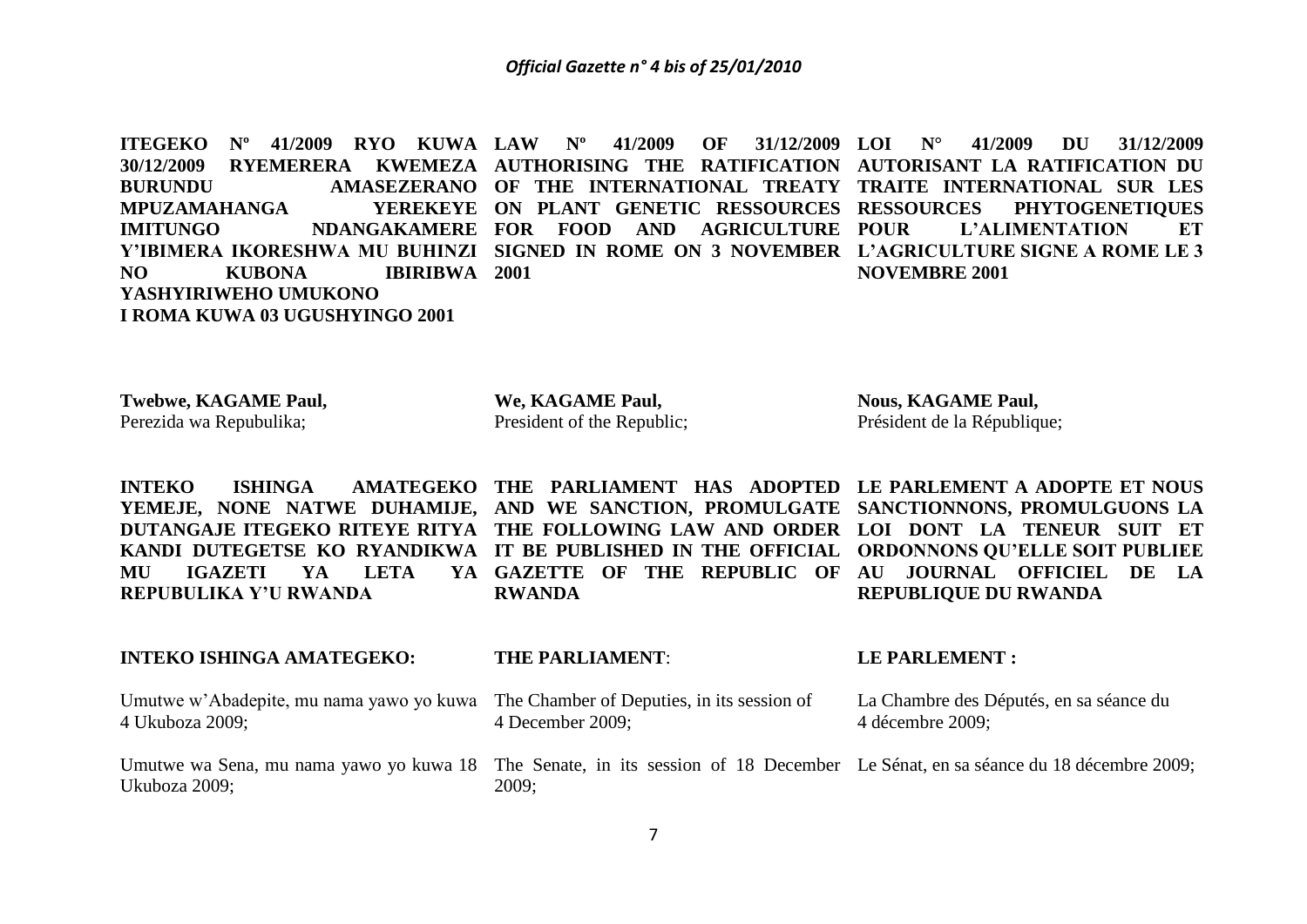**ITEGEKO Nº 41/2009 RYO KUWA 30/12/2009 RYEMERERA KWEMEZA BURUNDU AMASEZERANO MPUZAMAHANGA YEREKEYE IMITUNGO NDANGAKAMERE Y'IBIMERA IKORESHWA MU BUHINZI NO KUBONA IBIRIBWA YASHYIRIWEHO UMUKONO I ROMA KUWA 03 UGUSHYINGO 2001**

**Twebwe, KAGAME Paul,**
Perezida wa Repubulika;

**INTEKO ISHINGA AMATEGEKO YEMEJE, NONE NATWE DUHAMIJE, DUTANGAJE ITEGEKO RITEYE RITYA KANDI DUTEGETSE KO RYANDIKWA MU IGAZETI YA LETA YA REPUBULIKA Y'U RWANDA**

**INTEKO ISHINGA AMATEGEKO:**

Umutwe w'Abadepite, mu nama yawo yo kuwa 4 Ukuboza 2009;

Umutwe wa Sena, mu nama yawo yo kuwa 18 Ukuboza 2009;

**LAW Nº 41/2009 OF 31/12/2009 AUTHORISING THE RATIFICATION OF THE INTERNATIONAL TREATY ON PLANT GENETIC RESSOURCES FOR FOOD AND AGRICULTURE SIGNED IN ROME ON 3 NOVEMBER 2001**

**We, KAGAME Paul,**
President of the Republic;

**THE PARLIAMENT HAS ADOPTED AND WE SANCTION, PROMULGATE THE FOLLOWING LAW AND ORDER IT BE PUBLISHED IN THE OFFICIAL GAZETTE OF THE REPUBLIC OF RWANDA**

**THE PARLIAMENT**:

The Chamber of Deputies, in its session of 4 December 2009;

The Senate, in its session of 18 December 2009;

**LOI N° 41/2009 DU 31/12/2009 AUTORISANT LA RATIFICATION DU TRAITE INTERNATIONAL SUR LES RESSOURCES PHYTOGENETIQUES POUR L'ALIMENTATION ET L'AGRICULTURE SIGNE A ROME LE 3 NOVEMBRE 2001**

**Nous, KAGAME Paul,**
Président de la République;

**LE PARLEMENT A ADOPTE ET NOUS SANCTIONNONS, PROMULGUONS LA LOI DONT LA TENEUR SUIT ET ORDONNONS QU'ELLE SOIT PUBLIEE AU JOURNAL OFFICIEL DE LA REPUBLIQUE DU RWANDA**

**LE PARLEMENT :**

La Chambre des Députés, en sa séance du 4 décembre 2009;

Le Sénat, en sa séance du 18 décembre 2009;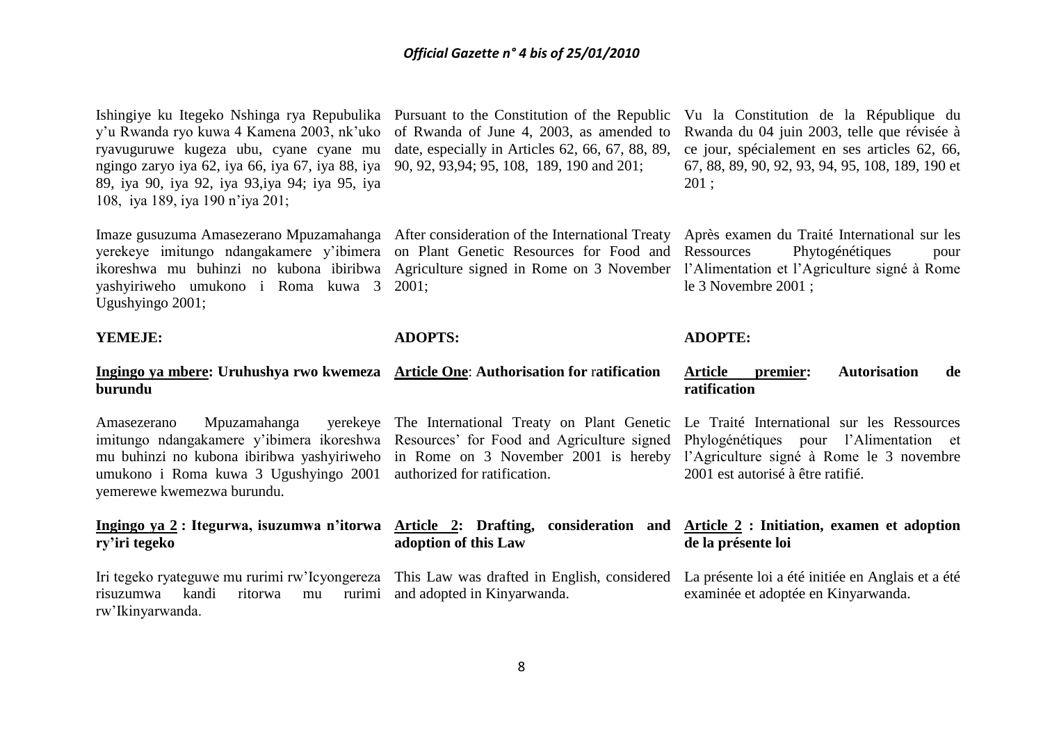Ishingiye ku Itegeko Nshinga rya Repubulika y'u Rwanda ryo kuwa 4 Kamena 2003, nk'uko ryavuguruwe kugeza ubu, cyane cyane mu ngingo zaryo iya 62, iya 66, iya 67, iya 88, iya 89, iya 90, iya 92, iya 93,iya 94; iya 95, iya 108, iya 189, iya 190 n'iya 201;

Imaze gusuzuma Amasezerano Mpuzamahanga yerekeye imitungo ndangakamere y'ibimera ikoreshwa mu buhinzi no kubona ibiribwa yashyiriweho umukono i Roma kuwa 3 Ugushyingo 2001;

**YEMEJE:**

**Ingingo ya mbere: Uruhushya rwo kwemeza burundu**

Amasezerano Mpuzamahanga yerekeye imitungo ndangakamere y'ibimera ikoreshwa mu buhinzi no kubona ibiribwa yashyiriweho umukono i Roma kuwa 3 Ugushyingo 2001 yemerewe kwemezwa burundu.

**Ingingo ya 2 : Itegurwa, isuzumwa n'itorwa ry'iri tegeko**

Iri tegeko ryateguwe mu rurimi rw'Icyongereza risuzumwa kandi ritorwa mu rurimi rw'Ikinyarwanda.

Pursuant to the Constitution of the Republic of Rwanda of June 4, 2003, as amended to date, especially in Articles 62, 66, 67, 88, 89, 90, 92, 93,94; 95, 108, 189, 190 and 201;

After consideration of the International Treaty on Plant Genetic Resources for Food and Agriculture signed in Rome on 3 November 2001;

**ADOPTS:**

**Article One: Authorisation for ratification**

The International Treaty on Plant Genetic Resources' for Food and Agriculture signed in Rome on 3 November 2001 is hereby authorized for ratification.

**Article 2: Drafting, consideration and adoption of this Law**

This Law was drafted in English, considered and adopted in Kinyarwanda.

Vu la Constitution de la République du Rwanda du 04 juin 2003, telle que révisée à ce jour, spécialement en ses articles 62, 66, 67, 88, 89, 90, 92, 93, 94, 95, 108, 189, 190 et 201 ;

Après examen du Traité International sur les Ressources Phytogénétiques pour l'Alimentation et l'Agriculture signé à Rome le 3 Novembre 2001 ;

**ADOPTE:**

**Article premier: Autorisation de ratification**

Le Traité International sur les Ressources Phylogénétiques pour l'Alimentation et l'Agriculture signé à Rome le 3 novembre 2001 est autorisé à être ratifié.

**Article 2 : Initiation, examen et adoption de la présente loi**

La présente loi a été initiée en Anglais et a été examinée et adoptée en Kinyarwanda.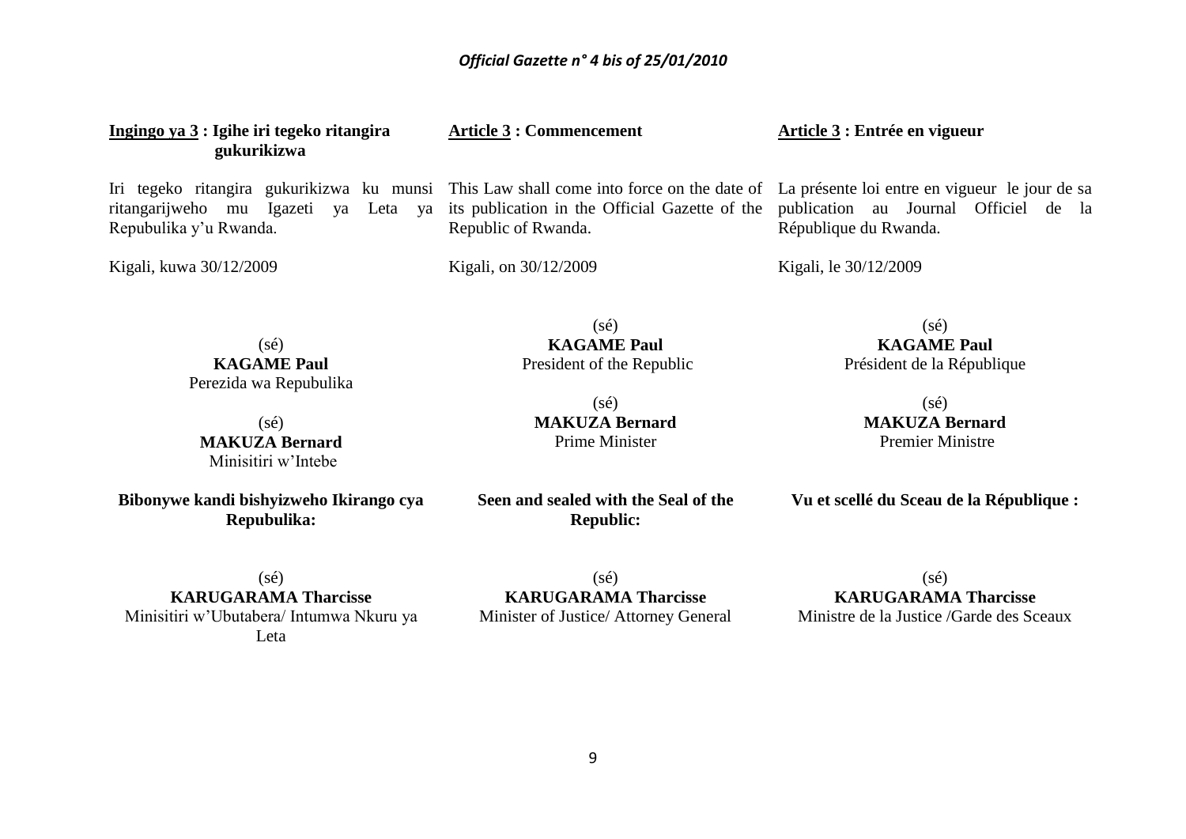**<u>Ingingo ya 3</u> : Igihe iri tegeko ritangira gukurikizwa**

Iri tegeko ritangira gukurikizwa ku munsi ritangarijweho mu Igazeti ya Leta ya Repubulika y'u Rwanda.

Kigali, kuwa 30/12/2009

(sé)
**KAGAME Paul**
Perezida wa Repubulika

(sé)
**MAKUZA Bernard**
Minisitiri w'Intebe

**Bibonywe kandi bishyizweho Ikirango cya Repubulika:**

(sé)
**KARUGARAMA Tharcisse**
Minisitiri w'Ubutabera/ Intumwa Nkuru ya Leta

**<u>Article 3</u> : Commencement**

This Law shall come into force on the date of its publication in the Official Gazette of the Republic of Rwanda.

Kigali, on 30/12/2009

(sé)
**KAGAME Paul**
President of the Republic

(sé)
**MAKUZA Bernard**
Prime Minister

**Seen and sealed with the Seal of the Republic:**

(sé)
**KARUGARAMA Tharcisse**
Minister of Justice/ Attorney General

**<u>Article 3</u> : Entrée en vigueur**

La présente loi entre en vigueur le jour de sa publication au Journal Officiel de la République du Rwanda.

Kigali, le 30/12/2009

(sé)
**KAGAME Paul**
Président de la République

(sé)
**MAKUZA Bernard**
Premier Ministre

**Vu et scellé du Sceau de la République :**

(sé)
**KARUGARAMA Tharcisse**
Ministre de la Justice /Garde des Sceaux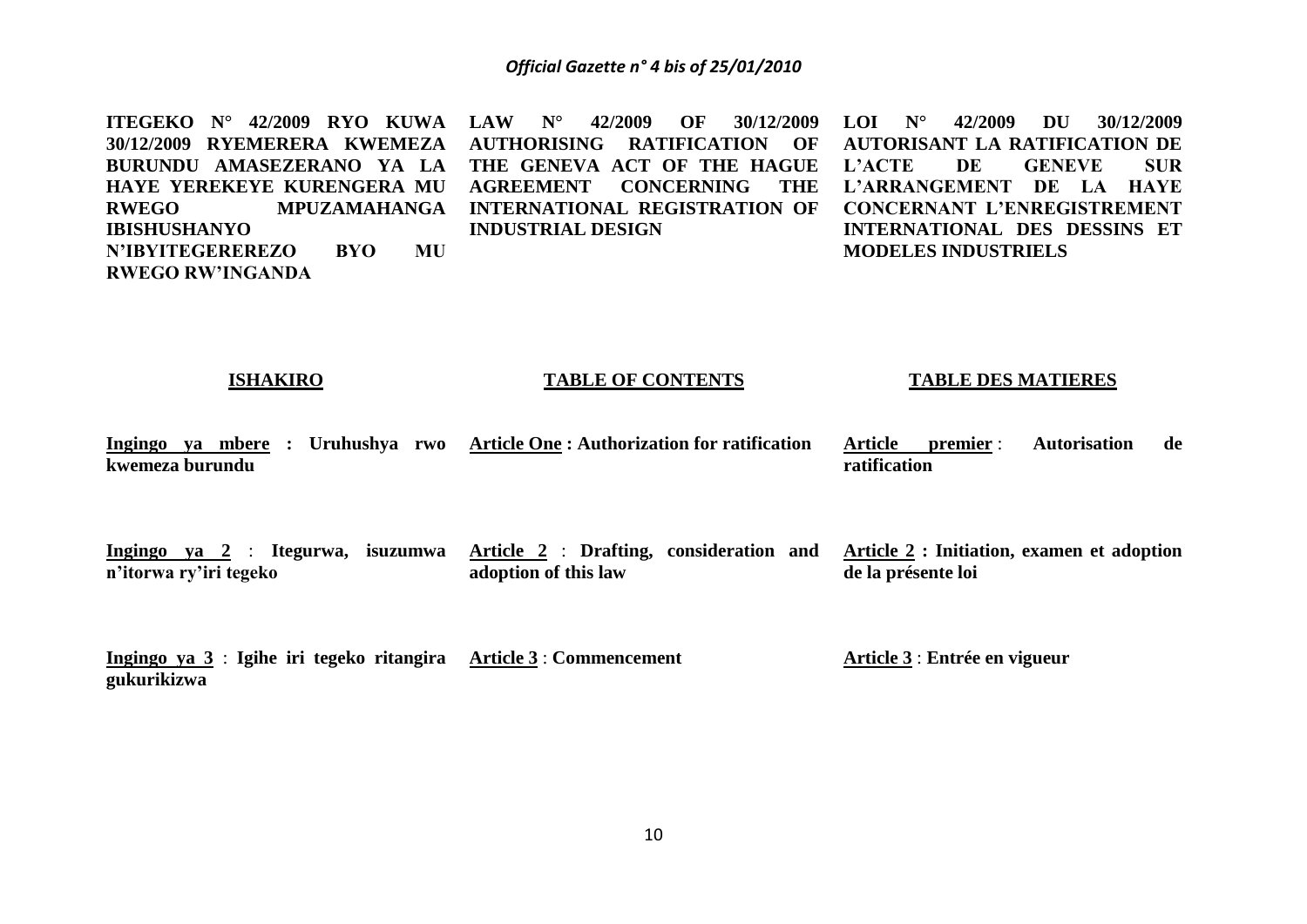**ITEGEKO N° 42/2009 RYO KUWA 30/12/2009 RYEMERERA KWEMEZA BURUNDU AMASEZERANO YA LA HAYE YEREKEYE KURENGERA MU RWEGO MPUZAMAHANGA IBISHUSHANYO N'IBYITEGEREREZO BYO MU RWEGO RW'INGANDA**

**ISHAKIRO**

**Ingingo ya mbere : Uruhushya rwo kwemeza burundu**

**Ingingo ya 2 : Itegurwa, isuzumwa n'itorwa ry'iri tegeko**

**Ingingo ya 3 : Igihe iri tegeko ritangira gukurikizwa**

**LAW N° 42/2009 OF 30/12/2009 AUTHORISING RATIFICATION OF THE GENEVA ACT OF THE HAGUE AGREEMENT CONCERNING THE INTERNATIONAL REGISTRATION OF INDUSTRIAL DESIGN**

**TABLE OF CONTENTS**

**Article One : Authorization for ratification**

**Article 2 : Drafting, consideration and adoption of this law**

**Article 3 : Commencement**

**LOI N° 42/2009 DU 30/12/2009 AUTORISANT LA RATIFICATION DE L'ACTE DE GENEVE SUR L'ARRANGEMENT DE LA HAYE CONCERNANT L'ENREGISTREMENT INTERNATIONAL DES DESSINS ET MODELES INDUSTRIELS**

**TABLE DES MATIERES**

**Article premier : Autorisation de ratification**

**Article 2 : Initiation, examen et adoption de la présente loi**

**Article 3 : Entrée en vigueur**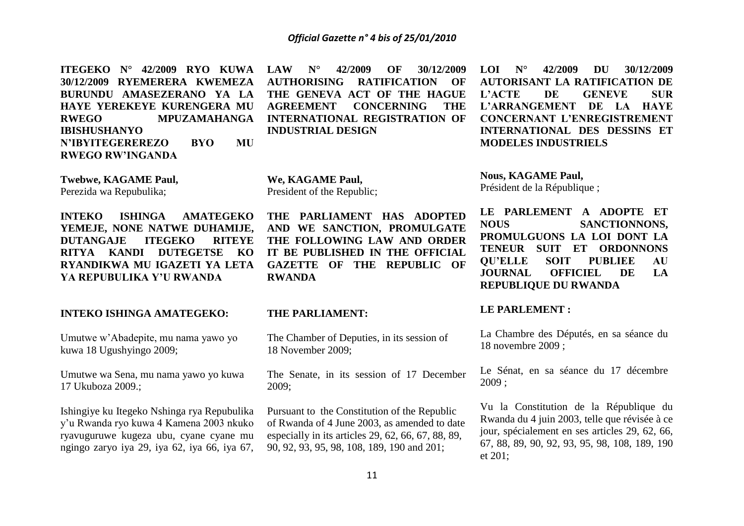**ITEGEKO N° 42/2009 RYO KUWA 30/12/2009 RYEMERERA KWEMEZA BURUNDU AMASEZERANO YA LA HAYE YEREKEYE KURENGERA MU RWEGO MPUZAMAHANGA IBISHUSHANYO N'IBYITEGEREREZO BYO MU RWEGO RW'INGANDA**

**Twebwe, KAGAME Paul,**
Perezida wa Repubulika;

**INTEKO ISHINGA AMATEGEKO YEMEJE, NONE NATWE DUHAMIJE, DUTANGAJE ITEGEKO RITEYE RITYA KANDI DUTEGETSE KO RYANDIKWA MU IGAZETI YA LETA YA REPUBULIKA Y'U RWANDA**

**INTEKO ISHINGA AMATEGEKO:**

Umutwe w'Abadepite, mu nama yawo yo kuwa 18 Ugushyingo 2009;

Umutwe wa Sena, mu nama yawo yo kuwa 17 Ukuboza 2009.;

Ishingiye ku Itegeko Nshinga rya Repubulika y'u Rwanda ryo kuwa 4 Kamena 2003 nkuko ryavuguruwe kugeza ubu, cyane cyane mu ngingo zaryo iya 29, iya 62, iya 66, iya 67,

**LAW N° 42/2009 OF 30/12/2009 AUTHORISING RATIFICATION OF THE GENEVA ACT OF THE HAGUE AGREEMENT CONCERNING THE INTERNATIONAL REGISTRATION OF INDUSTRIAL DESIGN**

**We, KAGAME Paul,**
President of the Republic;

**THE PARLIAMENT HAS ADOPTED AND WE SANCTION, PROMULGATE THE FOLLOWING LAW AND ORDER IT BE PUBLISHED IN THE OFFICIAL GAZETTE OF THE REPUBLIC OF RWANDA**

**THE PARLIAMENT:**

The Chamber of Deputies, in its session of 18 November 2009;

The Senate, in its session of 17 December 2009;

Pursuant to the Constitution of the Republic of Rwanda of 4 June 2003, as amended to date especially in its articles 29, 62, 66, 67, 88, 89, 90, 92, 93, 95, 98, 108, 189, 190 and 201;

**LOI N° 42/2009 DU 30/12/2009 AUTORISANT LA RATIFICATION DE L'ACTE DE GENEVE SUR L'ARRANGEMENT DE LA HAYE CONCERNANT L'ENREGISTREMENT INTERNATIONAL DES DESSINS ET MODELES INDUSTRIELS**

**Nous, KAGAME Paul,**
Président de la République ;

**LE PARLEMENT A ADOPTE ET NOUS SANCTIONNONS, PROMULGUONS LA LOI DONT LA TENEUR SUIT ET ORDONNONS QU'ELLE SOIT PUBLIEE AU JOURNAL OFFICIEL DE LA REPUBLIQUE DU RWANDA**

**LE PARLEMENT :**

La Chambre des Députés, en sa séance du 18 novembre 2009 ;

Le Sénat, en sa séance du 17 décembre 2009 ;

Vu la Constitution de la République du Rwanda du 4 juin 2003, telle que révisée à ce jour, spécialement en ses articles 29, 62, 66, 67, 88, 89, 90, 92, 93, 95, 98, 108, 189, 190 et 201;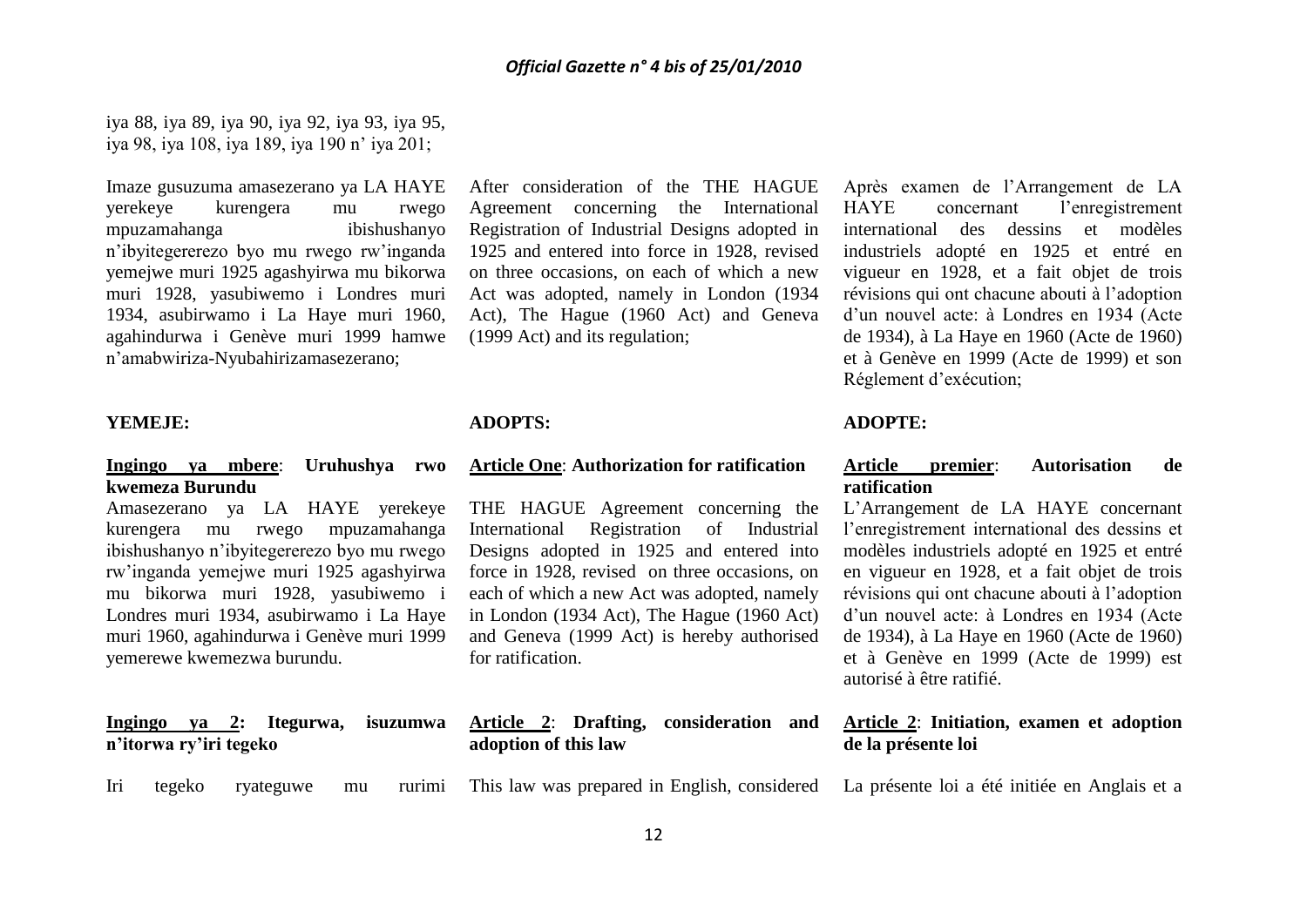iya 88, iya 89, iya 90, iya 92, iya 93, iya 95, iya 98, iya 108, iya 189, iya 190 n' iya 201;

Imaze gusuzuma amasezerano ya LA HAYE yerekeye kurengera mu rwego mpuzamahanga ibishushanyo n'ibyitegererezo byo mu rwego rw'inganda yemejwe muri 1925 agashyirwa mu bikorwa muri 1928, yasubiwemo i Londres muri 1934, asubirwamo i La Haye muri 1960, agahindurwa i Genève muri 1999 hamwe n'amabwiriza-Nyubahirizamasezerano;

**YEMEJE:**

**<u>Ingingo ya mbere</u>: Uruhushya rwo kwemeza Burundu**

Amasezerano ya LA HAYE yerekeye kurengera mu rwego mpuzamahanga ibishushanyo n'ibyitegererezo byo mu rwego rw'inganda yemejwe muri 1925 agashyirwa mu bikorwa muri 1928, yasubiwemo i Londres muri 1934, asubirwamo i La Haye muri 1960, agahindurwa i Genève muri 1999 yemerewe kwemezwa burundu.

**<u>Ingingo ya 2</u>: Itegurwa, isuzumwa n'itorwa ry'iri tegeko**

Iri tegeko ryateguwe mu rurimi

After consideration of the THE HAGUE Agreement concerning the International Registration of Industrial Designs adopted in 1925 and entered into force in 1928, revised on three occasions, on each of which a new Act was adopted, namely in London (1934 Act), The Hague (1960 Act) and Geneva (1999 Act) and its regulation;

**ADOPTS:**

**<u>Article One</u>: Authorization for ratification**

THE HAGUE Agreement concerning the International Registration of Industrial Designs adopted in 1925 and entered into force in 1928, revised on three occasions, on each of which a new Act was adopted, namely in London (1934 Act), The Hague (1960 Act) and Geneva (1999 Act) is hereby authorised for ratification.

**<u>Article 2</u>: Drafting, consideration and adoption of this law**

This law was prepared in English, considered

Après examen de l'Arrangement de LA HAYE concernant l'enregistrement international des dessins et modèles industriels adopté en 1925 et entré en vigueur en 1928, et a fait objet de trois révisions qui ont chacune abouti à l'adoption d'un nouvel acte: à Londres en 1934 (Acte de 1934), à La Haye en 1960 (Acte de 1960) et à Genève en 1999 (Acte de 1999) et son Réglement d'exécution;

**ADOPTE:**

**<u>Article premier</u>: Autorisation de ratification**

L'Arrangement de LA HAYE concernant l'enregistrement international des dessins et modèles industriels adopté en 1925 et entré en vigueur en 1928, et a fait objet de trois révisions qui ont chacune abouti à l'adoption d'un nouvel acte: à Londres en 1934 (Acte de 1934), à La Haye en 1960 (Acte de 1960) et à Genève en 1999 (Acte de 1999) est autorisé à être ratifié.

**<u>Article 2</u>: Initiation, examen et adoption de la présente loi**

La présente loi a été initiée en Anglais et a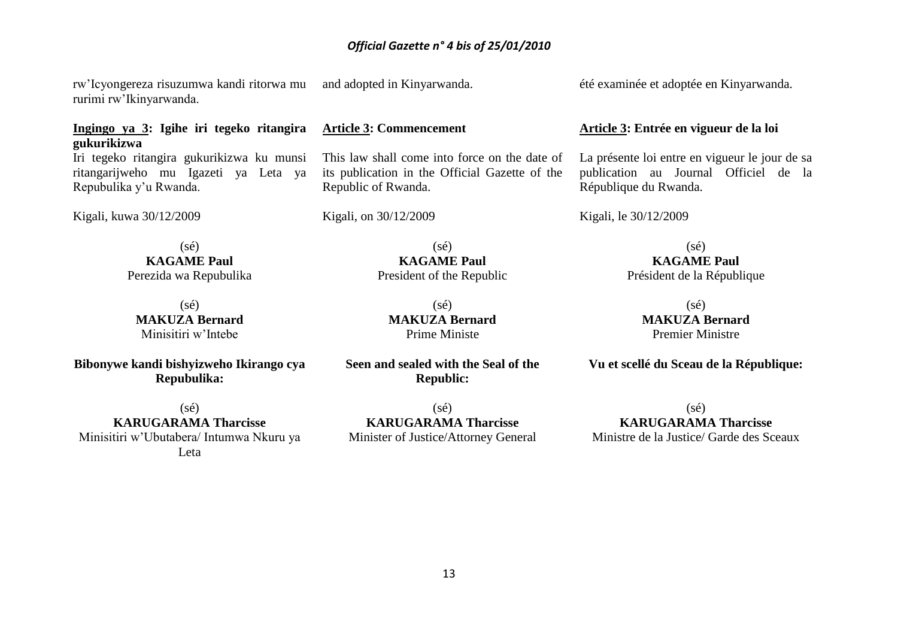rw'Icyongereza risuzumwa kandi ritorwa mu rurimi rw'Ikinyarwanda.

**Ingingo ya 3: Igihe iri tegeko ritangira gukurikizwa**

Iri tegeko ritangira gukurikizwa ku munsi ritangarijweho mu Igazeti ya Leta ya Repubulika y'u Rwanda.

Kigali, kuwa 30/12/2009

(sé)
**KAGAME Paul**
Perezida wa Repubulika

(sé)
**MAKUZA Bernard**
Minisitiri w'Intebe

**Bibonywe kandi bishyizweho Ikirango cya Repubulika:**

(sé)
**KARUGARAMA Tharcisse**
Minisitiri w'Ubutabera/ Intumwa Nkuru ya Leta

and adopted in Kinyarwanda.

**Article 3: Commencement**

This law shall come into force on the date of its publication in the Official Gazette of the Republic of Rwanda.

Kigali, on 30/12/2009

(sé)
**KAGAME Paul**
President of the Republic

(sé)
**MAKUZA Bernard**
Prime Ministe

**Seen and sealed with the Seal of the Republic:**

(sé)
**KARUGARAMA Tharcisse**
Minister of Justice/Attorney General

été examinée et adoptée en Kinyarwanda.

**Article 3: Entrée en vigueur de la loi**

La présente loi entre en vigueur le jour de sa publication au Journal Officiel de la République du Rwanda.

Kigali, le 30/12/2009

(sé)
**KAGAME Paul**
Président de la République

(sé)
**MAKUZA Bernard**
Premier Ministre

**Vu et scellé du Sceau de la République:**

(sé)
**KARUGARAMA Tharcisse**
Ministre de la Justice/ Garde des Sceaux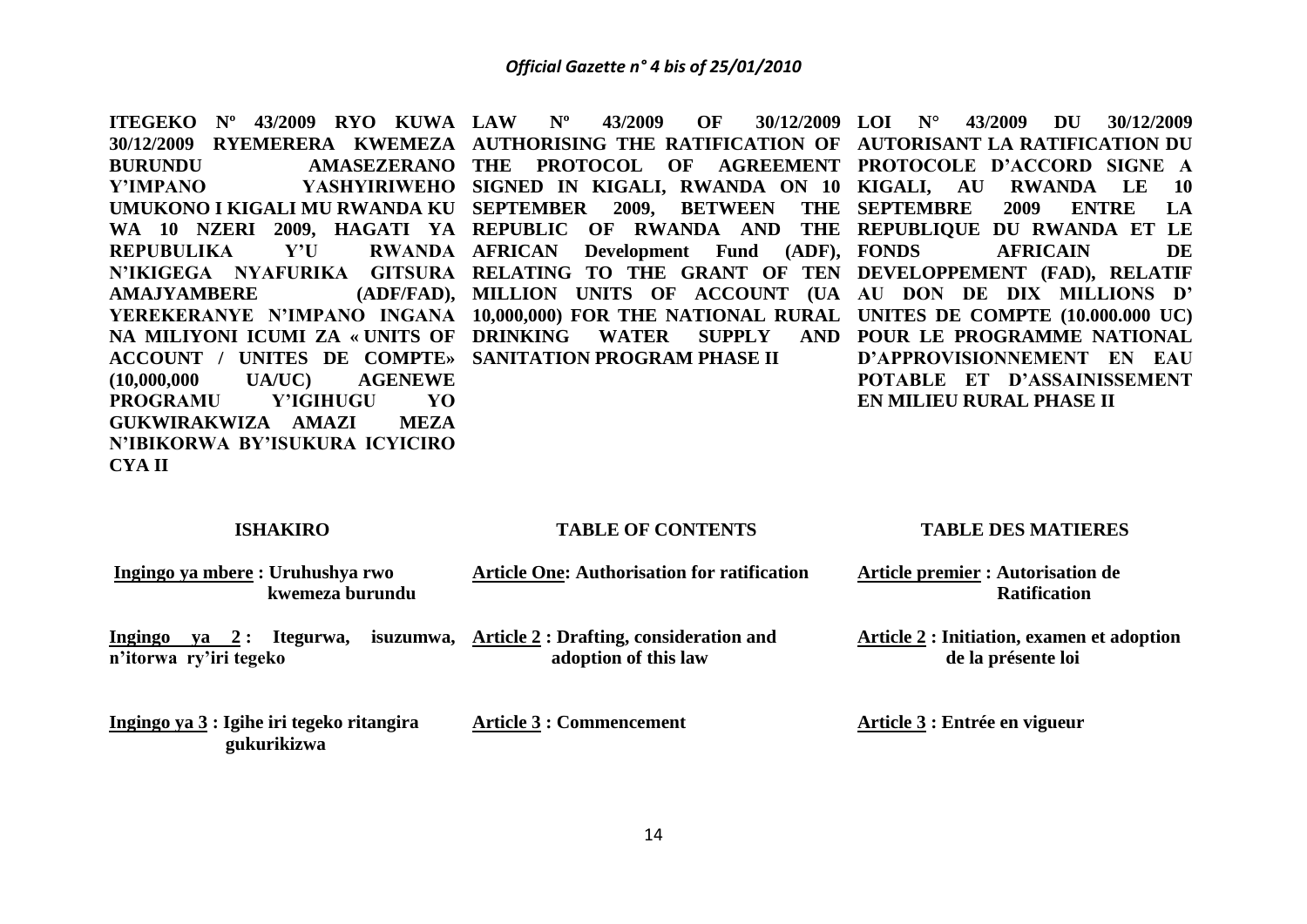**ITEGEKO Nº 43/2009 RYO KUWA 30/12/2009 RYEMERERA KWEMEZA BURUNDU AMASEZERANO Y'IMPANO YASHYIRIWEHO UMUKONO I KIGALI MU RWANDA KU WA 10 NZERI 2009, HAGATI YA REPUBULIKA Y'U RWANDA N'IKIGEGA NYAFURIKA GITSURA AMAJYAMBERE (ADF/FAD), YEREKERANYE N'IMPANO INGANA NA MILIYONI ICUMI ZA « UNITS OF ACCOUNT / UNITES DE COMPTE» (10,000,000 UA/UC) AGENEWE PROGRAMU Y'IGIHUGU YO GUKWIRAKWIZA AMAZI MEZA N'IBIKORWA BY'ISUKURA ICYICIRO CYA II**

**ISHAKIRO**

Ingingo ya mbere : Uruhushya rwo kwemeza burundu

Ingingo ya 2 : Itegurwa, isuzumwa, n'itorwa ry'iri tegeko

Ingingo ya 3 : Igihe iri tegeko ritangira gukurikizwa

**LAW Nº 43/2009 OF 30/12/2009 AUTHORISING THE RATIFICATION OF THE PROTOCOL OF AGREEMENT SIGNED IN KIGALI, RWANDA ON 10 SEPTEMBER 2009, BETWEEN THE REPUBLIC OF RWANDA AND THE AFRICAN Development Fund (ADF), RELATING TO THE GRANT OF TEN MILLION UNITS OF ACCOUNT (UA 10,000,000) FOR THE NATIONAL RURAL DRINKING WATER SUPPLY AND SANITATION PROGRAM PHASE II**

**TABLE OF CONTENTS**

Article One: Authorisation for ratification

Article 2 : Drafting, consideration and adoption of this law

Article 3 : Commencement

**LOI N° 43/2009 DU 30/12/2009 AUTORISANT LA RATIFICATION DU PROTOCOLE D'ACCORD SIGNE A KIGALI, AU RWANDA LE 10 SEPTEMBRE 2009 ENTRE LA REPUBLIQUE DU RWANDA ET LE FONDS AFRICAIN DE DEVELOPPEMENT (FAD), RELATIF AU DON DE DIX MILLIONS D' UNITES DE COMPTE (10.000.000 UC) POUR LE PROGRAMME NATIONAL D'APPROVISIONNEMENT EN EAU POTABLE ET D'ASSAINISSEMENT EN MILIEU RURAL PHASE II**

**TABLE DES MATIERES**

Article premier : Autorisation de Ratification

Article 2 : Initiation, examen et adoption de la présente loi

Article 3 : Entrée en vigueur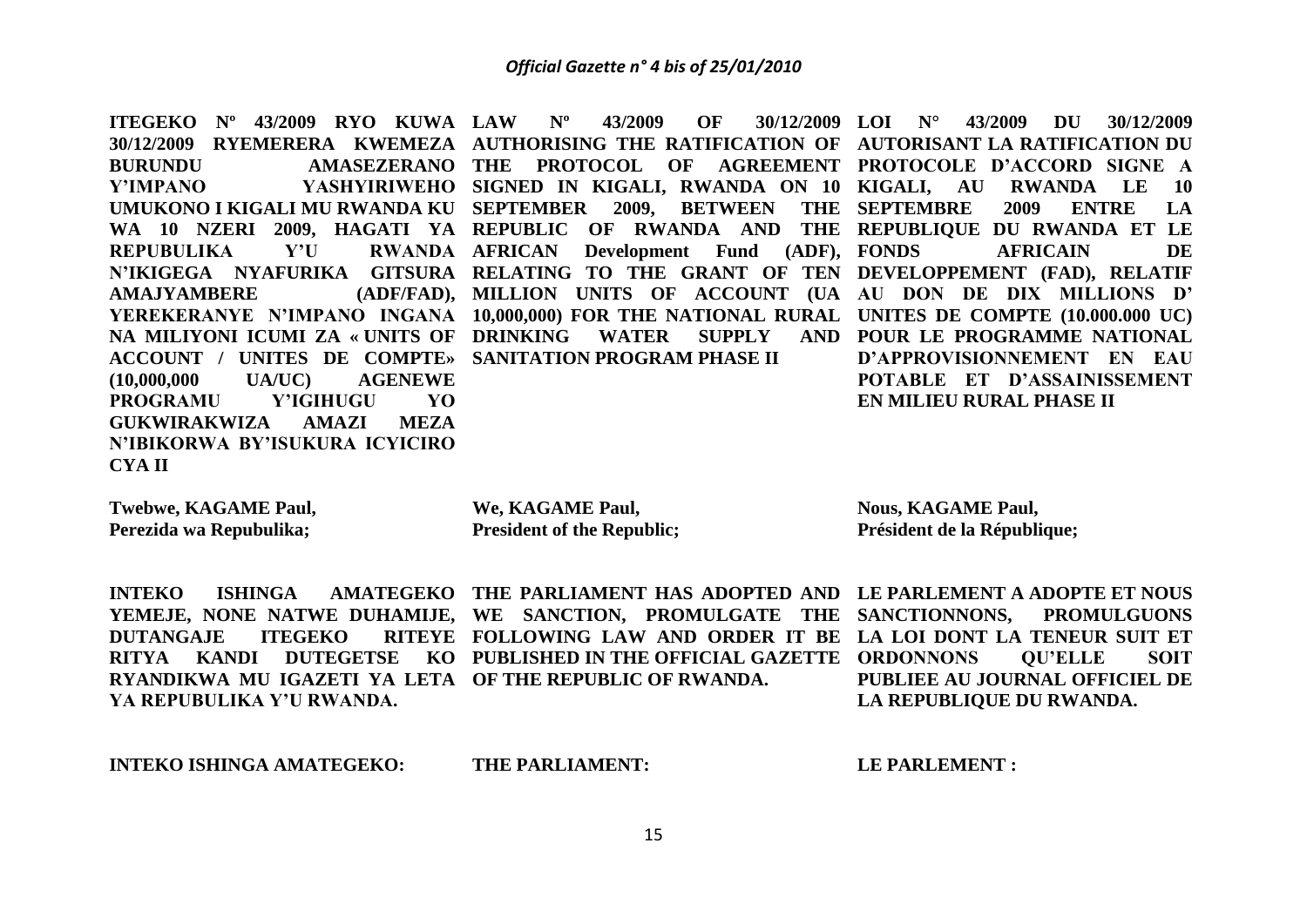**ITEGEKO Nº 43/2009 RYO KUWA 30/12/2009 RYEMERERA KWEMEZA BURUNDU AMASEZERANO Y'IMPANO YASHYIRIWEHO UMUKONO I KIGALI MU RWANDA KU WA 10 NZERI 2009, HAGATI YA REPUBULIKA Y'U RWANDA N'IKIGEGA NYAFURIKA GITSURA AMAJYAMBERE (ADF/FAD), YEREKERANYE N'IMPANO INGANA NA MILIYONI ICUMI ZA « UNITS OF ACCOUNT / UNITES DE COMPTE» (10,000,000 UA/UC) AGENEWE PROGRAMU Y'IGIHUGU YO GUKWIRAKWIZA AMAZI MEZA N'IBIKORWA BY'ISUKURA ICYICIRO CYA II**

**Twebwe, KAGAME Paul,**
**Perezida wa Repubulika;**

**INTEKO ISHINGA AMATEGEKO YEMEJE, NONE NATWE DUHAMIJE, DUTANGAJE ITEGEKO RITEYE RITYA KANDI DUTEGETSE KO RYANDIKWA MU IGAZETI YA LETA YA REPUBULIKA Y'U RWANDA.**

**INTEKO ISHINGA AMATEGEKO:**

**LAW Nº 43/2009 OF 30/12/2009 AUTHORISING THE RATIFICATION OF THE PROTOCOL OF AGREEMENT SIGNED IN KIGALI, RWANDA ON 10 SEPTEMBER 2009, BETWEEN THE REPUBLIC OF RWANDA AND THE AFRICAN Development Fund (ADF), RELATING TO THE GRANT OF TEN MILLION UNITS OF ACCOUNT (UA 10,000,000) FOR THE NATIONAL RURAL DRINKING WATER SUPPLY AND SANITATION PROGRAM PHASE II**

**We, KAGAME Paul,**
**President of the Republic;**

**THE PARLIAMENT HAS ADOPTED AND WE SANCTION, PROMULGATE THE FOLLOWING LAW AND ORDER IT BE PUBLISHED IN THE OFFICIAL GAZETTE OF THE REPUBLIC OF RWANDA.**

**THE PARLIAMENT:**

**LOI N° 43/2009 DU 30/12/2009 AUTORISANT LA RATIFICATION DU PROTOCOLE D'ACCORD SIGNE A KIGALI, AU RWANDA LE 10 SEPTEMBRE 2009 ENTRE LA REPUBLIQUE DU RWANDA ET LE FONDS AFRICAIN DE DEVELOPPEMENT (FAD), RELATIF AU DON DE DIX MILLIONS D' UNITES DE COMPTE (10.000.000 UC) POUR LE PROGRAMME NATIONAL D'APPROVISIONNEMENT EN EAU POTABLE ET D'ASSAINISSEMENT EN MILIEU RURAL PHASE II**

**Nous, KAGAME Paul,**
**Président de la République;**

**LE PARLEMENT A ADOPTE ET NOUS SANCTIONNONS, PROMULGUONS LA LOI DONT LA TENEUR SUIT ET ORDONNONS QU'ELLE SOIT PUBLIEE AU JOURNAL OFFICIEL DE LA REPUBLIQUE DU RWANDA.**

**LE PARLEMENT :**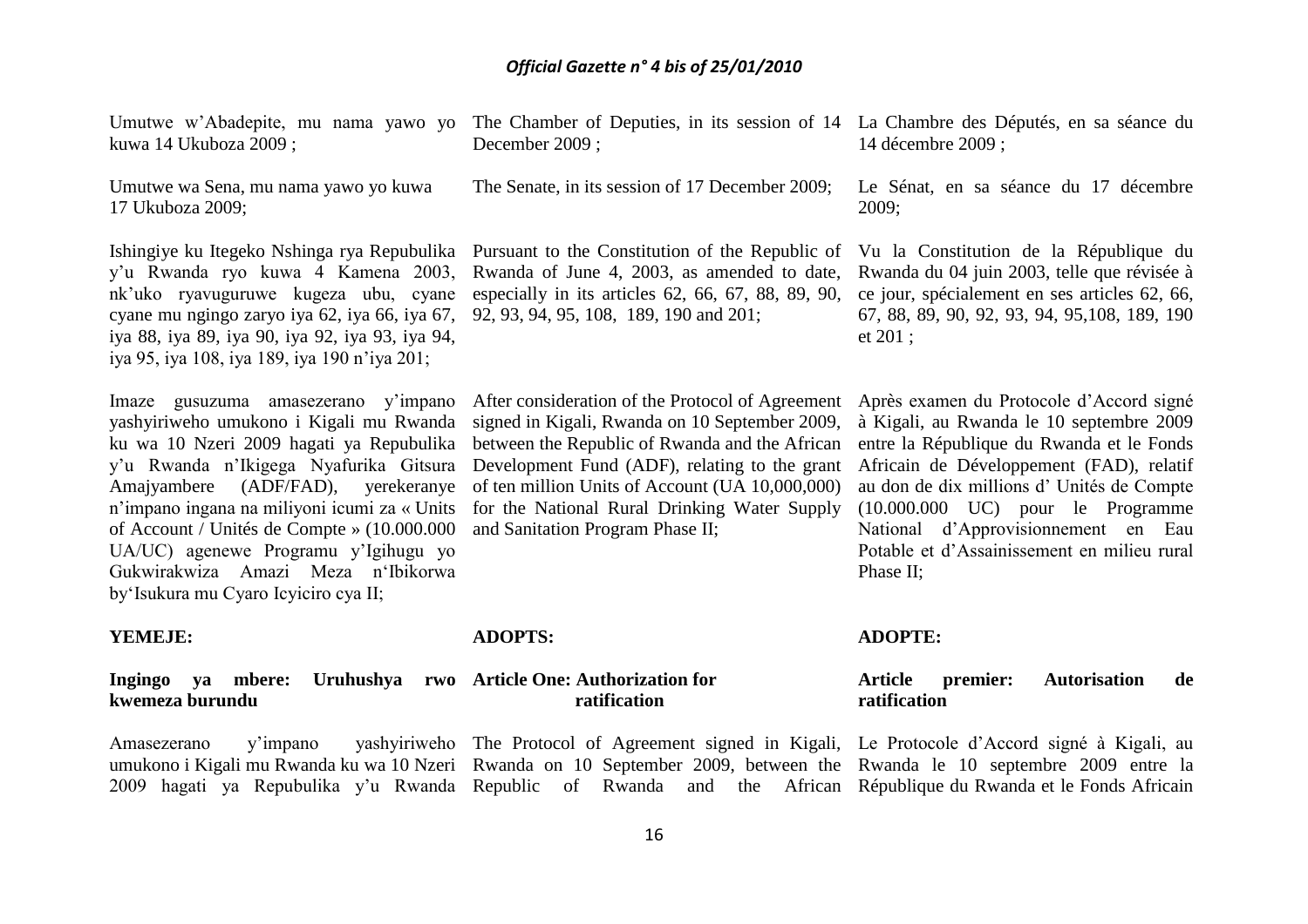Umutwe w'Abadepite, mu nama yawo yo kuwa 14 Ukuboza 2009 ;

Umutwe wa Sena, mu nama yawo yo kuwa 17 Ukuboza 2009;

Ishingiye ku Itegeko Nshinga rya Repubulika y'u Rwanda ryo kuwa 4 Kamena 2003, nk'uko ryavuguruwe kugeza ubu, cyane cyane mu ngingo zaryo iya 62, iya 66, iya 67, iya 88, iya 89, iya 90, iya 92, iya 93, iya 94, iya 95, iya 108, iya 189, iya 190 n'iya 201;

Imaze gusuzuma amasezerano y'impano yashyiriweho umukono i Kigali mu Rwanda ku wa 10 Nzeri 2009 hagati ya Repubulika y'u Rwanda n'Ikigega Nyafurika Gitsura Amajyambere (ADF/FAD), yerekeranye n'impano ingana na miliyoni icumi za « Units of Account / Unités de Compte » (10.000.000 UA/UC) agenewe Programu y'Igihugu yo Gukwirakwiza Amazi Meza n'Ibikorwa by'Isukura mu Cyaro Icyiciro cya II;

**YEMEJE:**

**Ingingo ya mbere: Uruhushya rwo kwemeza burundu**

Amasezerano y'impano yashyiriweho umukono i Kigali mu Rwanda ku wa 10 Nzeri 2009 hagati ya Repubulika y'u Rwanda

The Chamber of Deputies, in its session of 14 December 2009 ;

The Senate, in its session of 17 December 2009;

Pursuant to the Constitution of the Republic of Rwanda of June 4, 2003, as amended to date, especially in its articles 62, 66, 67, 88, 89, 90, 92, 93, 94, 95, 108, 189, 190 and 201;

After consideration of the Protocol of Agreement signed in Kigali, Rwanda on 10 September 2009, between the Republic of Rwanda and the African Development Fund (ADF), relating to the grant of ten million Units of Account (UA 10,000,000) for the National Rural Drinking Water Supply and Sanitation Program Phase II;

**ADOPTS:**

**Article One: Authorization for ratification**

The Protocol of Agreement signed in Kigali, Rwanda on 10 September 2009, between the Republic of Rwanda and the African

La Chambre des Députés, en sa séance du 14 décembre 2009 ;

Le Sénat, en sa séance du 17 décembre 2009;

Vu la Constitution de la République du Rwanda du 04 juin 2003, telle que révisée à ce jour, spécialement en ses articles 62, 66, 67, 88, 89, 90, 92, 93, 94, 95,108, 189, 190 et 201 ;

Après examen du Protocole d'Accord signé à Kigali, au Rwanda le 10 septembre 2009 entre la République du Rwanda et le Fonds Africain de Développement (FAD), relatif au don de dix millions d' Unités de Compte (10.000.000 UC) pour le Programme National d'Approvisionnement en Eau Potable et d'Assainissement en milieu rural Phase II;

**ADOPTE:**

**Article premier: Autorisation de ratification**

Le Protocole d'Accord signé à Kigali, au Rwanda le 10 septembre 2009 entre la République du Rwanda et le Fonds Africain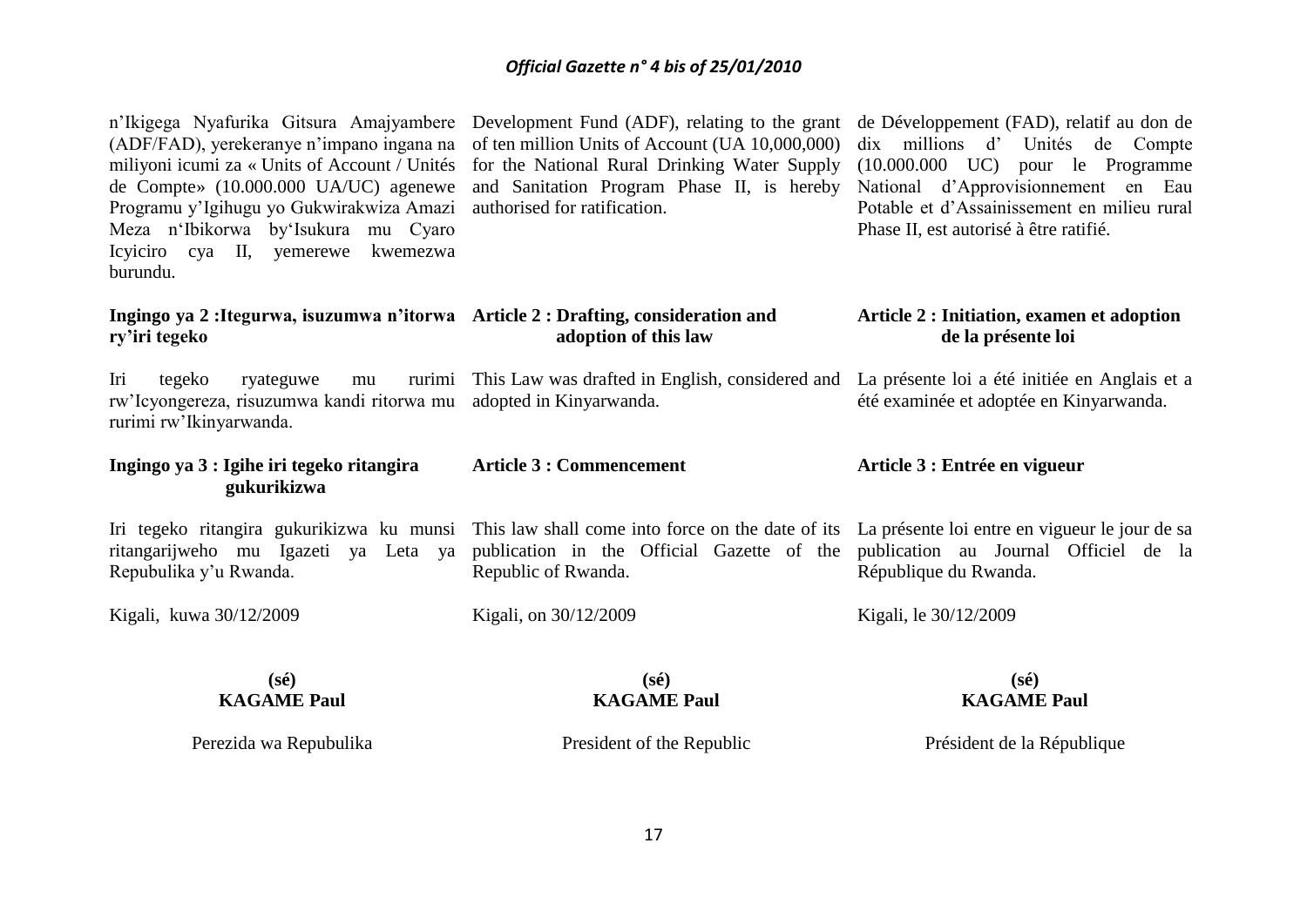n'Ikigega Nyafurika Gitsura Amajyambere (ADF/FAD), yerekeranye n'impano ingana na miliyoni icumi za « Units of Account / Unités de Compte» (10.000.000 UA/UC) agenewe Programu y'Igihugu yo Gukwirakwiza Amazi Meza n'Ibikorwa by'Isukura mu Cyaro Icyiciro cya II, yemerewe kwemezwa burundu.

**Ingingo ya 2 :Itegurwa, isuzumwa n'itorwa ry'iri tegeko**

Iri tegeko ryateguwe mu rurimi rw'Icyongereza, risuzumwa kandi ritorwa mu rurimi rw'Ikinyarwanda.

**Ingingo ya 3 : Igihe iri tegeko ritangira gukurikizwa**

Iri tegeko ritangira gukurikizwa ku munsi ritangarijweho mu Igazeti ya Leta ya Repubulika y'u Rwanda.

Kigali, kuwa 30/12/2009

**(sé)**
**KAGAME Paul**

Perezida wa Repubulika

Development Fund (ADF), relating to the grant of ten million Units of Account (UA 10,000,000) for the National Rural Drinking Water Supply and Sanitation Program Phase II, is hereby authorised for ratification.

**Article 2 : Drafting, consideration and adoption of this law**

This Law was drafted in English, considered and adopted in Kinyarwanda.

**Article 3 : Commencement**

This law shall come into force on the date of its publication in the Official Gazette of the Republic of Rwanda.

Kigali, on 30/12/2009

**(sé)**
**KAGAME Paul**

President of the Republic

de Développement (FAD), relatif au don de dix millions d' Unités de Compte (10.000.000 UC) pour le Programme National d'Approvisionnement en Eau Potable et d'Assainissement en milieu rural Phase II, est autorisé à être ratifié.

**Article 2 : Initiation, examen et adoption de la présente loi**

La présente loi a été initiée en Anglais et a été examinée et adoptée en Kinyarwanda.

**Article 3 : Entrée en vigueur**

La présente loi entre en vigueur le jour de sa publication au Journal Officiel de la République du Rwanda.

Kigali, le 30/12/2009

**(sé)**
**KAGAME Paul**

Président de la République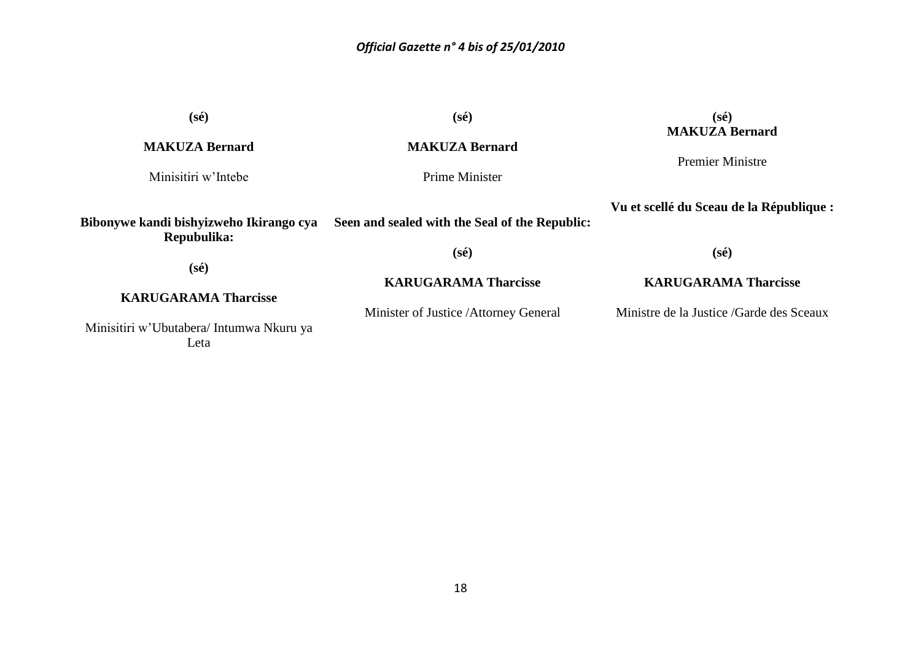**(sé)**

**MAKUZA Bernard**

Minisitiri w'Intebe

**Bibonywe kandi bishyizweho Ikirango cya Repubulika:**

**(sé)**

**KARUGARAMA Tharcisse**

Minisitiri w'Ubutabera/ Intumwa Nkuru ya Leta

**(sé)**

**MAKUZA Bernard**

Prime Minister

**Seen and sealed with the Seal of the Republic:**

**(sé)**

**KARUGARAMA Tharcisse**

Minister of Justice /Attorney General

**(sé)**
**MAKUZA Bernard**

Premier Ministre

**Vu et scellé du Sceau de la République :**

**(sé)**

**KARUGARAMA Tharcisse**

Ministre de la Justice /Garde des Sceaux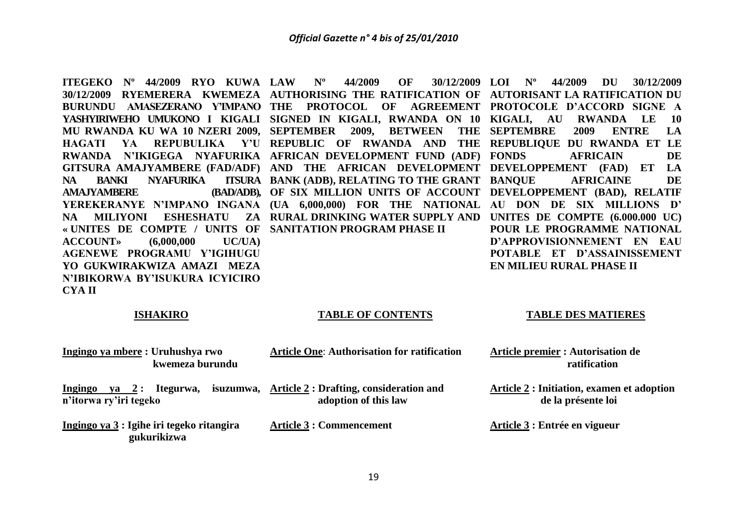**ITEGEKO Nº 44/2009 RYO KUWA 30/12/2009 RYEMERERA KWEMEZA BURUNDU AMASEZERANO Y'IMPANO YASHYIRIWEHO UMUKONO I KIGALI MU RWANDA KU WA 10 NZERI 2009, HAGATI YA REPUBULIKA Y'U RWANDA N'IKIGEGA NYAFURIKA GITSURA AMAJYAMBERE (FAD/ADF) NA BANKI NYAFURIKA ITSURA AMAJYAMBERE (BAD/ADB), YEREKERANYE N'IMPANO INGANA NA MILIYONI ESHESHATU ZA « UNITES DE COMPTE / UNITS OF ACCOUNT» (6,000,000 UC/UA) AGENEWE PROGRAMU Y'IGIHUGU YO GUKWIRAKWIZA AMAZI MEZA N'IBIKORWA BY'ISUKURA ICYICIRO CYA II**

**ISHAKIRO**

**Ingingo ya mbere : Uruhushya rwo kwemeza burundu**

**Ingingo ya 2 : Itegurwa, isuzumwa, n'itorwa ry'iri tegeko**

**Ingingo ya 3 : Igihe iri tegeko ritangira gukurikizwa**

**LAW Nº 44/2009 OF 30/12/2009 AUTHORISING THE RATIFICATION OF THE PROTOCOL OF AGREEMENT SIGNED IN KIGALI, RWANDA ON 10 SEPTEMBER 2009, BETWEEN THE REPUBLIC OF RWANDA AND THE AFRICAN DEVELOPMENT FUND (ADF) AND THE AFRICAN DEVELOPMENT BANK (ADB), RELATING TO THE GRANT OF SIX MILLION UNITS OF ACCOUNT (UA 6,000,000) FOR THE NATIONAL RURAL DRINKING WATER SUPPLY AND SANITATION PROGRAM PHASE II**

**TABLE OF CONTENTS**

**Article One: Authorisation for ratification**

**Article 2 : Drafting, consideration and adoption of this law**

**Article 3 : Commencement**

**LOI Nº 44/2009 DU 30/12/2009 AUTORISANT LA RATIFICATION DU PROTOCOLE D'ACCORD SIGNE A KIGALI, AU RWANDA LE 10 SEPTEMBRE 2009 ENTRE LA REPUBLIQUE DU RWANDA ET LE FONDS AFRICAIN DE DEVELOPPEMENT (FAD) ET LA BANQUE AFRICAINE DE DEVELOPPEMENT (BAD), RELATIF AU DON DE SIX MILLIONS D' UNITES DE COMPTE (6.000.000 UC) POUR LE PROGRAMME NATIONAL D'APPROVISIONNEMENT EN EAU POTABLE ET D'ASSAINISSEMENT EN MILIEU RURAL PHASE II**

**TABLE DES MATIERES**

**Article premier : Autorisation de ratification**

**Article 2 : Initiation, examen et adoption de la présente loi**

**Article 3 : Entrée en vigueur**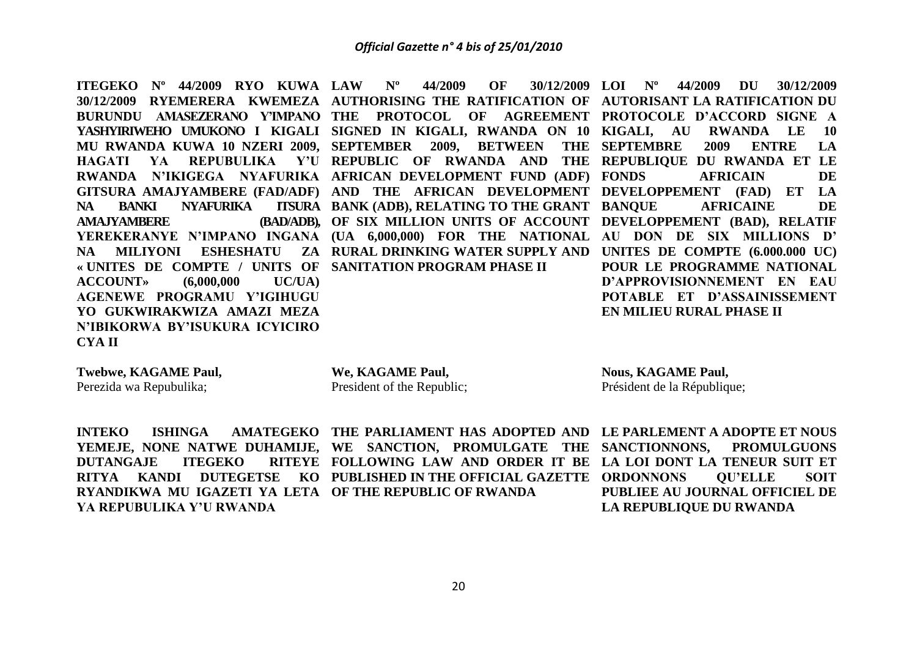**ITEGEKO Nº 44/2009 RYO KUWA 30/12/2009 RYEMERERA KWEMEZA BURUNDU AMASEZERANO Y'IMPANO YASHYIRIWEHO UMUKONO I KIGALI MU RWANDA KUWA 10 NZERI 2009, HAGATI YA REPUBULIKA Y'U RWANDA N'IKIGEGA NYAFURIKA GITSURA AMAJYAMBERE (FAD/ADF) NA BANKI NYAFURIKA ITSURA AMAJYAMBERE (BAD/ADB), YEREKERANYE N'IMPANO INGANA NA MILIYONI ESHESHATU ZA « UNITES DE COMPTE / UNITS OF ACCOUNT» (6,000,000 UC/UA) AGENEWE PROGRAMU Y'IGIHUGU YO GUKWIRAKWIZA AMAZI MEZA N'IBIKORWA BY'ISUKURA ICYICIRO CYA II**

**Twebwe, KAGAME Paul,**
Perezida wa Repubulika;

**INTEKO ISHINGA AMATEGEKO YEMEJE, NONE NATWE DUHAMIJE, DUTANGAJE ITEGEKO RITEYE RITYA KANDI DUTEGETSE KO RYANDIKWA MU IGAZETI YA LETA YA REPUBULIKA Y'U RWANDA**

**LAW Nº 44/2009 OF 30/12/2009 AUTHORISING THE RATIFICATION OF THE PROTOCOL OF AGREEMENT SIGNED IN KIGALI, RWANDA ON 10 SEPTEMBER 2009, BETWEEN THE REPUBLIC OF RWANDA AND THE AFRICAN DEVELOPMENT FUND (ADF) AND THE AFRICAN DEVELOPMENT BANK (ADB), RELATING TO THE GRANT OF SIX MILLION UNITS OF ACCOUNT (UA 6,000,000) FOR THE NATIONAL RURAL DRINKING WATER SUPPLY AND SANITATION PROGRAM PHASE II**

**We, KAGAME Paul,**
President of the Republic;

**THE PARLIAMENT HAS ADOPTED AND WE SANCTION, PROMULGATE THE FOLLOWING LAW AND ORDER IT BE PUBLISHED IN THE OFFICIAL GAZETTE OF THE REPUBLIC OF RWANDA**

**LOI Nº 44/2009 DU 30/12/2009 AUTORISANT LA RATIFICATION DU PROTOCOLE D'ACCORD SIGNE A KIGALI, AU RWANDA LE 10 SEPTEMBRE 2009 ENTRE LA REPUBLIQUE DU RWANDA ET LE FONDS AFRICAIN DE DEVELOPPEMENT (FAD) ET LA BANQUE AFRICAINE DE DEVELOPPEMENT (BAD), RELATIF AU DON DE SIX MILLIONS D' UNITES DE COMPTE (6.000.000 UC) POUR LE PROGRAMME NATIONAL D'APPROVISIONNEMENT EN EAU POTABLE ET D'ASSAINISSEMENT EN MILIEU RURAL PHASE II**

**Nous, KAGAME Paul,**
Président de la République;

**LE PARLEMENT A ADOPTE ET NOUS SANCTIONNONS, PROMULGUONS LA LOI DONT LA TENEUR SUIT ET ORDONNONS QU'ELLE SOIT PUBLIEE AU JOURNAL OFFICIEL DE LA REPUBLIQUE DU RWANDA**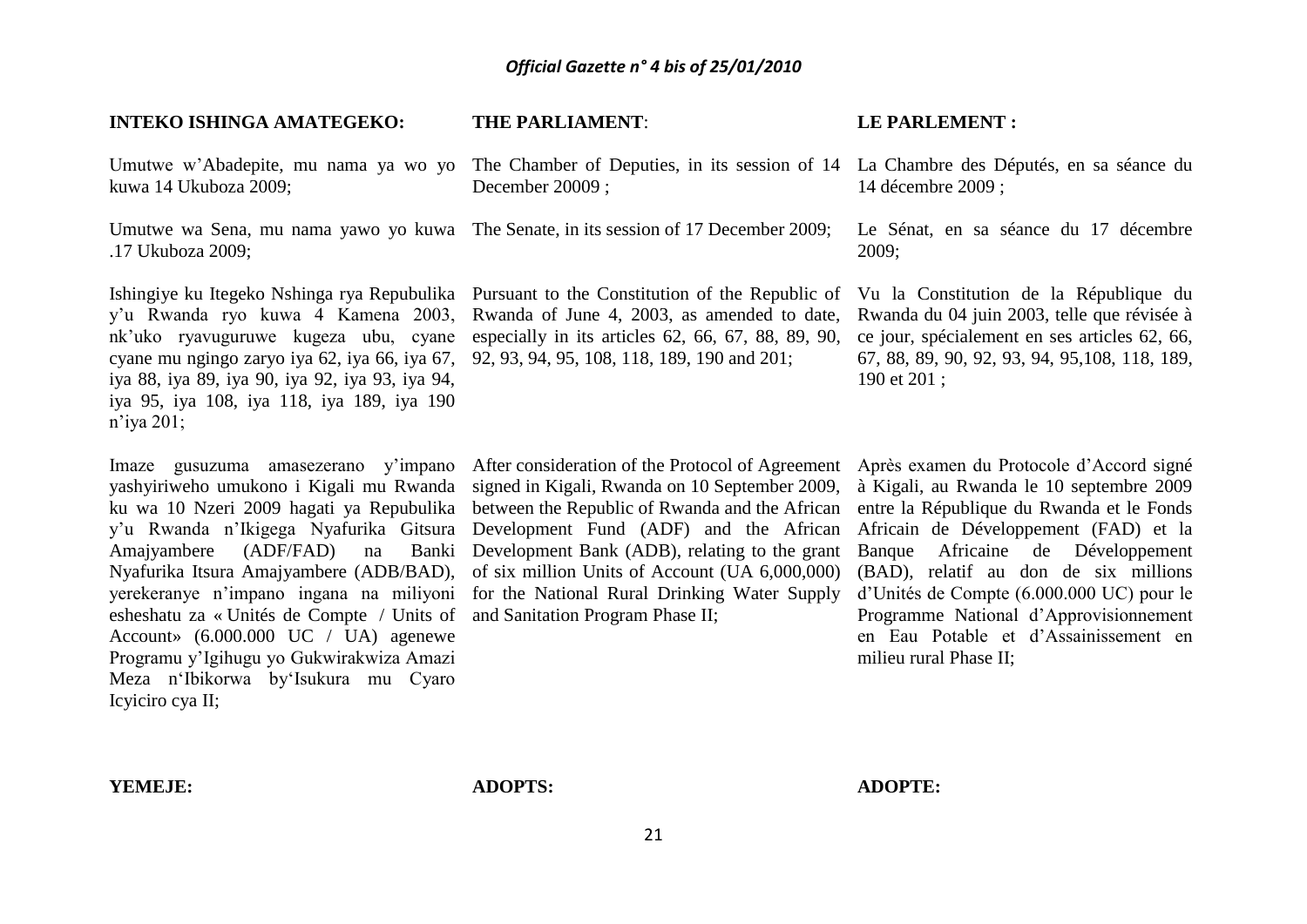**INTEKO ISHINGA AMATEGEKO:**

Umutwe w'Abadepite, mu nama ya wo yo kuwa 14 Ukuboza 2009;

Umutwe wa Sena, mu nama yawo yo kuwa .17 Ukuboza 2009;

Ishingiye ku Itegeko Nshinga rya Repubulika y'u Rwanda ryo kuwa 4 Kamena 2003, nk'uko ryavuguruwe kugeza ubu, cyane cyane mu ngingo zaryo iya 62, iya 66, iya 67, iya 88, iya 89, iya 90, iya 92, iya 93, iya 94, iya 95, iya 108, iya 118, iya 189, iya 190 n'iya 201;

Imaze gusuzuma amasezerano y'impano yashyiriweho umukono i Kigali mu Rwanda ku wa 10 Nzeri 2009 hagati ya Repubulika y'u Rwanda n'Ikigega Nyafurika Gitsura Amajyambere (ADF/FAD) na Banki Nyafurika Itsura Amajyambere (ADB/BAD), yerekeranye n'impano ingana na miliyoni esheshatu za « Unités de Compte / Units of Account» (6.000.000 UC / UA) agenewe Programu y'Igihugu yo Gukwirakwiza Amazi Meza n'Ibikorwa by'Isukura mu Cyaro Icyiciro cya II;

**YEMEJE:**

**THE PARLIAMENT**:

The Chamber of Deputies, in its session of 14 December 20009 ;

The Senate, in its session of 17 December 2009;

Pursuant to the Constitution of the Republic of Rwanda of June 4, 2003, as amended to date, especially in its articles 62, 66, 67, 88, 89, 90, 92, 93, 94, 95, 108, 118, 189, 190 and 201;

After consideration of the Protocol of Agreement signed in Kigali, Rwanda on 10 September 2009, between the Republic of Rwanda and the African Development Fund (ADF) and the African Development Bank (ADB), relating to the grant of six million Units of Account (UA 6,000,000) for the National Rural Drinking Water Supply and Sanitation Program Phase II;

**ADOPTS:**

**LE PARLEMENT :**

La Chambre des Députés, en sa séance du 14 décembre 2009 ;

Le Sénat, en sa séance du 17 décembre 2009;

Vu la Constitution de la République du Rwanda du 04 juin 2003, telle que révisée à ce jour, spécialement en ses articles 62, 66, 67, 88, 89, 90, 92, 93, 94, 95,108, 118, 189, 190 et 201 ;

Après examen du Protocole d'Accord signé à Kigali, au Rwanda le 10 septembre 2009 entre la République du Rwanda et le Fonds Africain de Développement (FAD) et la Banque Africaine de Développement (BAD), relatif au don de six millions d'Unités de Compte (6.000.000 UC) pour le Programme National d'Approvisionnement en Eau Potable et d'Assainissement en milieu rural Phase II;

**ADOPTE:**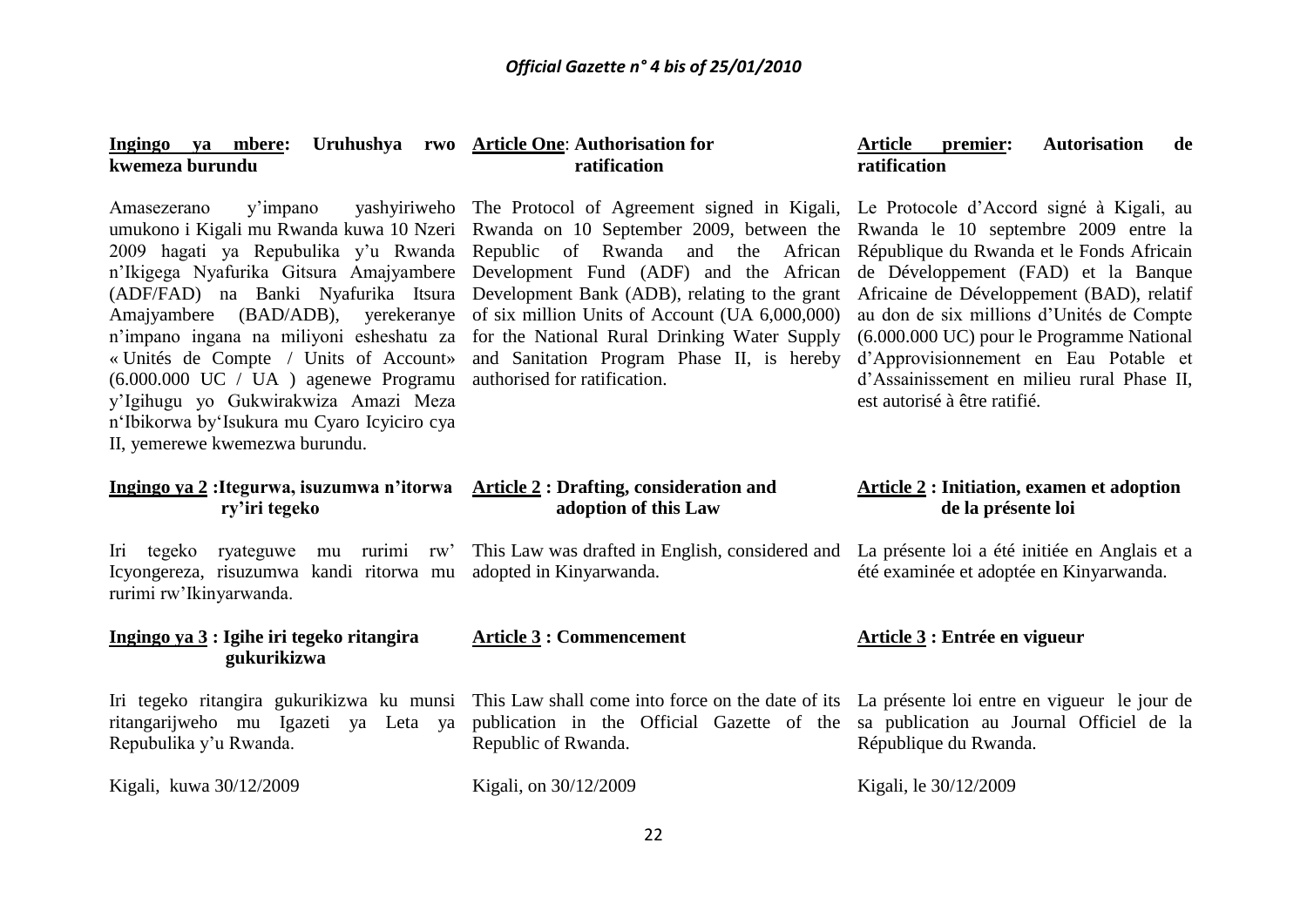**Ingingo ya mbere: Uruhushya rwo kwemeza burundu**

Amasezerano y'impano yashyiriweho umukono i Kigali mu Rwanda kuwa 10 Nzeri 2009 hagati ya Repubulika y'u Rwanda n'Ikigega Nyafurika Gitsura Amajyambere (ADF/FAD) na Banki Nyafurika Itsura Amajyambere (BAD/ADB), yerekeranye n'impano ingana na miliyoni esheshatu za « Unités de Compte / Units of Account» (6.000.000 UC / UA ) agenewe Programu y'Igihugu yo Gukwirakwiza Amazi Meza n'Ibikorwa by'Isukura mu Cyaro Icyiciro cya II, yemerewe kwemezwa burundu.

**Ingingo ya 2 : Itegurwa, isuzumwa n'itorwa ry'iri tegeko**

Iri tegeko ryateguwe mu rurimi rw' Icyongereza, risuzumwa kandi ritorwa mu rurimi rw'Ikinyarwanda.

**Ingingo ya 3 : Igihe iri tegeko ritangira gukurikizwa**

Iri tegeko ritangira gukurikizwa ku munsi ritangarijweho mu Igazeti ya Leta ya Repubulika y'u Rwanda.

Kigali, kuwa 30/12/2009

**Article One: Authorisation for ratification**

The Protocol of Agreement signed in Kigali, Rwanda on 10 September 2009, between the Republic of Rwanda and the African Development Fund (ADF) and the African Development Bank (ADB), relating to the grant of six million Units of Account (UA 6,000,000) for the National Rural Drinking Water Supply and Sanitation Program Phase II, is hereby authorised for ratification.

**Article 2 : Drafting, consideration and adoption of this Law**

This Law was drafted in English, considered and adopted in Kinyarwanda.

**Article 3 : Commencement**

This Law shall come into force on the date of its publication in the Official Gazette of the Republic of Rwanda.

Kigali, on 30/12/2009

**Article premier: Autorisation de ratification**

Le Protocole d'Accord signé à Kigali, au Rwanda le 10 septembre 2009 entre la République du Rwanda et le Fonds Africain de Développement (FAD) et la Banque Africaine de Développement (BAD), relatif au don de six millions d'Unités de Compte (6.000.000 UC) pour le Programme National d'Approvisionnement en Eau Potable et d'Assainissement en milieu rural Phase II, est autorisé à être ratifié.

**Article 2 : Initiation, examen et adoption de la présente loi**

La présente loi a été initiée en Anglais et a été examinée et adoptée en Kinyarwanda.

**Article 3 : Entrée en vigueur**

La présente loi entre en vigueur le jour de sa publication au Journal Officiel de la République du Rwanda.

Kigali, le 30/12/2009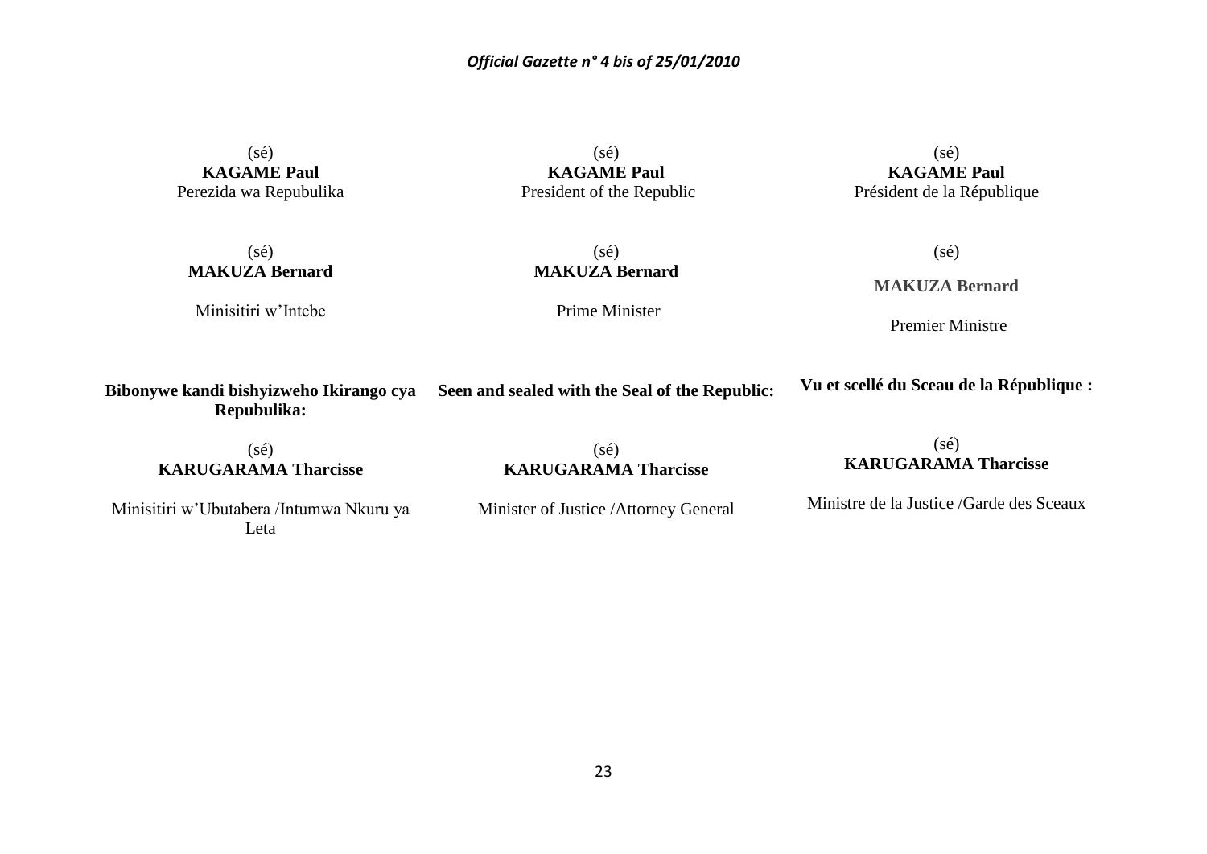(sé)
**KAGAME Paul**
Perezida wa Repubulika

(sé)
**MAKUZA Bernard**

Minisitiri w'Intebe

**Bibonywe kandi bishyizweho Ikirango cya Repubulika:**

(sé)
**KARUGARAMA Tharcisse**

Minisitiri w'Ubutabera /Intumwa Nkuru ya Leta

(sé)
**KAGAME Paul**
President of the Republic

(sé)
**MAKUZA Bernard**

Prime Minister

**Seen and sealed with the Seal of the Republic:**

(sé)
**KARUGARAMA Tharcisse**

Minister of Justice /Attorney General

(sé)
**KAGAME Paul**
Président de la République

(sé)

**MAKUZA Bernard**

Premier Ministre

**Vu et scellé du Sceau de la République :**

(sé)
**KARUGARAMA Tharcisse**

Ministre de la Justice /Garde des Sceaux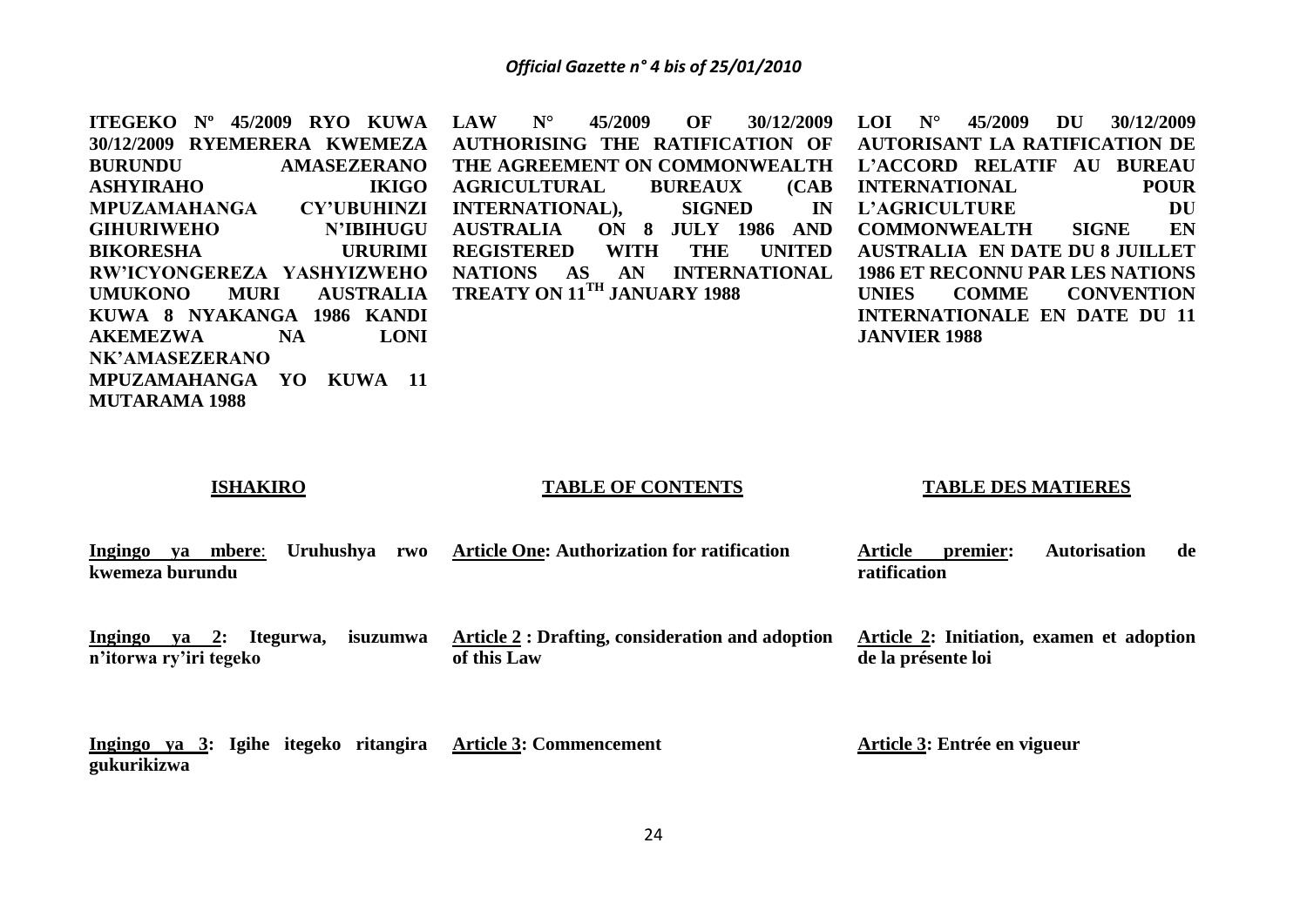**ITEGEKO Nº 45/2009 RYO KUWA 30/12/2009 RYEMERERA KWEMEZA BURUNDU AMASEZERANO ASHYIRAHO IKIGO MPUZAMAHANGA CY'UBUHINZI GIHURIWEHO N'IBIHUGU BIKORESHA URURIMI RW'ICYONGEREZA YASHYIZWEHO UMUKONO MURI AUSTRALIA KUWA 8 NYAKANGA 1986 KANDI AKEMEZWA NA LONI NK'AMASEZERANO MPUZAMAHANGA YO KUWA 11 MUTARAMA 1988**

**LAW N° 45/2009 OF 30/12/2009 AUTHORISING THE RATIFICATION OF THE AGREEMENT ON COMMONWEALTH AGRICULTURAL BUREAUX (CAB INTERNATIONAL), SIGNED IN AUSTRALIA ON 8 JULY 1986 AND REGISTERED WITH THE UNITED NATIONS AS AN INTERNATIONAL TREATY ON 11TH JANUARY 1988**

**LOI N° 45/2009 DU 30/12/2009 AUTORISANT LA RATIFICATION DE L'ACCORD RELATIF AU BUREAU INTERNATIONAL POUR L'AGRICULTURE DU COMMONWEALTH SIGNE EN AUSTRALIA EN DATE DU 8 JUILLET 1986 ET RECONNU PAR LES NATIONS UNIES COMME CONVENTION INTERNATIONALE EN DATE DU 11 JANVIER 1988**

**ISHAKIRO**

**Ingingo ya mbere: Uruhushya rwo kwemeza burundu**

**Ingingo ya 2: Itegurwa, isuzumwa n'itorwa ry'iri tegeko**

**Ingingo ya 3: Igihe itegeko ritangira gukurikizwa**

**TABLE OF CONTENTS**

**Article One: Authorization for ratification**

**Article 2 : Drafting, consideration and adoption of this Law**

**Article 3: Commencement**

**TABLE DES MATIERES**

**Article premier: Autorisation de ratification**

**Article 2: Initiation, examen et adoption de la présente loi**

**Article 3: Entrée en vigueur**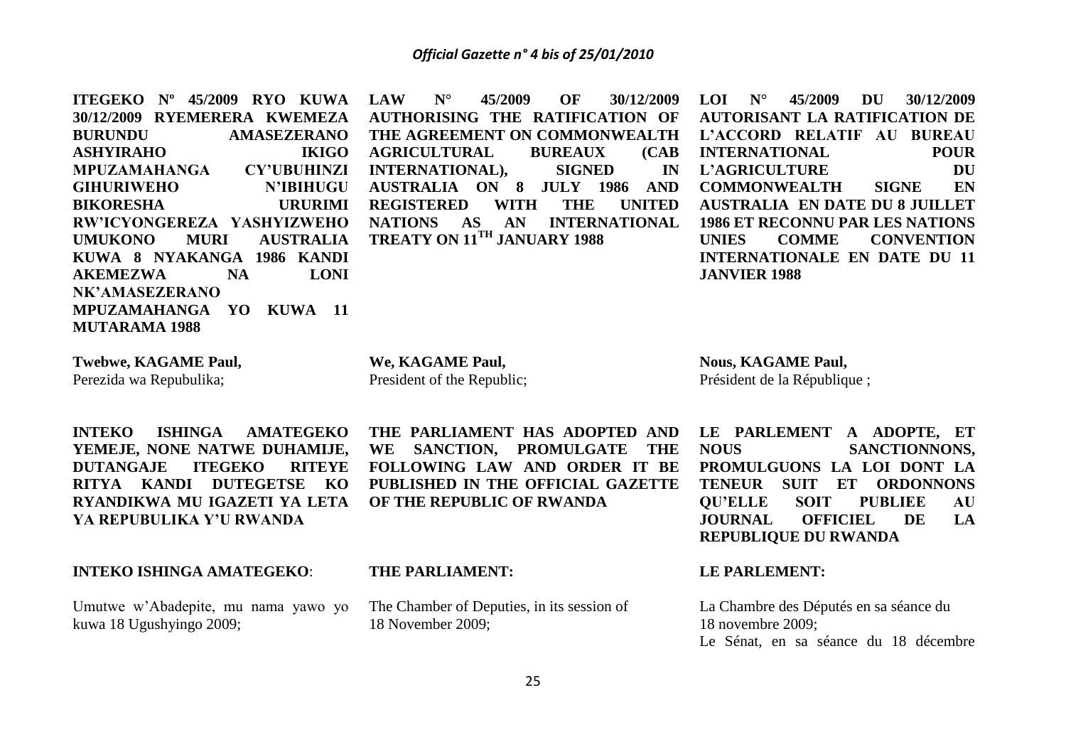**ITEGEKO Nº 45/2009 RYO KUWA 30/12/2009 RYEMERERA KWEMEZA BURUNDU AMASEZERANO ASHYIRAHO IKIGO MPUZAMAHANGA CY'UBUHINZI GIHURIWEHO N'IBIHUGU BIKORESHA URURIMI RW'ICYONGEREZA YASHYIZWEHO UMUKONO MURI AUSTRALIA KUWA 8 NYAKANGA 1986 KANDI AKEMEZWA NA LONI NK'AMASEZERANO MPUZAMAHANGA YO KUWA 11 MUTARAMA 1988**

**Twebwe, KAGAME Paul,**
Perezida wa Repubulika;

**INTEKO ISHINGA AMATEGEKO YEMEJE, NONE NATWE DUHAMIJE, DUTANGAJE ITEGEKO RITEYE RITYA KANDI DUTEGETSE KO RYANDIKWA MU IGAZETI YA LETA YA REPUBULIKA Y'U RWANDA**

**INTEKO ISHINGA AMATEGEKO**:

Umutwe w'Abadepite, mu nama yawo yo kuwa 18 Ugushyingo 2009;

**LAW N° 45/2009 OF 30/12/2009 AUTHORISING THE RATIFICATION OF THE AGREEMENT ON COMMONWEALTH AGRICULTURAL BUREAUX (CAB INTERNATIONAL), SIGNED IN AUSTRALIA ON 8 JULY 1986 AND REGISTERED WITH THE UNITED NATIONS AS AN INTERNATIONAL TREATY ON 11TH JANUARY 1988**

**We, KAGAME Paul,**
President of the Republic;

**THE PARLIAMENT HAS ADOPTED AND WE SANCTION, PROMULGATE THE FOLLOWING LAW AND ORDER IT BE PUBLISHED IN THE OFFICIAL GAZETTE OF THE REPUBLIC OF RWANDA**

**THE PARLIAMENT:**

The Chamber of Deputies, in its session of 18 November 2009;

**LOI N° 45/2009 DU 30/12/2009 AUTORISANT LA RATIFICATION DE L'ACCORD RELATIF AU BUREAU INTERNATIONAL POUR L'AGRICULTURE DU COMMONWEALTH SIGNE EN AUSTRALIA EN DATE DU 8 JUILLET 1986 ET RECONNU PAR LES NATIONS UNIES COMME CONVENTION INTERNATIONALE EN DATE DU 11 JANVIER 1988**

**Nous, KAGAME Paul,**
Président de la République ;

**LE PARLEMENT A ADOPTE, ET NOUS SANCTIONNONS, PROMULGUONS LA LOI DONT LA TENEUR SUIT ET ORDONNONS QU'ELLE SOIT PUBLIEE AU JOURNAL OFFICIEL DE LA REPUBLIQUE DU RWANDA**

**LE PARLEMENT:**

La Chambre des Députés en sa séance du 18 novembre 2009;
Le Sénat, en sa séance du 18 décembre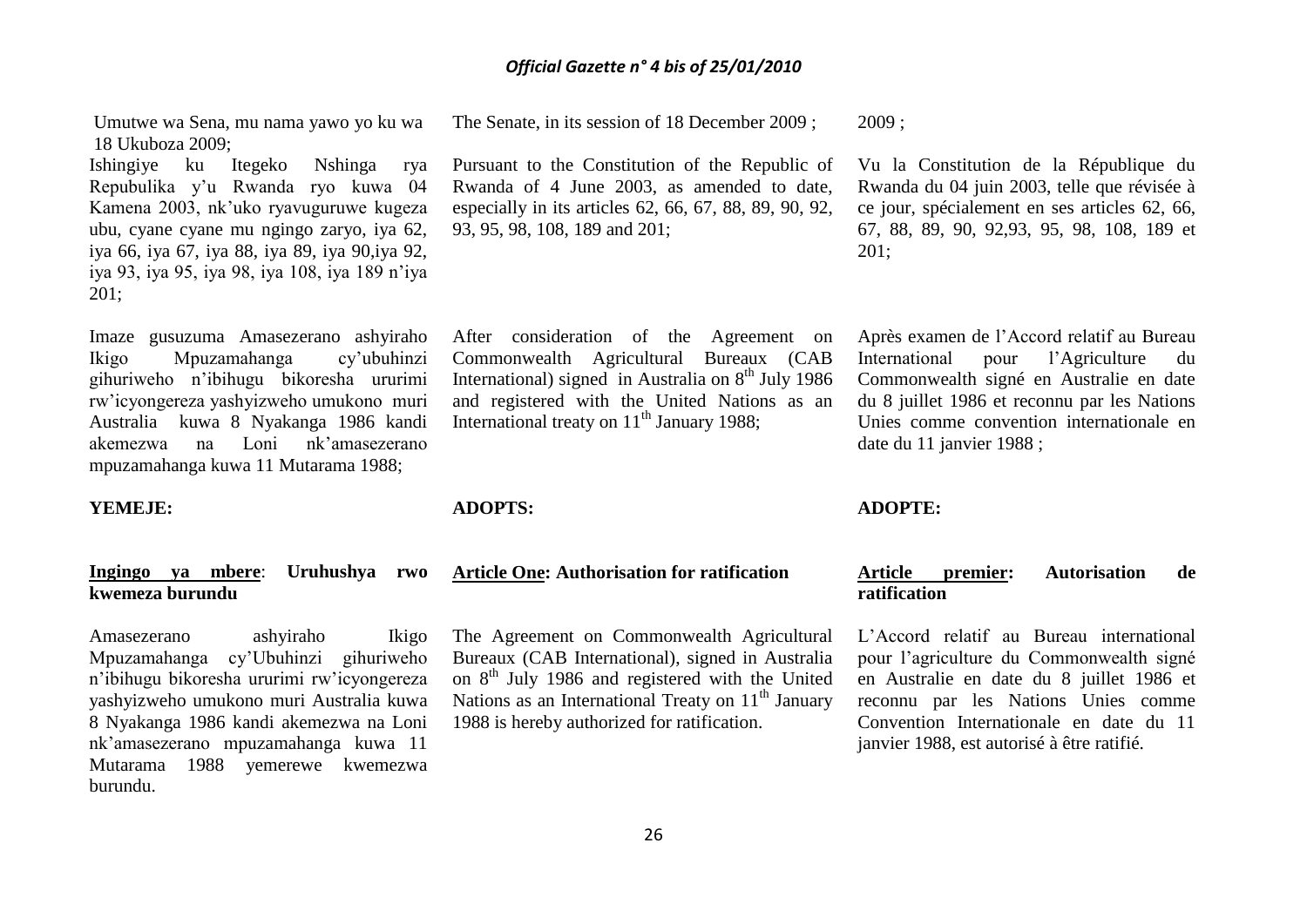Umutwe wa Sena, mu nama yawo yo ku wa 18 Ukuboza 2009;

Ishingiye ku Itegeko Nshinga rya Repubulika y'u Rwanda ryo kuwa 04 Kamena 2003, nk'uko ryavuguruwe kugeza ubu, cyane cyane mu ngingo zaryo, iya 62, iya 66, iya 67, iya 88, iya 89, iya 90,iya 92, iya 93, iya 95, iya 98, iya 108, iya 189 n'iya 201;

Imaze gusuzuma Amasezerano ashyiraho Ikigo Mpuzamahanga cy'ubuhinzi gihuriweho n'ibihugu bikoresha ururimi rw'icyongereza yashyizweho umukono muri Australia kuwa 8 Nyakanga 1986 kandi akemezwa na Loni nk'amasezerano mpuzamahanga kuwa 11 Mutarama 1988;

**YEMEJE:**

**Ingingo ya mbere: Uruhushya rwo kwemeza burundu**

Amasezerano ashyiraho Ikigo Mpuzamahanga cy'Ubuhinzi gihuriweho n'ibihugu bikoresha ururimi rw'icyongereza yashyizweho umukono muri Australia kuwa 8 Nyakanga 1986 kandi akemezwa na Loni nk'amasezerano mpuzamahanga kuwa 11 Mutarama 1988 yemerewe kwemezwa burundu.

The Senate, in its session of 18 December 2009 ;

Pursuant to the Constitution of the Republic of Rwanda of 4 June 2003, as amended to date, especially in its articles 62, 66, 67, 88, 89, 90, 92, 93, 95, 98, 108, 189 and 201;

After consideration of the Agreement on Commonwealth Agricultural Bureaux (CAB International) signed in Australia on 8th July 1986 and registered with the United Nations as an International treaty on 11th January 1988;

**ADOPTS:**

**Article One: Authorisation for ratification**

The Agreement on Commonwealth Agricultural Bureaux (CAB International), signed in Australia on 8th July 1986 and registered with the United Nations as an International Treaty on 11th January 1988 is hereby authorized for ratification.

2009 ;

Vu la Constitution de la République du Rwanda du 04 juin 2003, telle que révisée à ce jour, spécialement en ses articles 62, 66, 67, 88, 89, 90, 92,93, 95, 98, 108, 189 et 201;

Après examen de l'Accord relatif au Bureau International pour l'Agriculture du Commonwealth signé en Australie en date du 8 juillet 1986 et reconnu par les Nations Unies comme convention internationale en date du 11 janvier 1988 ;

**ADOPTE:**

**Article premier: Autorisation de ratification**

L'Accord relatif au Bureau international pour l'agriculture du Commonwealth signé en Australie en date du 8 juillet 1986 et reconnu par les Nations Unies comme Convention Internationale en date du 11 janvier 1988, est autorisé à être ratifié.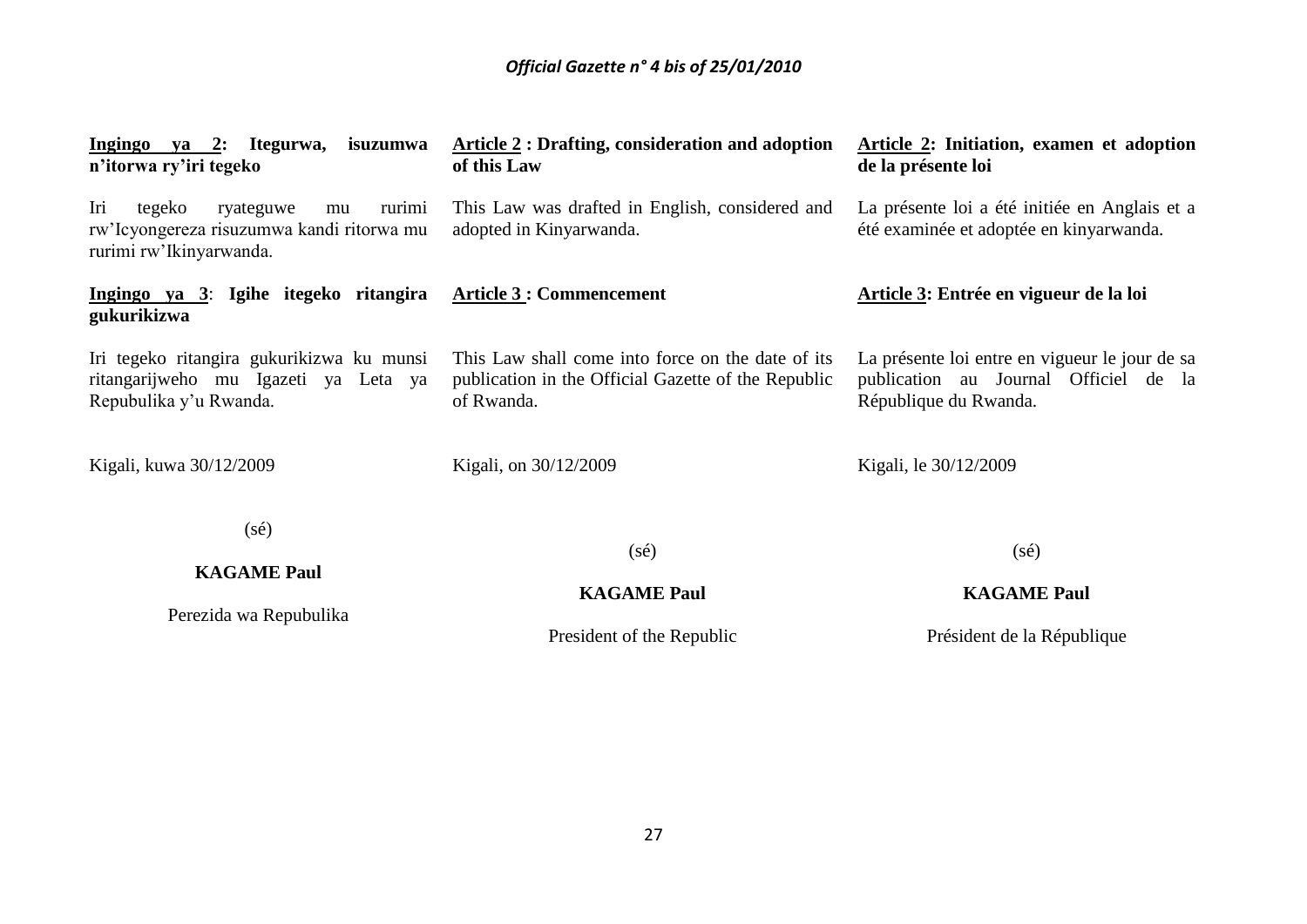**Ingingo ya 2: Itegurwa, isuzumwa n'itorwa ry'iri tegeko**

Iri tegeko ryateguwe mu rurimi rw'Icyongereza risuzumwa kandi ritorwa mu rurimi rw'Ikinyarwanda.

**Ingingo ya 3: Igihe itegeko ritangira gukurikizwa**

Iri tegeko ritangira gukurikizwa ku munsi ritangarijweho mu Igazeti ya Leta ya Repubulika y'u Rwanda.

Kigali, kuwa 30/12/2009

(sé)

**KAGAME Paul**

Perezida wa Repubulika

**Article 2 : Drafting, consideration and adoption of this Law**

This Law was drafted in English, considered and adopted in Kinyarwanda.

**Article 3 : Commencement**

This Law shall come into force on the date of its publication in the Official Gazette of the Republic of Rwanda.

Kigali, on 30/12/2009

(sé)

**KAGAME Paul**

President of the Republic

**Article 2: Initiation, examen et adoption de la présente loi**

La présente loi a été initiée en Anglais et a été examinée et adoptée en kinyarwanda.

**Article 3: Entrée en vigueur de la loi**

La présente loi entre en vigueur le jour de sa publication au Journal Officiel de la République du Rwanda.

Kigali, le 30/12/2009

(sé)

**KAGAME Paul**

Président de la République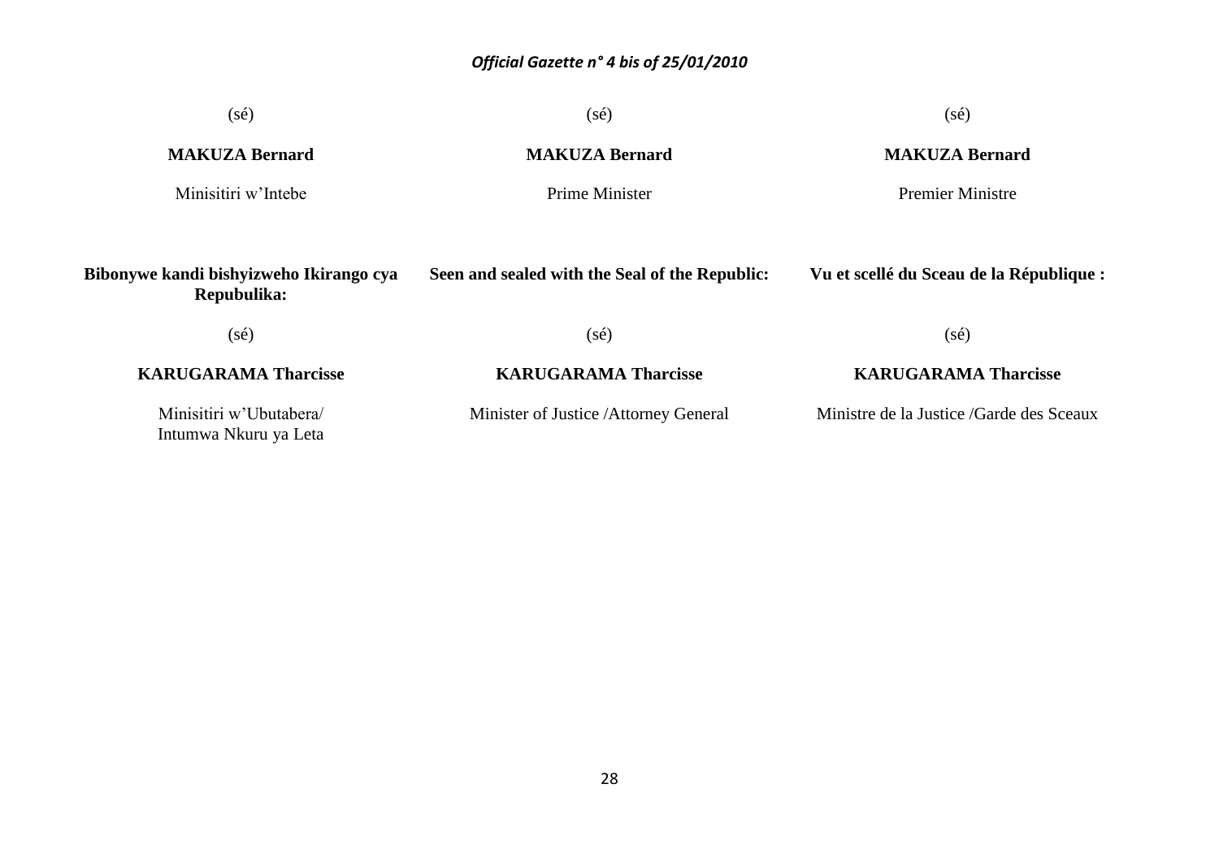(sé)

**MAKUZA Bernard**

Minisitiri w'Intebe

(sé)

**MAKUZA Bernard**

Prime Minister

(sé)

**MAKUZA Bernard**

Premier Ministre

**Bibonywe kandi bishyizweho Ikirango cya Repubulika:**

(sé)

**KARUGARAMA Tharcisse**

Minisitiri w'Ubutabera/
Intumwa Nkuru ya Leta

**Seen and sealed with the Seal of the Republic:**

(sé)

**KARUGARAMA Tharcisse**

Minister of Justice /Attorney General

**Vu et scellé du Sceau de la République :**

(sé)

**KARUGARAMA Tharcisse**

Ministre de la Justice /Garde des Sceaux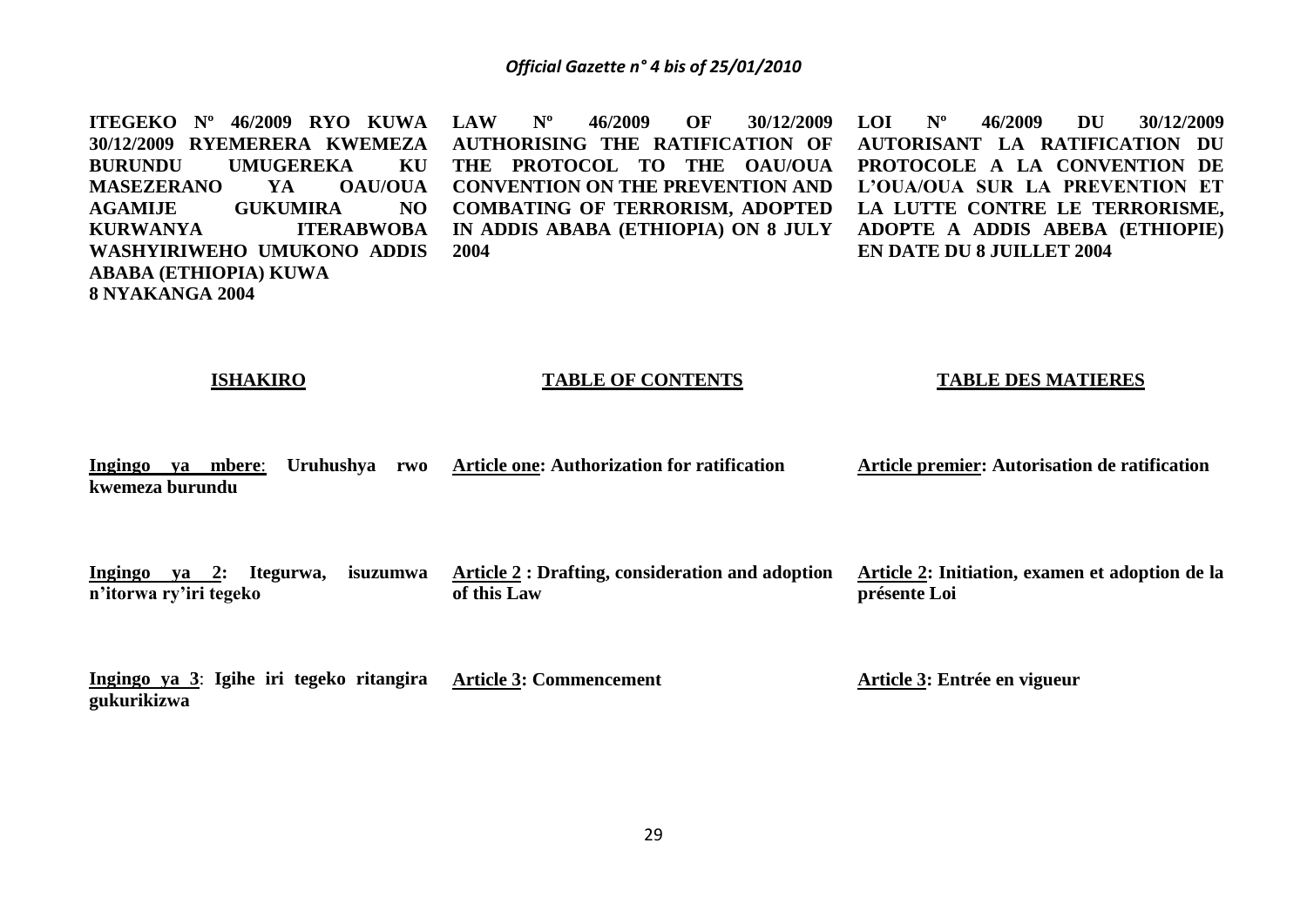**ITEGEKO Nº 46/2009 RYO KUWA 30/12/2009 RYEMERERA KWEMEZA BURUNDU UMUGEREKA KU MASEZERANO YA OAU/OUA AGAMIJE GUKUMIRA NO KURWANYA ITERABWOBA WASHYIRIWEHO UMUKONO ADDIS ABABA (ETHIOPIA) KUWA 8 NYAKANGA 2004**

**LAW Nº 46/2009 OF 30/12/2009 AUTHORISING THE RATIFICATION OF THE PROTOCOL TO THE OAU/OUA CONVENTION ON THE PREVENTION AND COMBATING OF TERRORISM, ADOPTED IN ADDIS ABABA (ETHIOPIA) ON 8 JULY 2004**

**LOI Nº 46/2009 DU 30/12/2009 AUTORISANT LA RATIFICATION DU PROTOCOLE A LA CONVENTION DE L'OUA/OUA SUR LA PREVENTION ET LA LUTTE CONTRE LE TERRORISME, ADOPTE A ADDIS ABEBA (ETHIOPIE) EN DATE DU 8 JUILLET 2004**

**ISHAKIRO**

**Ingingo ya mbere: Uruhushya rwo kwemeza burundu**

**Ingingo ya 2: Itegurwa, isuzumwa n'itorwa ry'iri tegeko**

**Ingingo ya 3: Igihe iri tegeko ritangira gukurikizwa**

**TABLE OF CONTENTS**

**Article one: Authorization for ratification**

**Article 2 : Drafting, consideration and adoption of this Law**

**Article 3: Commencement**

**TABLE DES MATIERES**

**Article premier: Autorisation de ratification**

**Article 2: Initiation, examen et adoption de la présente Loi**

**Article 3: Entrée en vigueur**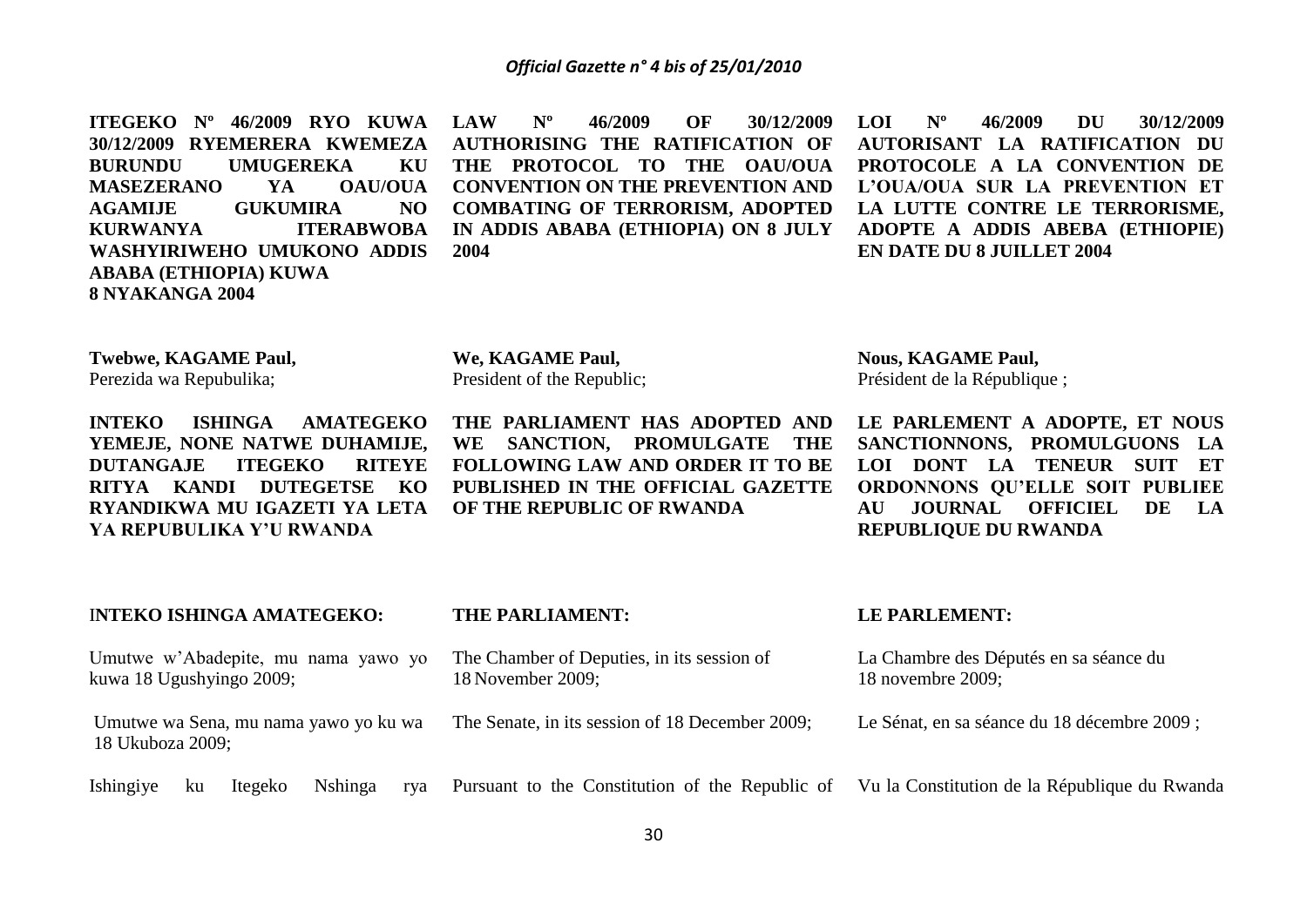**ITEGEKO Nº 46/2009 RYO KUWA 30/12/2009 RYEMERERA KWEMEZA BURUNDU UMUGEREKA KU MASEZERANO YA OAU/OUA AGAMIJE GUKUMIRA NO KURWANYA ITERABWOBA WASHYIRIWEHO UMUKONO ADDIS ABABA (ETHIOPIA) KUWA 8 NYAKANGA 2004**

**Twebwe, KAGAME Paul,**
Perezida wa Repubulika;

**INTEKO ISHINGA AMATEGEKO YEMEJE, NONE NATWE DUHAMIJE, DUTANGAJE ITEGEKO RITEYE RITYA KANDI DUTEGETSE KO RYANDIKWA MU IGAZETI YA LETA YA REPUBULIKA Y'U RWANDA**

**INTEKO ISHINGA AMATEGEKO:**

Umutwe w'Abadepite, mu nama yawo yo kuwa 18 Ugushyingo 2009;

Umutwe wa Sena, mu nama yawo yo ku wa 18 Ukuboza 2009;

Ishingiye ku Itegeko Nshinga rya

**LAW Nº 46/2009 OF 30/12/2009 AUTHORISING THE RATIFICATION OF THE PROTOCOL TO THE OAU/OUA CONVENTION ON THE PREVENTION AND COMBATING OF TERRORISM, ADOPTED IN ADDIS ABABA (ETHIOPIA) ON 8 JULY 2004**

**We, KAGAME Paul,**
President of the Republic;

**THE PARLIAMENT HAS ADOPTED AND WE SANCTION, PROMULGATE THE FOLLOWING LAW AND ORDER IT TO BE PUBLISHED IN THE OFFICIAL GAZETTE OF THE REPUBLIC OF RWANDA**

**THE PARLIAMENT:**

The Chamber of Deputies, in its session of 18 November 2009;

The Senate, in its session of 18 December 2009;

Pursuant to the Constitution of the Republic of

**LOI Nº 46/2009 DU 30/12/2009 AUTORISANT LA RATIFICATION DU PROTOCOLE A LA CONVENTION DE L'OUA/OUA SUR LA PREVENTION ET LA LUTTE CONTRE LE TERRORISME, ADOPTE A ADDIS ABEBA (ETHIOPIE) EN DATE DU 8 JUILLET 2004**

**Nous, KAGAME Paul,**
Président de la République ;

**LE PARLEMENT A ADOPTE, ET NOUS SANCTIONNONS, PROMULGUONS LA LOI DONT LA TENEUR SUIT ET ORDONNONS QU'ELLE SOIT PUBLIEE AU JOURNAL OFFICIEL DE LA REPUBLIQUE DU RWANDA**

**LE PARLEMENT:**

La Chambre des Députés en sa séance du 18 novembre 2009;

Le Sénat, en sa séance du 18 décembre 2009 ;

Vu la Constitution de la République du Rwanda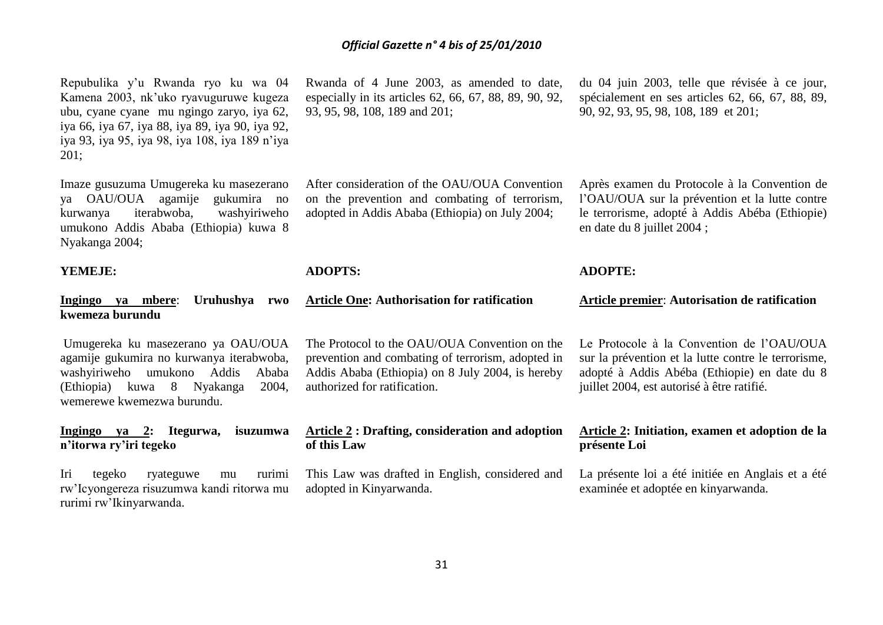Repubulika y'u Rwanda ryo ku wa 04 Kamena 2003, nk'uko ryavuguruwe kugeza ubu, cyane cyane mu ngingo zaryo, iya 62, iya 66, iya 67, iya 88, iya 89, iya 90, iya 92, iya 93, iya 95, iya 98, iya 108, iya 189 n'iya 201;

Imaze gusuzuma Umugereka ku masezerano ya OAU/OUA agamije gukumira no kurwanya iterabwoba, washyiriweho umukono Addis Ababa (Ethiopia) kuwa 8 Nyakanga 2004;

**YEMEJE:**

**<u>Ingingo ya mbere</u>: Uruhushya rwo kwemeza burundu**

Umugereka ku masezerano ya OAU/OUA agamije gukumira no kurwanya iterabwoba, washyiriweho umukono Addis Ababa (Ethiopia) kuwa 8 Nyakanga 2004, wemerewe kwemezwa burundu.

**<u>Ingingo ya 2</u>: Itegurwa, isuzumwa n'itorwa ry'iri tegeko**

Iri tegeko ryateguwe mu rurimi rw'Icyongereza risuzumwa kandi ritorwa mu rurimi rw'Ikinyarwanda.

Rwanda of 4 June 2003, as amended to date, especially in its articles 62, 66, 67, 88, 89, 90, 92, 93, 95, 98, 108, 189 and 201;

After consideration of the OAU/OUA Convention on the prevention and combating of terrorism, adopted in Addis Ababa (Ethiopia) on July 2004;

**ADOPTS:**

**<u>Article One</u>: Authorisation for ratification**

The Protocol to the OAU/OUA Convention on the prevention and combating of terrorism, adopted in Addis Ababa (Ethiopia) on 8 July 2004, is hereby authorized for ratification.

**<u>Article 2</u> : Drafting, consideration and adoption of this Law**

This Law was drafted in English, considered and adopted in Kinyarwanda.

du 04 juin 2003, telle que révisée à ce jour, spécialement en ses articles 62, 66, 67, 88, 89, 90, 92, 93, 95, 98, 108, 189 et 201;

Après examen du Protocole à la Convention de l'OAU/OUA sur la prévention et la lutte contre le terrorisme, adopté à Addis Abéba (Ethiopie) en date du 8 juillet 2004 ;

**ADOPTE:**

**<u>Article premier</u>: Autorisation de ratification**

Le Protocole à la Convention de l'OAU/OUA sur la prévention et la lutte contre le terrorisme, adopté à Addis Abéba (Ethiopie) en date du 8 juillet 2004, est autorisé à être ratifié.

**<u>Article 2</u>: Initiation, examen et adoption de la présente Loi**

La présente loi a été initiée en Anglais et a été examinée et adoptée en kinyarwanda.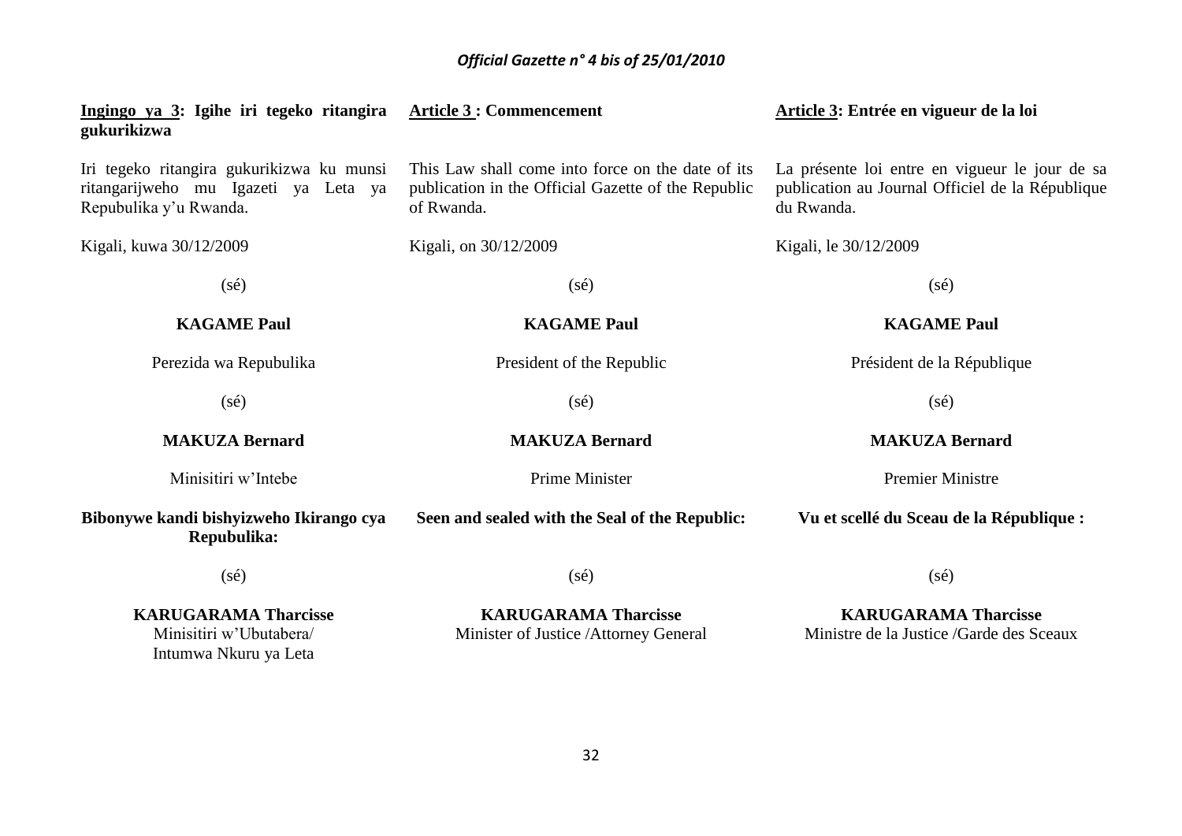**Ingingo ya 3: Igihe iri tegeko ritangira gukurikizwa**

Iri tegeko ritangira gukurikizwa ku munsi ritangarijweho mu Igazeti ya Leta ya Repubulika y'u Rwanda.

Kigali, kuwa 30/12/2009

(sé)

**KAGAME Paul**

Perezida wa Repubulika

(sé)

**MAKUZA Bernard**

Minisitiri w'Intebe

**Bibonywe kandi bishyizweho Ikirango cya Repubulika:**

(sé)

**KARUGARAMA Tharcisse**
Minisitiri w'Ubutabera/
Intumwa Nkuru ya Leta

**Article 3 : Commencement**

This Law shall come into force on the date of its publication in the Official Gazette of the Republic of Rwanda.

Kigali, on 30/12/2009

(sé)

**KAGAME Paul**

President of the Republic

(sé)

**MAKUZA Bernard**

Prime Minister

**Seen and sealed with the Seal of the Republic:**

(sé)

**KARUGARAMA Tharcisse**
Minister of Justice /Attorney General

**Article 3: Entrée en vigueur de la loi**

La présente loi entre en vigueur le jour de sa publication au Journal Officiel de la République du Rwanda.

Kigali, le 30/12/2009

(sé)

**KAGAME Paul**

Président de la République

(sé)

**MAKUZA Bernard**

Premier Ministre

**Vu et scellé du Sceau de la République :**

(sé)

**KARUGARAMA Tharcisse**
Ministre de la Justice /Garde des Sceaux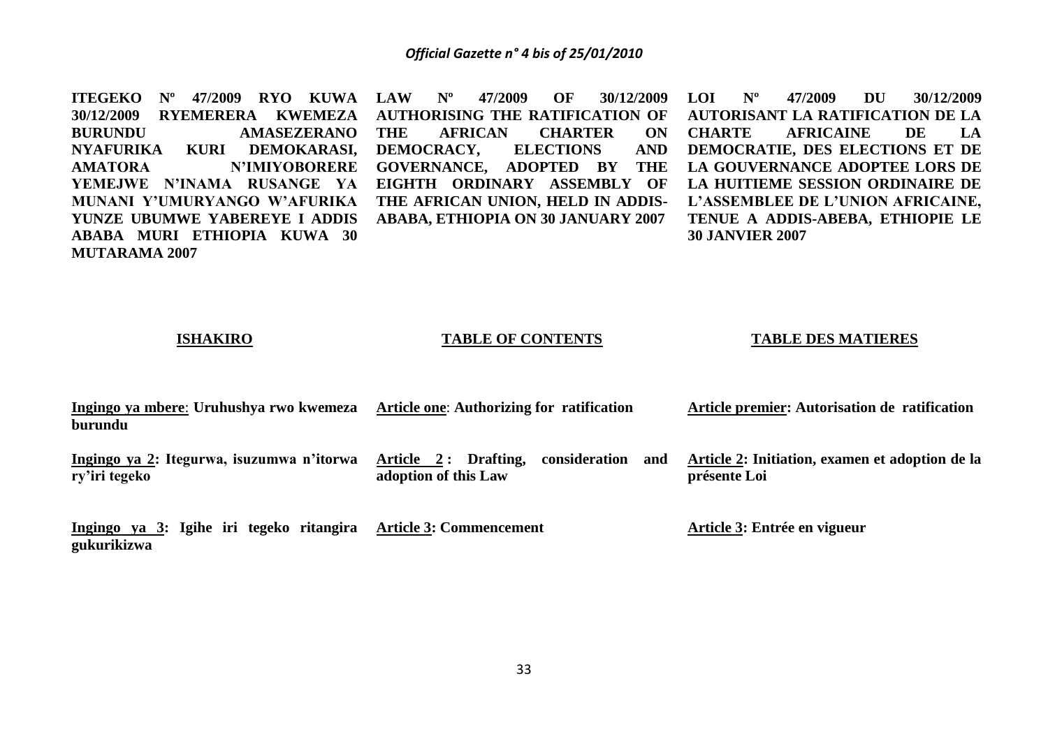**ITEGEKO Nº 47/2009 RYO KUWA 30/12/2009 RYEMERERA KWEMEZA BURUNDU AMASEZERANO NYAFURIKA KURI DEMOKARASI, AMATORA N'IMIYOBORERE YEMEJWE N'INAMA RUSANGE YA MUNANI Y'UMURYANGO W'AFURIKA YUNZE UBUMWE YABEREYE I ADDIS ABABA MURI ETHIOPIA KUWA 30 MUTARAMA 2007**

**ISHAKIRO**

**Ingingo ya mbere**: **Uruhushya rwo kwemeza burundu**

**Ingingo ya 2: Itegurwa, isuzumwa n'itorwa ry'iri tegeko**

**Ingingo ya 3: Igihe iri tegeko ritangira gukurikizwa**

**LAW Nº 47/2009 OF 30/12/2009 AUTHORISING THE RATIFICATION OF THE AFRICAN CHARTER ON DEMOCRACY, ELECTIONS AND GOVERNANCE, ADOPTED BY THE EIGHTH ORDINARY ASSEMBLY OF THE AFRICAN UNION, HELD IN ADDIS-ABABA, ETHIOPIA ON 30 JANUARY 2007**

**TABLE OF CONTENTS**

**Article one**: **Authorizing for ratification**

**Article 2 : Drafting, consideration and adoption of this Law**

**Article 3: Commencement**

**LOI Nº 47/2009 DU 30/12/2009 AUTORISANT LA RATIFICATION DE LA CHARTE AFRICAINE DE LA DEMOCRATIE, DES ELECTIONS ET DE LA GOUVERNANCE ADOPTEE LORS DE LA HUITIEME SESSION ORDINAIRE DE L'ASSEMBLEE DE L'UNION AFRICAINE, TENUE A ADDIS-ABEBA, ETHIOPIE LE 30 JANVIER 2007**

**TABLE DES MATIERES**

**Article premier: Autorisation de ratification**

**Article 2: Initiation, examen et adoption de la présente Loi**

**Article 3: Entrée en vigueur**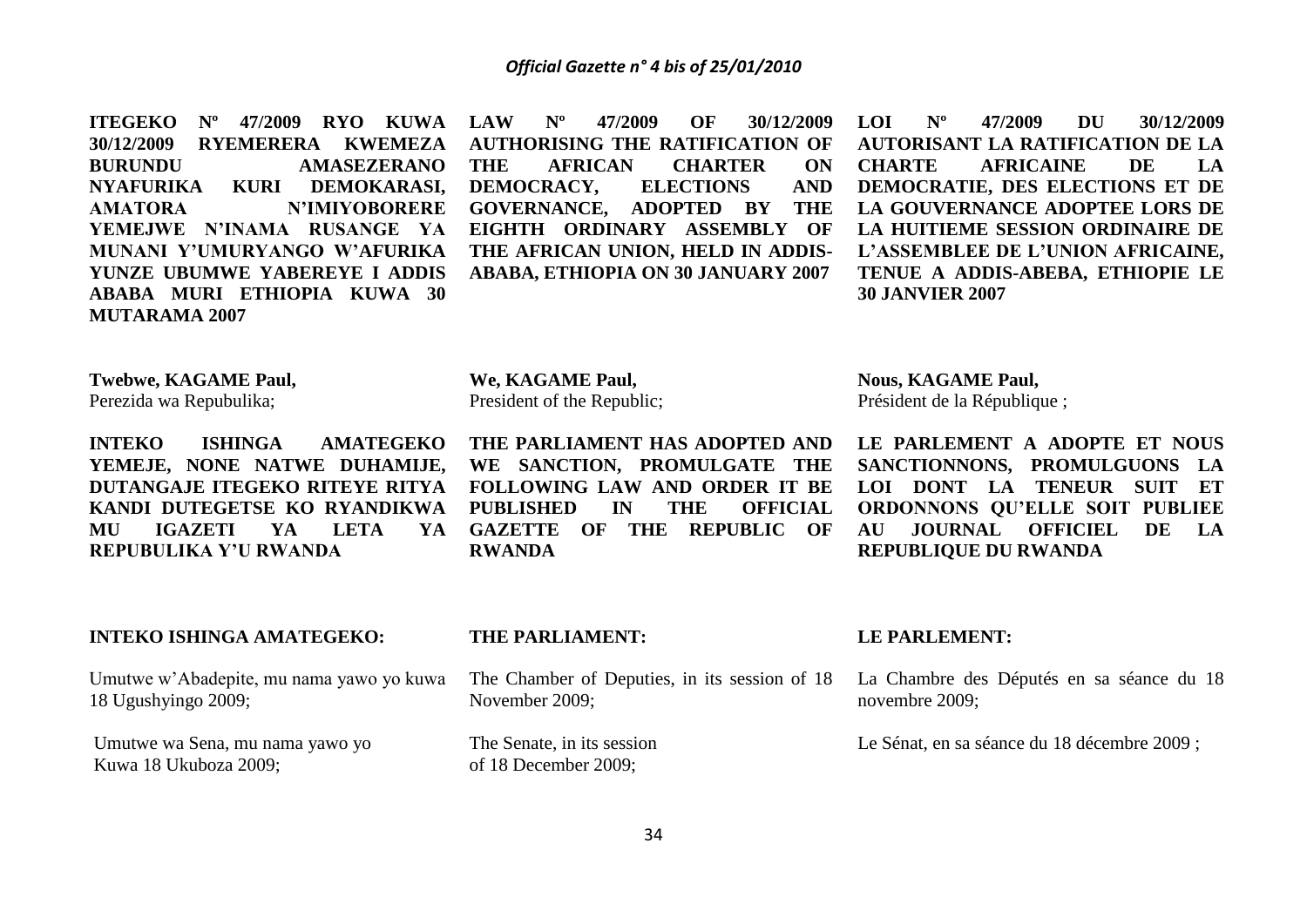**ITEGEKO Nº 47/2009 RYO KUWA 30/12/2009 RYEMERERA KWEMEZA BURUNDU AMASEZERANO NYAFURIKA KURI DEMOKARASI, AMATORA N'IMIYOBORERE YEMEJWE N'INAMA RUSANGE YA MUNANI Y'UMURYANGO W'AFURIKA YUNZE UBUMWE YABEREYE I ADDIS ABABA MURI ETHIOPIA KUWA 30 MUTARAMA 2007**

**Twebwe, KAGAME Paul,**
Perezida wa Repubulika;

**INTEKO ISHINGA AMATEGEKO YEMEJE, NONE NATWE DUHAMIJE, DUTANGAJE ITEGEKO RITEYE RITYA KANDI DUTEGETSE KO RYANDIKWA MU IGAZETI YA LETA YA REPUBULIKA Y'U RWANDA**

**INTEKO ISHINGA AMATEGEKO:**

Umutwe w'Abadepite, mu nama yawo yo kuwa 18 Ugushyingo 2009;

Umutwe wa Sena, mu nama yawo yo Kuwa 18 Ukuboza 2009;

**LAW Nº 47/2009 OF 30/12/2009 AUTHORISING THE RATIFICATION OF THE AFRICAN CHARTER ON DEMOCRACY, ELECTIONS AND GOVERNANCE, ADOPTED BY THE EIGHTH ORDINARY ASSEMBLY OF THE AFRICAN UNION, HELD IN ADDIS-ABABA, ETHIOPIA ON 30 JANUARY 2007**

**We, KAGAME Paul,**
President of the Republic;

**THE PARLIAMENT HAS ADOPTED AND WE SANCTION, PROMULGATE THE FOLLOWING LAW AND ORDER IT BE PUBLISHED IN THE OFFICIAL GAZETTE OF THE REPUBLIC OF RWANDA**

**THE PARLIAMENT:**

The Chamber of Deputies, in its session of 18 November 2009;

The Senate, in its session of 18 December 2009;

**LOI Nº 47/2009 DU 30/12/2009 AUTORISANT LA RATIFICATION DE LA CHARTE AFRICAINE DE LA DEMOCRATIE, DES ELECTIONS ET DE LA GOUVERNANCE ADOPTEE LORS DE LA HUITIEME SESSION ORDINAIRE DE L'ASSEMBLEE DE L'UNION AFRICAINE, TENUE A ADDIS-ABEBA, ETHIOPIE LE 30 JANVIER 2007**

**Nous, KAGAME Paul,**
Président de la République ;

**LE PARLEMENT A ADOPTE ET NOUS SANCTIONNONS, PROMULGUONS LA LOI DONT LA TENEUR SUIT ET ORDONNONS QU'ELLE SOIT PUBLIEE AU JOURNAL OFFICIEL DE LA REPUBLIQUE DU RWANDA**

**LE PARLEMENT:**

La Chambre des Députés en sa séance du 18 novembre 2009;

Le Sénat, en sa séance du 18 décembre 2009 ;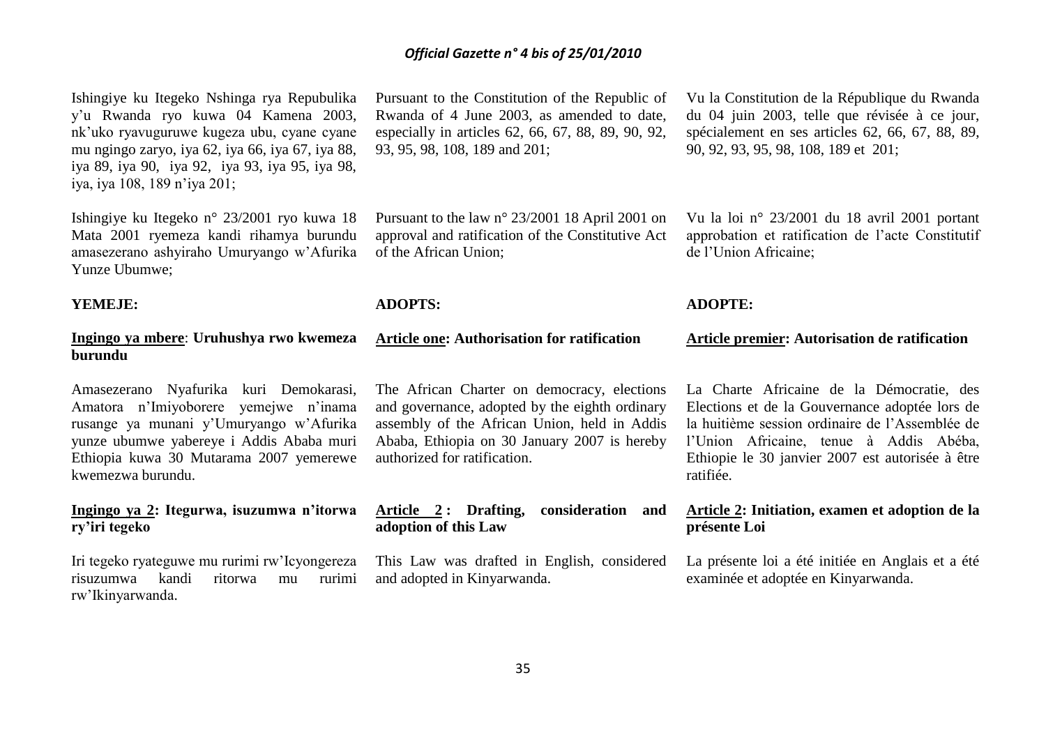Ishingiye ku Itegeko Nshinga rya Repubulika y'u Rwanda ryo kuwa 04 Kamena 2003, nk'uko ryavuguruwe kugeza ubu, cyane cyane mu ngingo zaryo, iya 62, iya 66, iya 67, iya 88, iya 89, iya 90, iya 92, iya 93, iya 95, iya 98, iya, iya 108, 189 n'iya 201;

Ishingiye ku Itegeko n° 23/2001 ryo kuwa 18 Mata 2001 ryemeza kandi rihamya burundu amasezerano ashyiraho Umuryango w'Afurika Yunze Ubumwe;

**YEMEJE:**

**Ingingo ya mbere: Uruhushya rwo kwemeza burundu**

Amasezerano Nyafurika kuri Demokarasi, Amatora n'Imiyoborere yemejwe n'inama rusange ya munani y'Umuryango w'Afurika yunze ubumwe yabereye i Addis Ababa muri Ethiopia kuwa 30 Mutarama 2007 yemerewe kwemezwa burundu.

**Ingingo ya 2: Itegurwa, isuzumwa n'itorwa ry'iri tegeko**

Iri tegeko ryateguwe mu rurimi rw'Icyongereza risuzumwa kandi ritorwa mu rurimi rw'Ikinyarwanda.

Pursuant to the Constitution of the Republic of Rwanda of 4 June 2003, as amended to date, especially in articles 62, 66, 67, 88, 89, 90, 92, 93, 95, 98, 108, 189 and 201;

Pursuant to the law n° 23/2001 18 April 2001 on approval and ratification of the Constitutive Act of the African Union;

**ADOPTS:**

**Article one: Authorisation for ratification**

The African Charter on democracy, elections and governance, adopted by the eighth ordinary assembly of the African Union, held in Addis Ababa, Ethiopia on 30 January 2007 is hereby authorized for ratification.

**Article 2 : Drafting, consideration and adoption of this Law**

This Law was drafted in English, considered and adopted in Kinyarwanda.

Vu la Constitution de la République du Rwanda du 04 juin 2003, telle que révisée à ce jour, spécialement en ses articles 62, 66, 67, 88, 89, 90, 92, 93, 95, 98, 108, 189 et 201;

Vu la loi n° 23/2001 du 18 avril 2001 portant approbation et ratification de l'acte Constitutif de l'Union Africaine;

**ADOPTE:**

**Article premier: Autorisation de ratification**

La Charte Africaine de la Démocratie, des Elections et de la Gouvernance adoptée lors de la huitième session ordinaire de l'Assemblée de l'Union Africaine, tenue à Addis Abéba, Ethiopie le 30 janvier 2007 est autorisée à être ratifiée.

**Article 2: Initiation, examen et adoption de la présente Loi**

La présente loi a été initiée en Anglais et a été examinée et adoptée en Kinyarwanda.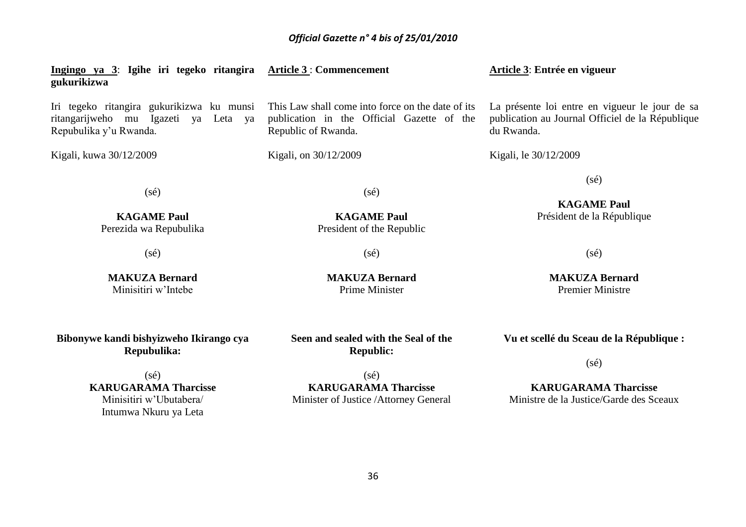**Ingingo ya 3**: **Igihe iri tegeko ritangira gukurikizwa**

Iri tegeko ritangira gukurikizwa ku munsi ritangarijweho mu Igazeti ya Leta ya Repubulika y'u Rwanda.

Kigali, kuwa 30/12/2009

(sé)

**KAGAME Paul**
Perezida wa Repubulika

(sé)

**MAKUZA Bernard**
Minisitiri w'Intebe

**Bibonywe kandi bishyizweho Ikirango cya Repubulika:**

(sé)
**KARUGARAMA Tharcisse**
Minisitiri w'Ubutabera/
Intumwa Nkuru ya Leta

**Article 3** : **Commencement**

This Law shall come into force on the date of its publication in the Official Gazette of the Republic of Rwanda.

Kigali, on 30/12/2009

(sé)

**KAGAME Paul**
President of the Republic

(sé)

**MAKUZA Bernard**
Prime Minister

**Seen and sealed with the Seal of the Republic:**

(sé)
**KARUGARAMA Tharcisse**
Minister of Justice /Attorney General

**Article 3**: **Entrée en vigueur**

La présente loi entre en vigueur le jour de sa publication au Journal Officiel de la République du Rwanda.

Kigali, le 30/12/2009

(sé)

**KAGAME Paul**
Président de la République

(sé)

**MAKUZA Bernard**
Premier Ministre

**Vu et scellé du Sceau de la République :**

(sé)

**KARUGARAMA Tharcisse**
Ministre de la Justice/Garde des Sceaux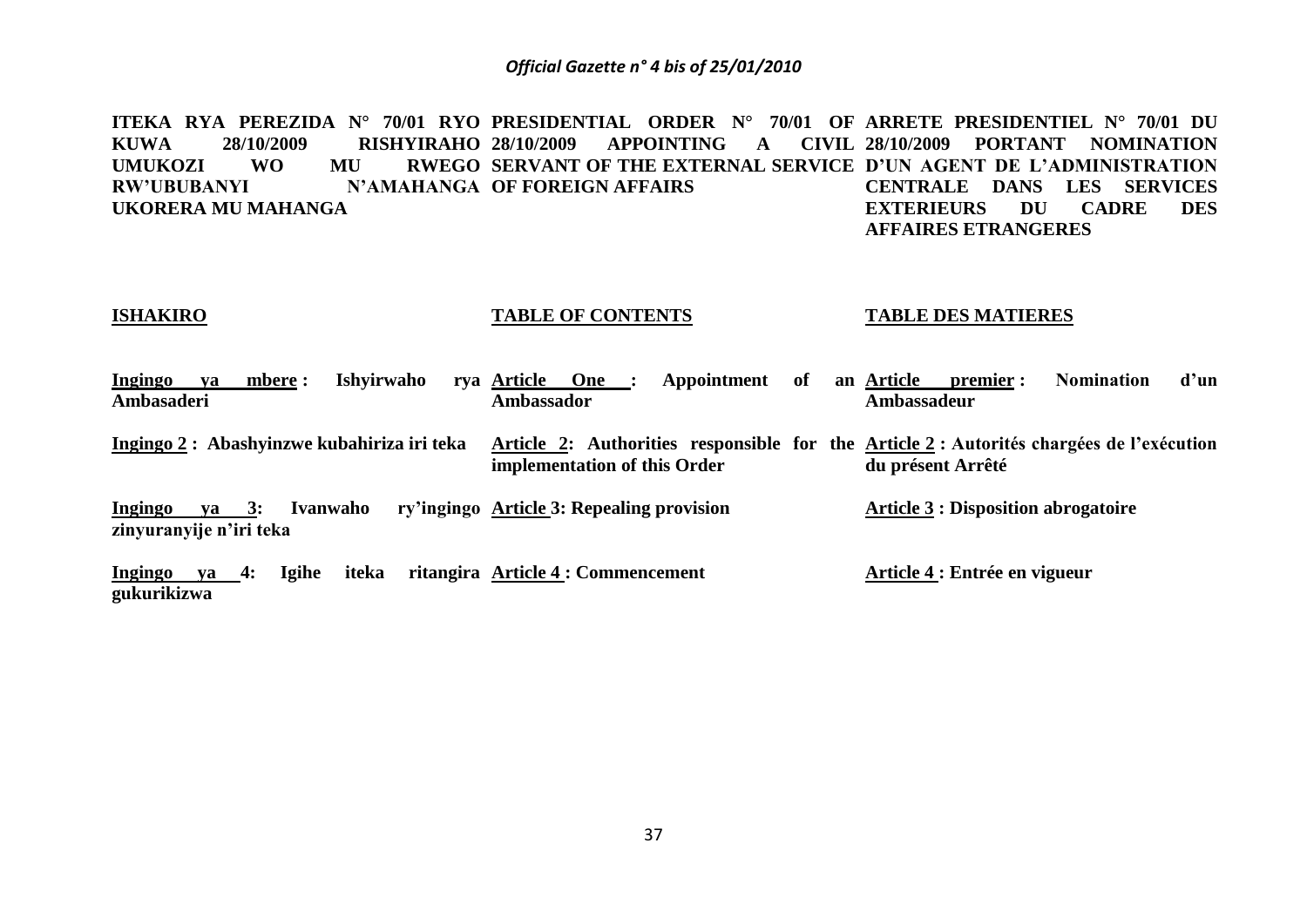**ITEKA RYA PEREZIDA N° 70/01 RYO KUWA 28/10/2009 RISHYIRAHO UMUKOZI WO MU RWEGO RW'UBUBANYI N'AMAHANGA UKORERA MU MAHANGA**

**ISHAKIRO**

**Ingingo ya mbere : Ishyirwaho rya Ambasaderi**

**Ingingo 2 : Abashyinzwe kubahiriza iri teka**

**Ingingo ya 3: Ivanwaho ry'ingingo zinyuranyije n'iri teka**

**Ingingo ya 4: Igihe iteka ritangira gukurikizwa**

**PRESIDENTIAL ORDER N° 70/01 OF 28/10/2009 APPOINTING A CIVIL SERVANT OF THE EXTERNAL SERVICE OF FOREIGN AFFAIRS**

**TABLE OF CONTENTS**

**Article One : Appointment of an Ambassador**

**Article 2: Authorities responsible for the implementation of this Order**

**Article 3: Repealing provision**

**Article 4 : Commencement**

**ARRETE PRESIDENTIEL N° 70/01 DU 28/10/2009 PORTANT NOMINATION D'UN AGENT DE L'ADMINISTRATION CENTRALE DANS LES SERVICES EXTERIEURS DU CADRE DES AFFAIRES ETRANGERES**

**TABLE DES MATIERES**

**Article premier : Nomination d'un Ambassadeur**

**Article 2 : Autorités chargées de l'exécution du présent Arrêté**

**Article 3 : Disposition abrogatoire**

**Article 4 : Entrée en vigueur**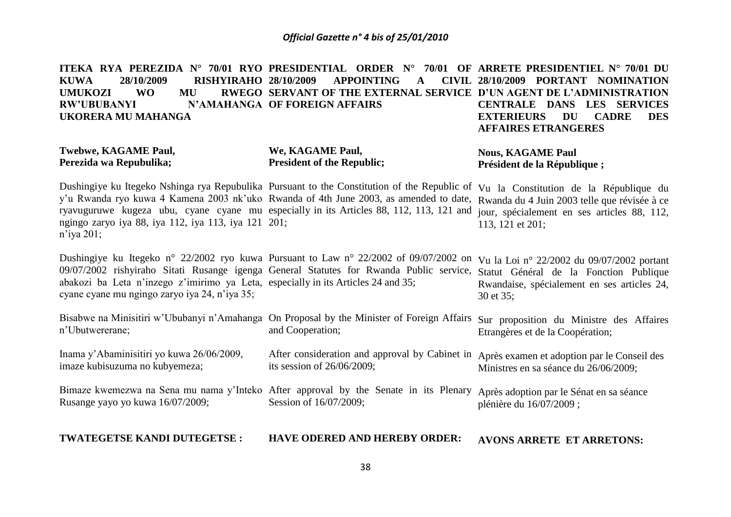**ITEKA RYA PEREZIDA N° 70/01 RYO KUWA 28/10/2009 RISHYIRAHO UMUKOZI WO MU RWEGO RW'UBUBANYI N'AMAHANGA UKORERA MU MAHANGA**

**Twebwe, KAGAME Paul,**
**Perezida wa Repubulika;**

Dushingiye ku Itegeko Nshinga rya Repubulika y'u Rwanda ryo kuwa 4 Kamena 2003 nk'uko ryavuguruwe kugeza ubu, cyane cyane mu ngingo zaryo iya 88, iya 112, iya 113, iya 121 n'iya 201;

Dushingiye ku Itegeko n° 22/2002 ryo kuwa 09/07/2002 rishyiraho Sitati Rusange igenga abakozi ba Leta n'inzego z'imirimo ya Leta, cyane cyane mu ngingo zaryo iya 24, n'iya 35;

Bisabwe na Minisitiri w'Ububanyi n'Amahanga n'Ubutwererane;

Inama y'Abaminisitiri yo kuwa 26/06/2009, imaze kubisuzuma no kubyemeza;

Bimaze kwemezwa na Sena mu nama y'Inteko Rusange yayo yo kuwa 16/07/2009;

**TWATEGETSE KANDI DUTEGETSE :**

**PRESIDENTIAL ORDER N° 70/01 OF 28/10/2009 APPOINTING A CIVIL SERVANT OF THE EXTERNAL SERVICE OF FOREIGN AFFAIRS**

**We, KAGAME Paul,**
**President of the Republic;**

Pursuant to the Constitution of the Republic of Rwanda of 4th June 2003, as amended to date, especially in its Articles 88, 112, 113, 121 and 201;

Pursuant to Law n° 22/2002 of 09/07/2002 on General Statutes for Rwanda Public service, especially in its Articles 24 and 35;

On Proposal by the Minister of Foreign Affairs and Cooperation;

After consideration and approval by Cabinet in its session of 26/06/2009;

After approval by the Senate in its Plenary Session of 16/07/2009;

**HAVE ODERED AND HEREBY ORDER:**

**ARRETE PRESIDENTIEL N° 70/01 DU 28/10/2009 PORTANT NOMINATION D'UN AGENT DE L'ADMINISTRATION CENTRALE DANS LES SERVICES EXTERIEURS DU CADRE DES AFFAIRES ETRANGERES**

**Nous, KAGAME Paul**
**Président de la République ;**

Vu la Constitution de la République du Rwanda du 4 Juin 2003 telle que révisée à ce jour, spécialement en ses articles 88, 112, 113, 121 et 201;

Vu la Loi n° 22/2002 du 09/07/2002 portant Statut Général de la Fonction Publique Rwandaise, spécialement en ses articles 24, 30 et 35;

Sur proposition du Ministre des Affaires Etrangères et de la Coopération;

Après examen et adoption par le Conseil des Ministres en sa séance du 26/06/2009;

Après adoption par le Sénat en sa séance plénière du 16/07/2009 ;

**AVONS ARRETE ET ARRETONS:**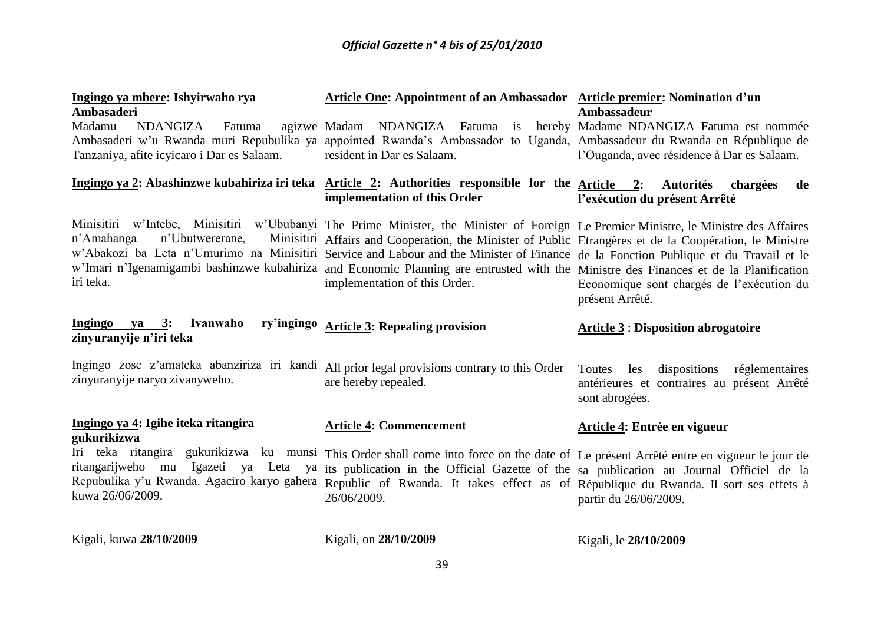**Ingingo ya mbere: Ishyirwaho rya Ambasaderi**

Madamu NDANGIZA Fatuma agizwe Ambasaderi w'u Rwanda muri Repubulika ya Tanzaniya, afite icyicaro i Dar es Salaam.

**Ingingo ya 2: Abashinzwe kubahiriza iri teka**

Minisitiri w'Intebe, Minisitiri w'Ububanyi n'Amahanga n'Ubutwererane, Minisitiri w'Abakozi ba Leta n'Umurimo na Minisitiri w'Imari n'Igenamigambi bashinzwe kubahiriza iri teka.

**Ingingo ya 3: Ivanwaho ry'ingingo zinyuranyije n'iri teka**

Ingingo zose z'amateka abanziriza iri kandi zinyuranyije naryo zivanyweho.

**Ingingo ya 4: Igihe iteka ritangira gukurikizwa**

Iri teka ritangira gukurikizwa ku munsi ritangarijweho mu Igazeti ya Leta ya Repubulika y'u Rwanda. Agaciro karyo gahera kuwa 26/06/2009.

Kigali, kuwa **28/10/2009**

**Article One: Appointment of an Ambassador**

Madam NDANGIZA Fatuma is hereby appointed Rwanda's Ambassador to Uganda, resident in Dar es Salaam.

**Article 2: Authorities responsible for the implementation of this Order**

The Prime Minister, the Minister of Foreign Affairs and Cooperation, the Minister of Public Service and Labour and the Minister of Finance and Economic Planning are entrusted with the implementation of this Order.

**Article 3: Repealing provision**

All prior legal provisions contrary to this Order are hereby repealed.

**Article 4: Commencement**

This Order shall come into force on the date of its publication in the Official Gazette of the Republic of Rwanda. It takes effect as of 26/06/2009.

Kigali, on **28/10/2009**

**Article premier: Nomination d'un Ambassadeur**

Madame NDANGIZA Fatuma est nommée Ambassadeur du Rwanda en République de l'Ouganda, avec résidence à Dar es Salaam.

**Article 2: Autorités chargées de l'exécution du présent Arrêté**

Le Premier Ministre, le Ministre des Affaires Etrangères et de la Coopération, le Ministre de la Fonction Publique et du Travail et le Ministre des Finances et de la Planification Economique sont chargés de l'exécution du présent Arrêté.

**Article 3 : Disposition abrogatoire**

Toutes les dispositions réglementaires antérieures et contraires au présent Arrêté sont abrogées.

**Article 4: Entrée en vigueur**

Le présent Arrêté entre en vigueur le jour de sa publication au Journal Officiel de la République du Rwanda. Il sort ses effets à partir du 26/06/2009.

Kigali, le **28/10/2009**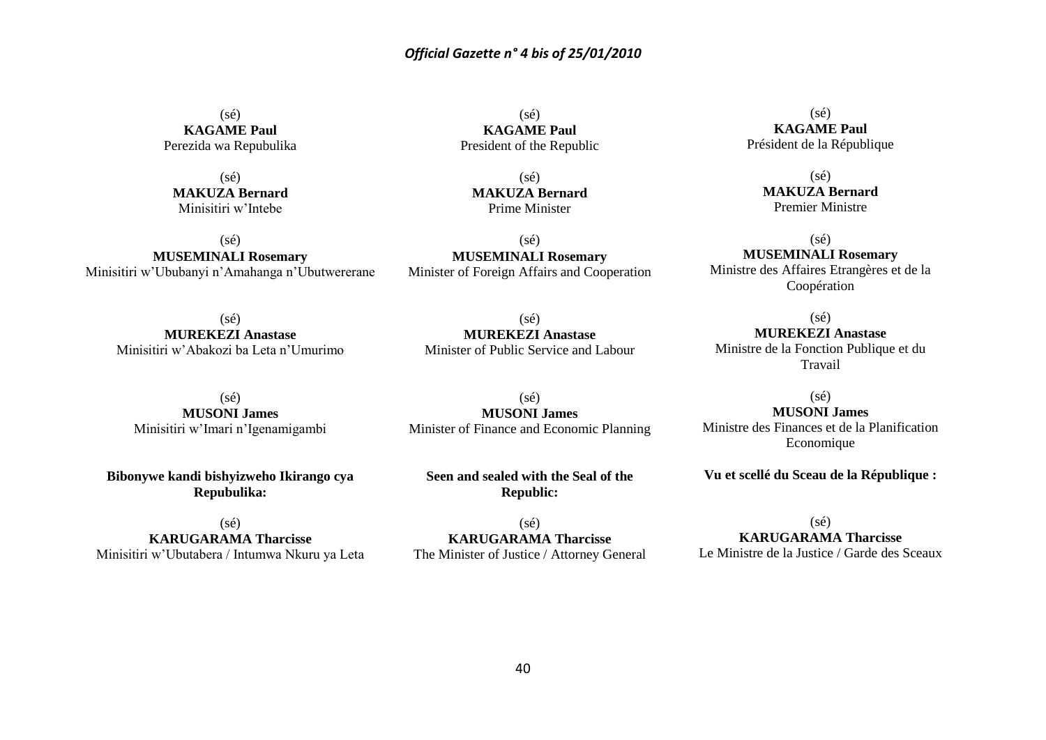(sé)
**KAGAME Paul**
Perezida wa Repubulika

(sé)
**MAKUZA Bernard**
Minisitiri w'Intebe

(sé)
**MUSEMINALI Rosemary**
Minisitiri w'Ububanyi n'Amahanga n'Ubutwererane

(sé)
**MUREKEZI Anastase**
Minisitiri w'Abakozi ba Leta n'Umurimo

(sé)
**MUSONI James**
Minisitiri w'Imari n'Igenamigambi

**Bibonywe kandi bishyizweho Ikirango cya Repubulika:**

(sé)
**KARUGARAMA Tharcisse**
Minisitiri w'Ubutabera / Intumwa Nkuru ya Leta

(sé)
**KAGAME Paul**
President of the Republic

(sé)
**MAKUZA Bernard**
Prime Minister

(sé)
**MUSEMINALI Rosemary**
Minister of Foreign Affairs and Cooperation

(sé)
**MUREKEZI Anastase**
Minister of Public Service and Labour

(sé)
**MUSONI James**
Minister of Finance and Economic Planning

**Seen and sealed with the Seal of the Republic:**

(sé)
**KARUGARAMA Tharcisse**
The Minister of Justice / Attorney General

(sé)
**KAGAME Paul**
Président de la République

(sé)
**MAKUZA Bernard**
Premier Ministre

(sé)
**MUSEMINALI Rosemary**
Ministre des Affaires Etrangères et de la Coopération

(sé)
**MUREKEZI Anastase**
Ministre de la Fonction Publique et du Travail

(sé)
**MUSONI James**
Ministre des Finances et de la Planification Economique

**Vu et scellé du Sceau de la République :**

(sé)
**KARUGARAMA Tharcisse**
Le Ministre de la Justice / Garde des Sceaux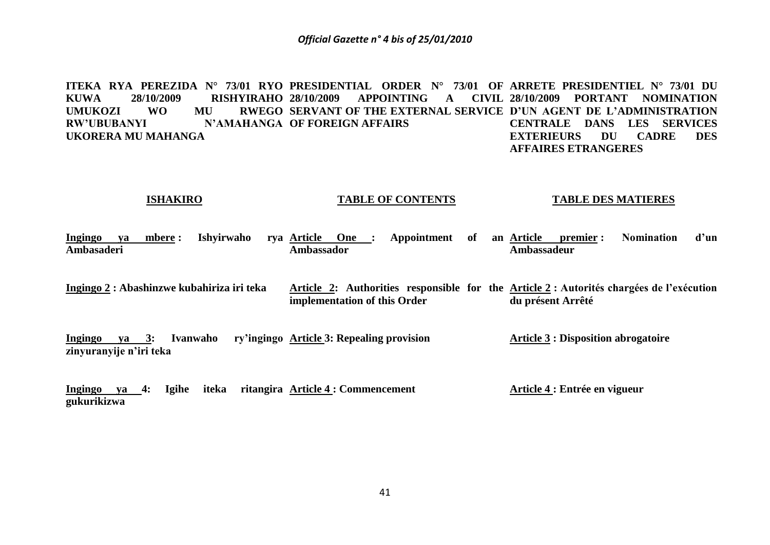**ITEKA RYA PEREZIDA N° 73/01 RYO KUWA 28/10/2009 RISHYIRAHO UMUKOZI WO MU RWEGO RW'UBUBANYI N'AMAHANGA UKORERA MU MAHANGA**

**ISHAKIRO**

**Ingingo ya mbere : Ishyirwaho rya Ambasaderi**

**Ingingo 2 : Abashinzwe kubahiriza iri teka**

**Ingingo ya 3: Ivanwaho ry'ingingo zinyuranyije n'iri teka**

**Ingingo ya 4: Igihe iteka ritangira gukurikizwa**

**PRESIDENTIAL ORDER N° 73/01 OF 28/10/2009 APPOINTING A CIVIL SERVANT OF THE EXTERNAL SERVICE OF FOREIGN AFFAIRS**

**TABLE OF CONTENTS**

**Article One : Appointment of an Ambassador**

**Article 2: Authorities responsible for the implementation of this Order**

**Article 3: Repealing provision**

**Article 4 : Commencement**

**ARRETE PRESIDENTIEL N° 73/01 DU 28/10/2009 PORTANT NOMINATION D'UN AGENT DE L'ADMINISTRATION CENTRALE DANS LES SERVICES EXTERIEURS DU CADRE DES AFFAIRES ETRANGERES**

**TABLE DES MATIERES**

**Article premier : Nomination d'un Ambassadeur**

**Article 2 : Autorités chargées de l'exécution du présent Arrêté**

**Article 3 : Disposition abrogatoire**

**Article 4 : Entrée en vigueur**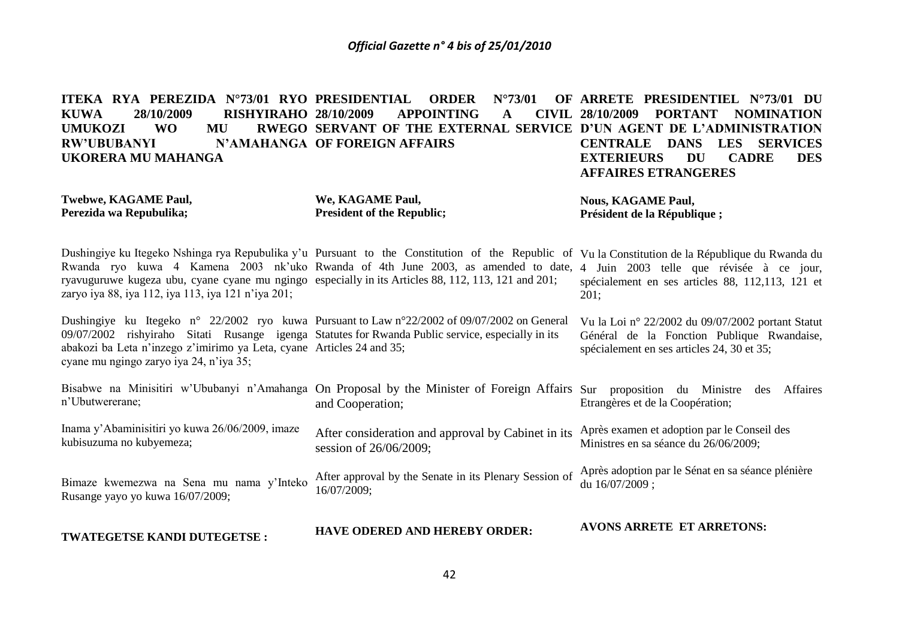**ITEKA RYA PEREZIDA N°73/01 RYO KUWA 28/10/2009 RISHYIRAHO UMUKOZI WO MU RWEGO RW'UBUBANYI N'AMAHANGA UKORERA MU MAHANGA**

**Twebwe, KAGAME Paul,**
**Perezida wa Repubulika;**

Dushingiye ku Itegeko Nshinga rya Repubulika y'u Rwanda ryo kuwa 4 Kamena 2003 nk'uko ryavuguruwe kugeza ubu, cyane cyane mu ngingo zaryo iya 88, iya 112, iya 113, iya 121 n'iya 201;

Dushingiye ku Itegeko n° 22/2002 ryo kuwa 09/07/2002 rishyiraho Sitati Rusange igenga abakozi ba Leta n'inzego z'imirimo ya Leta, cyane cyane mu ngingo zaryo iya 24, n'iya 35;

Bisabwe na Minisitiri w'Ububanyi n'Amahanga n'Ubutwererane;

Inama y'Abaminisitiri yo kuwa 26/06/2009, imaze kubisuzuma no kubyemeza;

Bimaze kwemezwa na Sena mu nama y'Inteko Rusange yayo yo kuwa 16/07/2009;

**TWATEGETSE KANDI DUTEGETSE :**

**PRESIDENTIAL ORDER N°73/01 OF 28/10/2009 APPOINTING A CIVIL SERVANT OF THE EXTERNAL SERVICE OF FOREIGN AFFAIRS**

**We, KAGAME Paul,**
**President of the Republic;**

Pursuant to the Constitution of the Republic of Rwanda of 4th June 2003, as amended to date, especially in its Articles 88, 112, 113, 121 and 201;

Pursuant to Law n°22/2002 of 09/07/2002 on General Statutes for Rwanda Public service, especially in its Articles 24 and 35;

On Proposal by the Minister of Foreign Affairs and Cooperation;

After consideration and approval by Cabinet in its session of 26/06/2009;

After approval by the Senate in its Plenary Session of 16/07/2009;

**HAVE ODERED AND HEREBY ORDER:**

**ARRETE PRESIDENTIEL N°73/01 DU 28/10/2009 PORTANT NOMINATION D'UN AGENT DE L'ADMINISTRATION CENTRALE DANS LES SERVICES EXTERIEURS DU CADRE DES AFFAIRES ETRANGERES**

**Nous, KAGAME Paul,**
**Président de la République ;**

Vu la Constitution de la République du Rwanda du 4 Juin 2003 telle que révisée à ce jour, spécialement en ses articles 88, 112,113, 121 et 201;

Vu la Loi n° 22/2002 du 09/07/2002 portant Statut Général de la Fonction Publique Rwandaise, spécialement en ses articles 24, 30 et 35;

Sur proposition du Ministre des Affaires Etrangères et de la Coopération;

Après examen et adoption par le Conseil des Ministres en sa séance du 26/06/2009;

Après adoption par le Sénat en sa séance plénière du 16/07/2009 ;

**AVONS ARRETE ET ARRETONS:**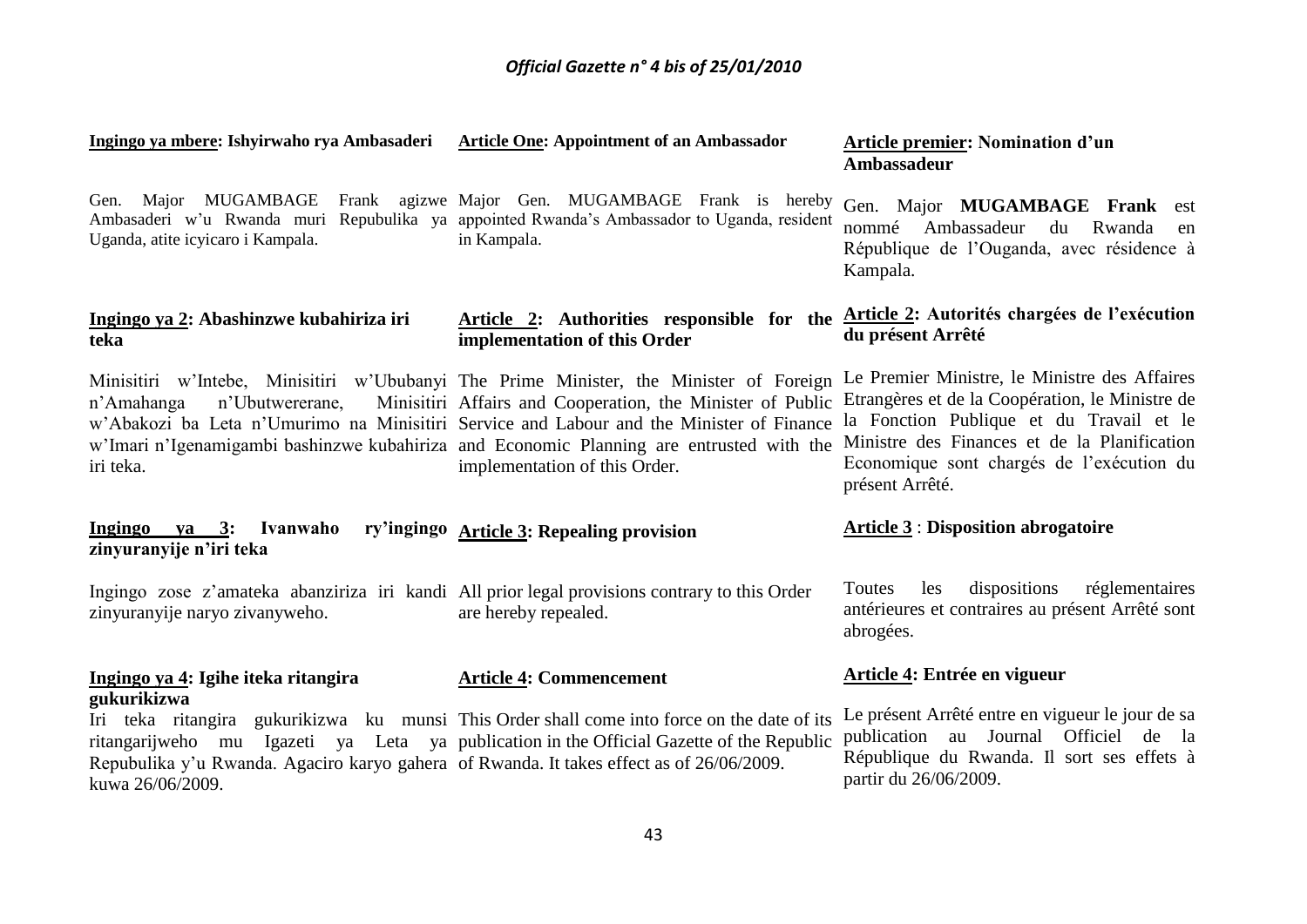**Ingingo ya mbere: Ishyirwaho rya Ambasaderi**

Gen. Major MUGAMBAGE Frank agizwe Ambasaderi w'u Rwanda muri Repubulika ya Uganda, atite icyicaro i Kampala.

**Ingingo ya 2: Abashinzwe kubahiriza iri teka**

Minisitiri w'Intebe, Minisitiri w'Ububanyi n'Amahanga n'Ubutwererane, Minisitiri w'Abakozi ba Leta n'Umurimo na Minisitiri w'Imari n'Igenamigambi bashinzwe kubahiriza iri teka.

**Ingingo ya 3: Ivanwaho ry'ingingo zinyuranyije n'iri teka**

Ingingo zose z'amateka abanziriza iri kandi zinyuranyije naryo zivanyweho.

**Ingingo ya 4: Igihe iteka ritangira gukurikizwa**

Iri teka ritangira gukurikizwa ku munsi ritangarijweho mu Igazeti ya Leta ya Repubulika y'u Rwanda. Agaciro karyo gahera kuwa 26/06/2009.

**Article One: Appointment of an Ambassador**

Major Gen. MUGAMBAGE Frank is hereby appointed Rwanda's Ambassador to Uganda, resident in Kampala.

**Article 2: Authorities responsible for the implementation of this Order**

The Prime Minister, the Minister of Foreign Affairs and Cooperation, the Minister of Public Service and Labour and the Minister of Finance and Economic Planning are entrusted with the implementation of this Order.

**Article 3: Repealing provision**

All prior legal provisions contrary to this Order are hereby repealed.

**Article 4: Commencement**

This Order shall come into force on the date of its publication in the Official Gazette of the Republic of Rwanda. It takes effect as of 26/06/2009.

**Article premier: Nomination d'un Ambassadeur**

Gen. Major **MUGAMBAGE Frank** est nommé Ambassadeur du Rwanda en République de l'Ouganda, avec résidence à Kampala.

**Article 2: Autorités chargées de l'exécution du présent Arrêté**

Le Premier Ministre, le Ministre des Affaires Etrangères et de la Coopération, le Ministre de la Fonction Publique et du Travail et le Ministre des Finances et de la Planification Economique sont chargés de l'exécution du présent Arrêté.

**Article 3 : Disposition abrogatoire**

Toutes les dispositions réglementaires antérieures et contraires au présent Arrêté sont abrogées.

**Article 4: Entrée en vigueur**

Le présent Arrêté entre en vigueur le jour de sa publication au Journal Officiel de la République du Rwanda. Il sort ses effets à partir du 26/06/2009.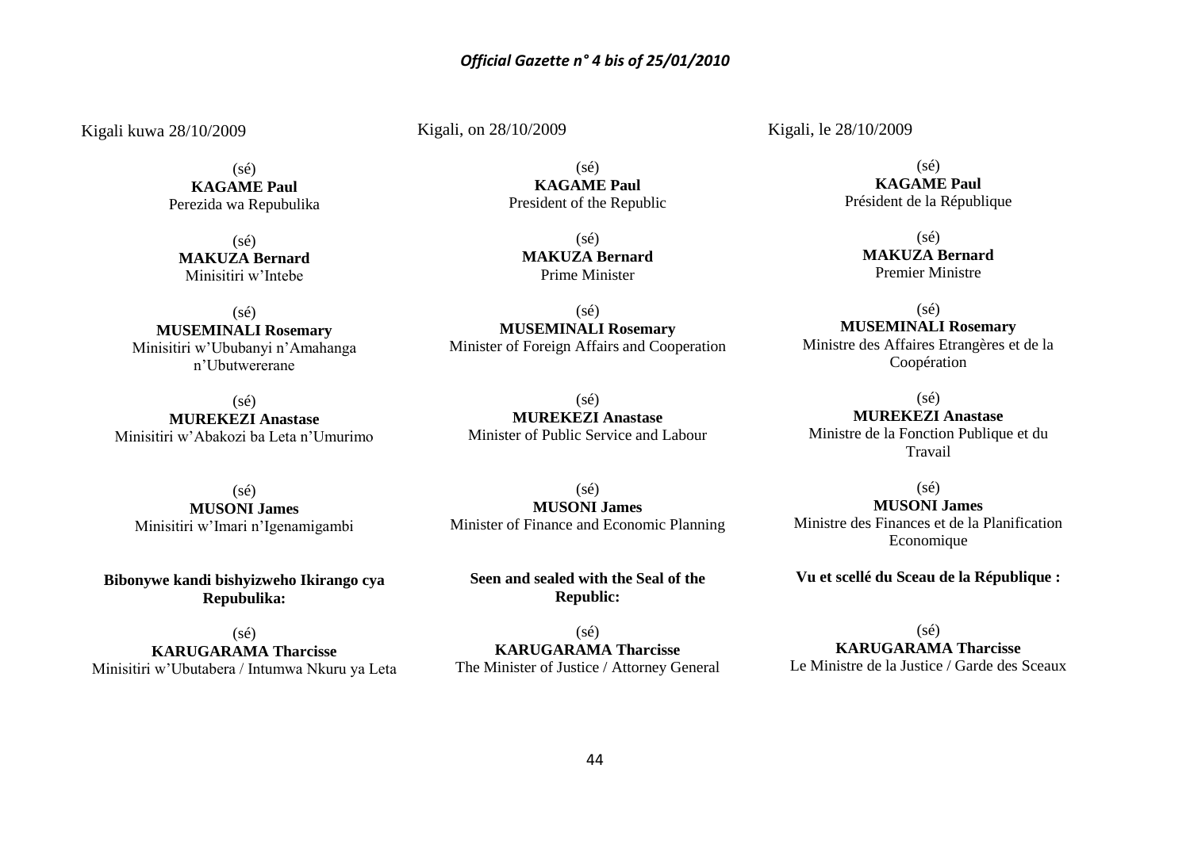Kigali kuwa 28/10/2009

(sé)
**KAGAME Paul**
Perezida wa Repubulika

(sé)
**MAKUZA Bernard**
Minisitiri w'Intebe

(sé)
**MUSEMINALI Rosemary**
Minisitiri w'Ububanyi n'Amahanga n'Ubutwererane

(sé)
**MUREKEZI Anastase**
Minisitiri w'Abakozi ba Leta n'Umurimo

(sé)
**MUSONI James**
Minisitiri w'Imari n'Igenamigambi

**Bibonywe kandi bishyizweho Ikirango cya Repubulika:**

(sé)
**KARUGARAMA Tharcisse**
Minisitiri w'Ubutabera / Intumwa Nkuru ya Leta

Kigali, on 28/10/2009

(sé)
**KAGAME Paul**
President of the Republic

(sé)
**MAKUZA Bernard**
Prime Minister

(sé)
**MUSEMINALI Rosemary**
Minister of Foreign Affairs and Cooperation

(sé)
**MUREKEZI Anastase**
Minister of Public Service and Labour

(sé)
**MUSONI James**
Minister of Finance and Economic Planning

**Seen and sealed with the Seal of the Republic:**

(sé)
**KARUGARAMA Tharcisse**
The Minister of Justice / Attorney General

Kigali, le 28/10/2009

(sé)
**KAGAME Paul**
Président de la République

(sé)
**MAKUZA Bernard**
Premier Ministre

(sé)
**MUSEMINALI Rosemary**
Ministre des Affaires Etrangères et de la Coopération

(sé)
**MUREKEZI Anastase**
Ministre de la Fonction Publique et du Travail

(sé)
**MUSONI James**
Ministre des Finances et de la Planification Economique

**Vu et scellé du Sceau de la République :**

(sé)
**KARUGARAMA Tharcisse**
Le Ministre de la Justice / Garde des Sceaux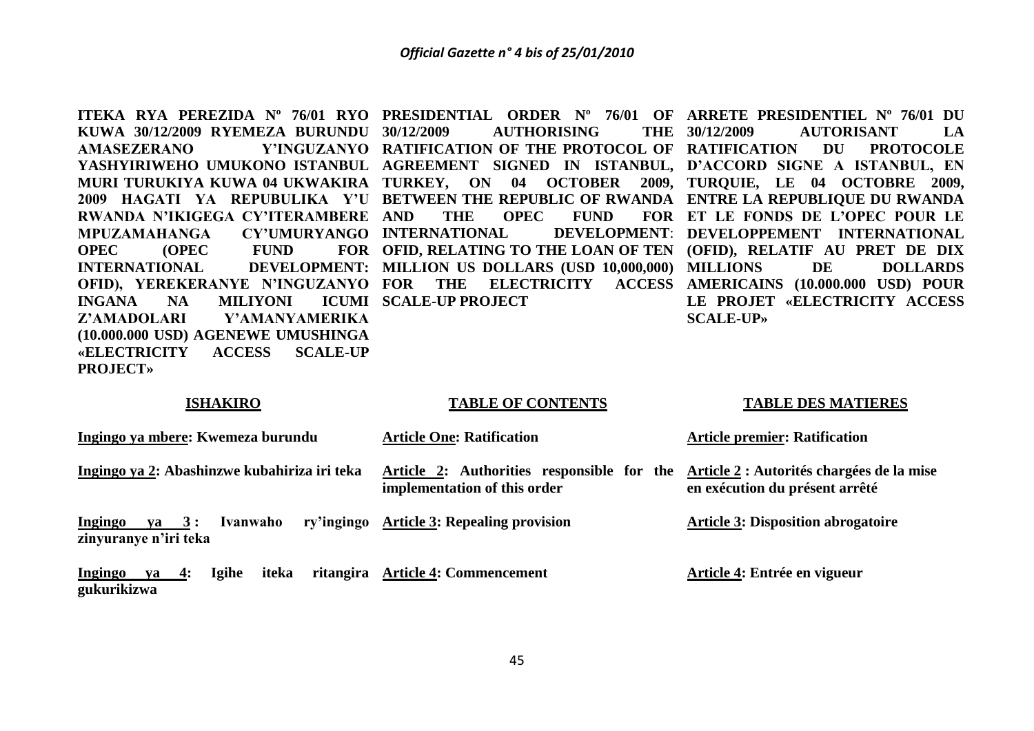**ITEKA RYA PEREZIDA Nº 76/01 RYO KUWA 30/12/2009 RYEMEZA BURUNDU AMASEZERANO Y'INGUZANYO YASHYIRIWEHO UMUKONO ISTANBUL MURI TURUKIYA KUWA 04 UKWAKIRA 2009 HAGATI YA REPUBULIKA Y'U RWANDA N'IKIGEGA CY'ITERAMBERE MPUZAMAHANGA CY'UMURYANGO OPEC (OPEC FUND FOR INTERNATIONAL DEVELOPMENT: OFID), YEREKERANYE N'INGUZANYO INGANA NA MILIYONI ICUMI Z'AMADOLARI Y'AMANYAMERIKA (10.000.000 USD) AGENEWE UMUSHINGA «ELECTRICITY ACCESS SCALE-UP PROJECT»**

**ISHAKIRO**

Ingingo ya mbere: Kwemeza burundu

Ingingo ya 2: Abashinzwe kubahiriza iri teka

Ingingo ya 3 : Ivanwaho ry'ingingo zinyuranye n'iri teka

Ingingo ya 4: Igihe iteka ritangira gukurikizwa

**PRESIDENTIAL ORDER Nº 76/01 OF 30/12/2009 AUTHORISING THE RATIFICATION OF THE PROTOCOL OF AGREEMENT SIGNED IN ISTANBUL, TURKEY, ON 04 OCTOBER 2009, BETWEEN THE REPUBLIC OF RWANDA AND THE OPEC FUND FOR INTERNATIONAL DEVELOPMENT: OFID, RELATING TO THE LOAN OF TEN MILLION US DOLLARS (USD 10,000,000) FOR THE ELECTRICITY ACCESS SCALE-UP PROJECT**

**TABLE OF CONTENTS**

Article One: Ratification

Article 2: Authorities responsible for the implementation of this order

Article 3: Repealing provision

Article 4: Commencement

**ARRETE PRESIDENTIEL Nº 76/01 DU 30/12/2009 AUTORISANT LA RATIFICATION DU PROTOCOLE D'ACCORD SIGNE A ISTANBUL, EN TURQUIE, LE 04 OCTOBRE 2009, ENTRE LA REPUBLIQUE DU RWANDA ET LE FONDS DE L'OPEC POUR LE DEVELOPPEMENT INTERNATIONAL (OFID), RELATIF AU PRET DE DIX MILLIONS DE DOLLARDS AMERICAINS (10.000.000 USD) POUR LE PROJET «ELECTRICITY ACCESS SCALE-UP»**

**TABLE DES MATIERES**

Article premier: Ratification

Article 2 : Autorités chargées de la mise en exécution du présent arrêté

Article 3: Disposition abrogatoire

Article 4: Entrée en vigueur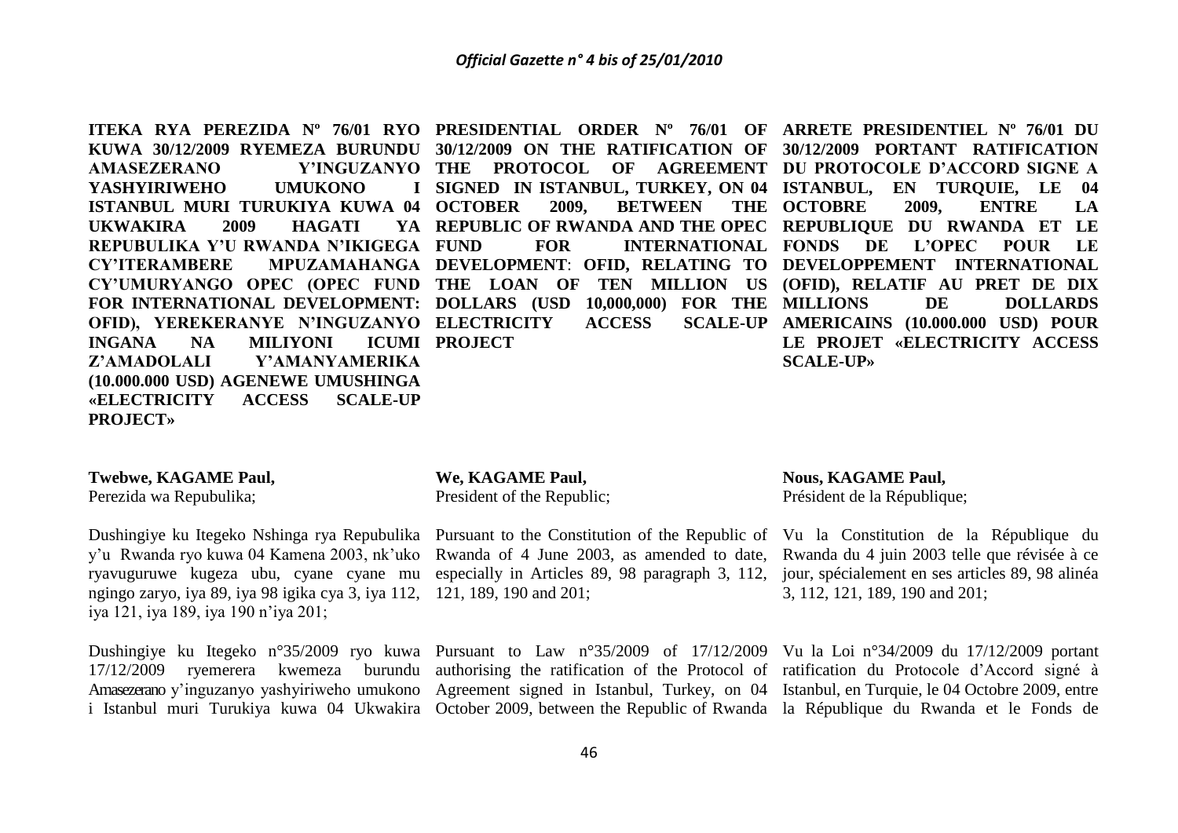**ITEKA RYA PEREZIDA Nº 76/01 RYO KUWA 30/12/2009 RYEMEZA BURUNDU AMASEZERANO Y'INGUZANYO YASHYIRIWEHO UMUKONO I ISTANBUL MURI TURUKIYA KUWA 04 UKWAKIRA 2009 HAGATI YA REPUBULIKA Y'U RWANDA N'IKIGEGA CY'ITERAMBERE MPUZAMAHANGA CY'UMURYANGO OPEC (OPEC FUND FOR INTERNATIONAL DEVELOPMENT: OFID), YEREKERANYE N'INGUZANYO INGANA NA MILIYONI ICUMI Z'AMADOLALI Y'AMANYAMERIKA (10.000.000 USD) AGENEWE UMUSHINGA «ELECTRICITY ACCESS SCALE-UP PROJECT»**

**Twebwe, KAGAME Paul,**
Perezida wa Repubulika;

Dushingiye ku Itegeko Nshinga rya Repubulika y'u Rwanda ryo kuwa 04 Kamena 2003, nk'uko ryavuguruwe kugeza ubu, cyane cyane mu ngingo zaryo, iya 89, iya 98 igika cya 3, iya 112, iya 121, iya 189, iya 190 n'iya 201;

Dushingiye ku Itegeko n°35/2009 ryo kuwa 17/12/2009 ryemerera kwemeza burundu Amasezerano y'inguzanyo yashyiriweho umukono i Istanbul muri Turukiya kuwa 04 Ukwakira

**PRESIDENTIAL ORDER Nº 76/01 OF 30/12/2009 ON THE RATIFICATION OF THE PROTOCOL OF AGREEMENT SIGNED IN ISTANBUL, TURKEY, ON 04 OCTOBER 2009, BETWEEN THE REPUBLIC OF RWANDA AND THE OPEC FUND FOR INTERNATIONAL DEVELOPMENT: OFID, RELATING TO THE LOAN OF TEN MILLION US DOLLARS (USD 10,000,000) FOR THE ELECTRICITY ACCESS SCALE-UP PROJECT**

**We, KAGAME Paul,**
President of the Republic;

Pursuant to the Constitution of the Republic of Rwanda of 4 June 2003, as amended to date, especially in Articles 89, 98 paragraph 3, 112, 121, 189, 190 and 201;

Pursuant to Law n°35/2009 of 17/12/2009 authorising the ratification of the Protocol of Agreement signed in Istanbul, Turkey, on 04 October 2009, between the Republic of Rwanda

**ARRETE PRESIDENTIEL Nº 76/01 DU 30/12/2009 PORTANT RATIFICATION DU PROTOCOLE D'ACCORD SIGNE A ISTANBUL, EN TURQUIE, LE 04 OCTOBRE 2009, ENTRE LA REPUBLIQUE DU RWANDA ET LE FONDS DE L'OPEC POUR LE DEVELOPPEMENT INTERNATIONAL (OFID), RELATIF AU PRET DE DIX MILLIONS DE DOLLARDS AMERICAINS (10.000.000 USD) POUR LE PROJET «ELECTRICITY ACCESS SCALE-UP»**

**Nous, KAGAME Paul,**
Président de la République;

Vu la Constitution de la République du Rwanda du 4 juin 2003 telle que révisée à ce jour, spécialement en ses articles 89, 98 alinéa 3, 112, 121, 189, 190 and 201;

Vu la Loi n°34/2009 du 17/12/2009 portant ratification du Protocole d'Accord signé à Istanbul, en Turquie, le 04 Octobre 2009, entre la République du Rwanda et le Fonds de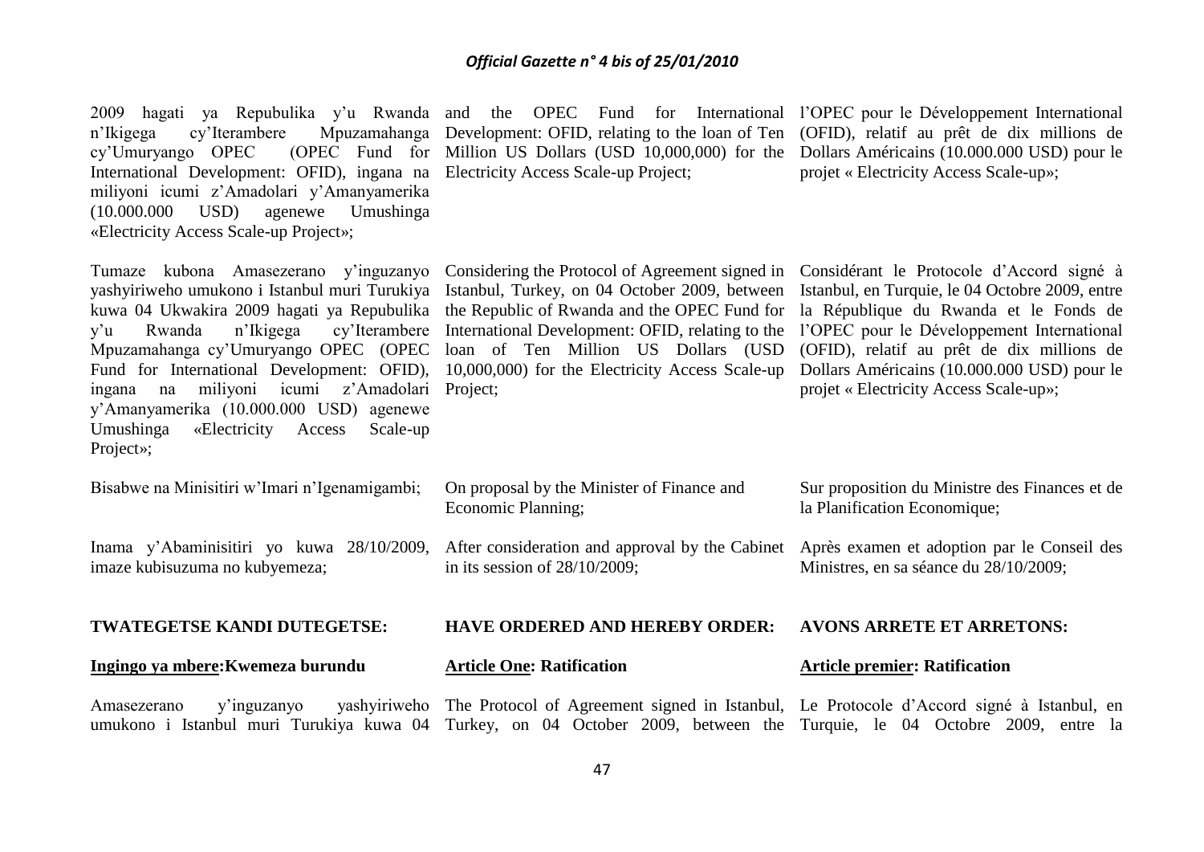2009 hagati ya Repubulika y'u Rwanda n'Ikigega cy'Iterambere Mpuzamahanga cy'Umuryango OPEC (OPEC Fund for International Development: OFID), ingana na miliyoni icumi z'Amadolari y'Amanyamerika (10.000.000 USD) agenewe Umushinga «Electricity Access Scale-up Project»;

Tumaze kubona Amasezerano y'inguzanyo yashyiriweho umukono i Istanbul muri Turukiya kuwa 04 Ukwakira 2009 hagati ya Repubulika y'u Rwanda n'Ikigega cy'Iterambere Mpuzamahanga cy'Umuryango OPEC (OPEC Fund for International Development: OFID), ingana na miliyoni icumi z'Amadolari y'Amanyamerika (10.000.000 USD) agenewe Umushinga «Electricity Access Scale-up Project»;

Bisabwe na Minisitiri w'Imari n'Igenamigambi;

Inama y'Abaminisitiri yo kuwa 28/10/2009, imaze kubisuzuma no kubyemeza;

**TWATEGETSE KANDI DUTEGETSE:**

**Ingingo ya mbere:Kwemeza burundu**

Amasezerano y'inguzanyo yashyiriweho umukono i Istanbul muri Turukiya kuwa 04

and the OPEC Fund for International Development: OFID, relating to the loan of Ten Million US Dollars (USD 10,000,000) for the Electricity Access Scale-up Project;

Considering the Protocol of Agreement signed in Istanbul, Turkey, on 04 October 2009, between the Republic of Rwanda and the OPEC Fund for International Development: OFID, relating to the loan of Ten Million US Dollars (USD 10,000,000) for the Electricity Access Scale-up Project;

On proposal by the Minister of Finance and Economic Planning;

After consideration and approval by the Cabinet in its session of 28/10/2009;

**HAVE ORDERED AND HEREBY ORDER:**

**Article One: Ratification**

The Protocol of Agreement signed in Istanbul, Turkey, on 04 October 2009, between the

l'OPEC pour le Développement International (OFID), relatif au prêt de dix millions de Dollars Américains (10.000.000 USD) pour le projet « Electricity Access Scale-up»;

Considérant le Protocole d'Accord signé à Istanbul, en Turquie, le 04 Octobre 2009, entre la République du Rwanda et le Fonds de l'OPEC pour le Développement International (OFID), relatif au prêt de dix millions de Dollars Américains (10.000.000 USD) pour le projet « Electricity Access Scale-up»;

Sur proposition du Ministre des Finances et de la Planification Economique;

Après examen et adoption par le Conseil des Ministres, en sa séance du 28/10/2009;

**AVONS ARRETE ET ARRETONS:**

**Article premier: Ratification**

Le Protocole d'Accord signé à Istanbul, en Turquie, le 04 Octobre 2009, entre la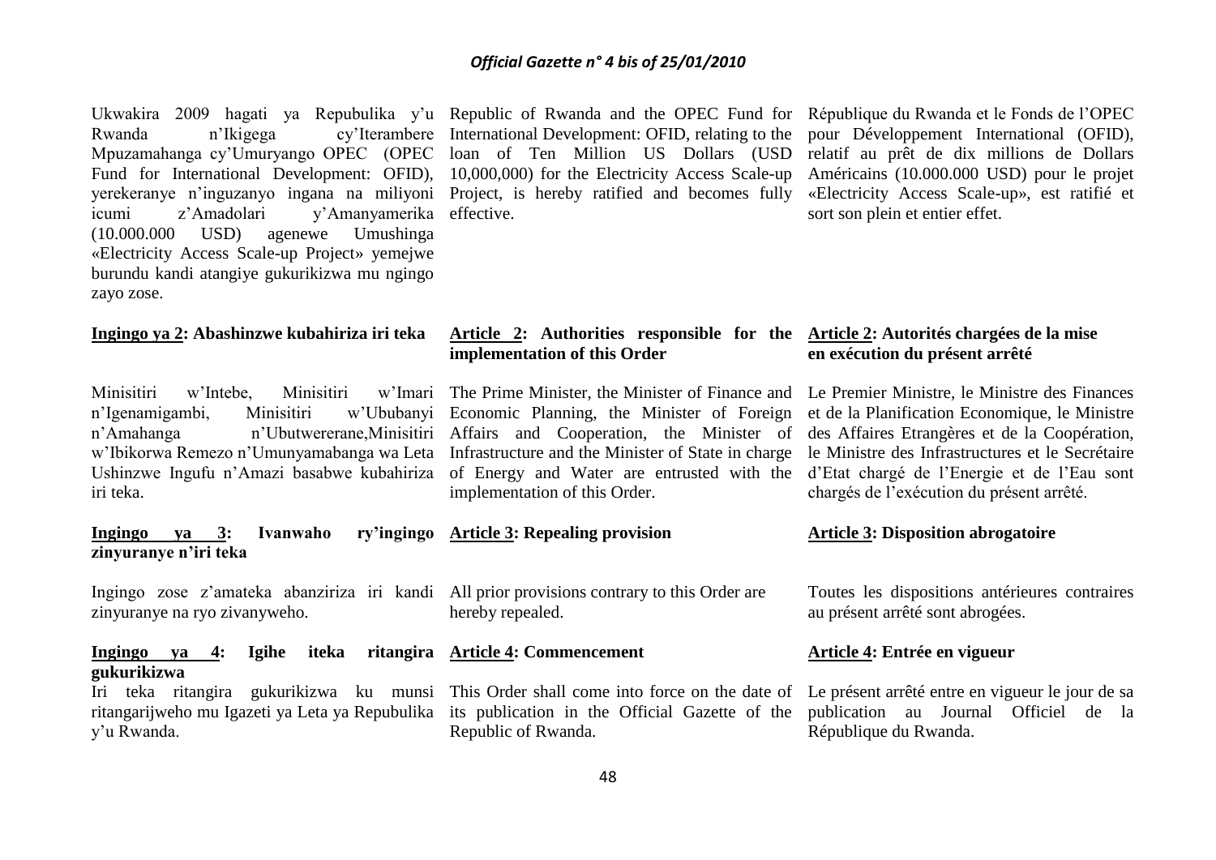Ukwakira 2009 hagati ya Repubulika y'u Rwanda n'Ikigega cy'Iterambere Mpuzamahanga cy'Umuryango OPEC (OPEC Fund for International Development: OFID), yerekeranye n'inguzanyo ingana na miliyoni icumi z'Amadolari y'Amanyamerika (10.000.000 USD) agenewe Umushinga «Electricity Access Scale-up Project» yemejwe burundu kandi atangiye gukurikizwa mu ngingo zayo zose.

**Ingingo ya 2: Abashinzwe kubahiriza iri teka**

Minisitiri w'Intebe, Minisitiri w'Imari n'Igenamigambi, Minisitiri w'Ububanyi n'Amahanga n'Ubutwererane,Minisitiri w'Ibikorwa Remezo n'Umunyamabanga wa Leta Ushinzwe Ingufu n'Amazi basabwe kubahiriza iri teka.

**Ingingo ya 3: Ivanwaho ry'ingingo zinyuranye n'iri teka**

Ingingo zose z'amateka abanziriza iri kandi zinyuranye na ryo zivanyweho.

**Ingingo ya 4: Igihe iteka ritangira gukurikizwa**

Iri teka ritangira gukurikizwa ku munsi ritangarijweho mu Igazeti ya Leta ya Repubulika y'u Rwanda.

Republic of Rwanda and the OPEC Fund for International Development: OFID, relating to the loan of Ten Million US Dollars (USD 10,000,000) for the Electricity Access Scale-up Project, is hereby ratified and becomes fully effective.

**Article 2: Authorities responsible for the implementation of this Order**

The Prime Minister, the Minister of Finance and Economic Planning, the Minister of Foreign Affairs and Cooperation, the Minister of Infrastructure and the Minister of State in charge of Energy and Water are entrusted with the implementation of this Order.

**Article 3: Repealing provision**

All prior provisions contrary to this Order are hereby repealed.

**Article 4: Commencement**

This Order shall come into force on the date of its publication in the Official Gazette of the Republic of Rwanda.

République du Rwanda et le Fonds de l'OPEC pour Développement International (OFID), relatif au prêt de dix millions de Dollars Américains (10.000.000 USD) pour le projet «Electricity Access Scale-up», est ratifié et sort son plein et entier effet.

**Article 2: Autorités chargées de la mise en exécution du présent arrêté**

Le Premier Ministre, le Ministre des Finances et de la Planification Economique, le Ministre des Affaires Etrangères et de la Coopération, le Ministre des Infrastructures et le Secrétaire d'Etat chargé de l'Energie et de l'Eau sont chargés de l'exécution du présent arrêté.

**Article 3: Disposition abrogatoire**

Toutes les dispositions antérieures contraires au présent arrêté sont abrogées.

**Article 4: Entrée en vigueur**

Le présent arrêté entre en vigueur le jour de sa publication au Journal Officiel de la République du Rwanda.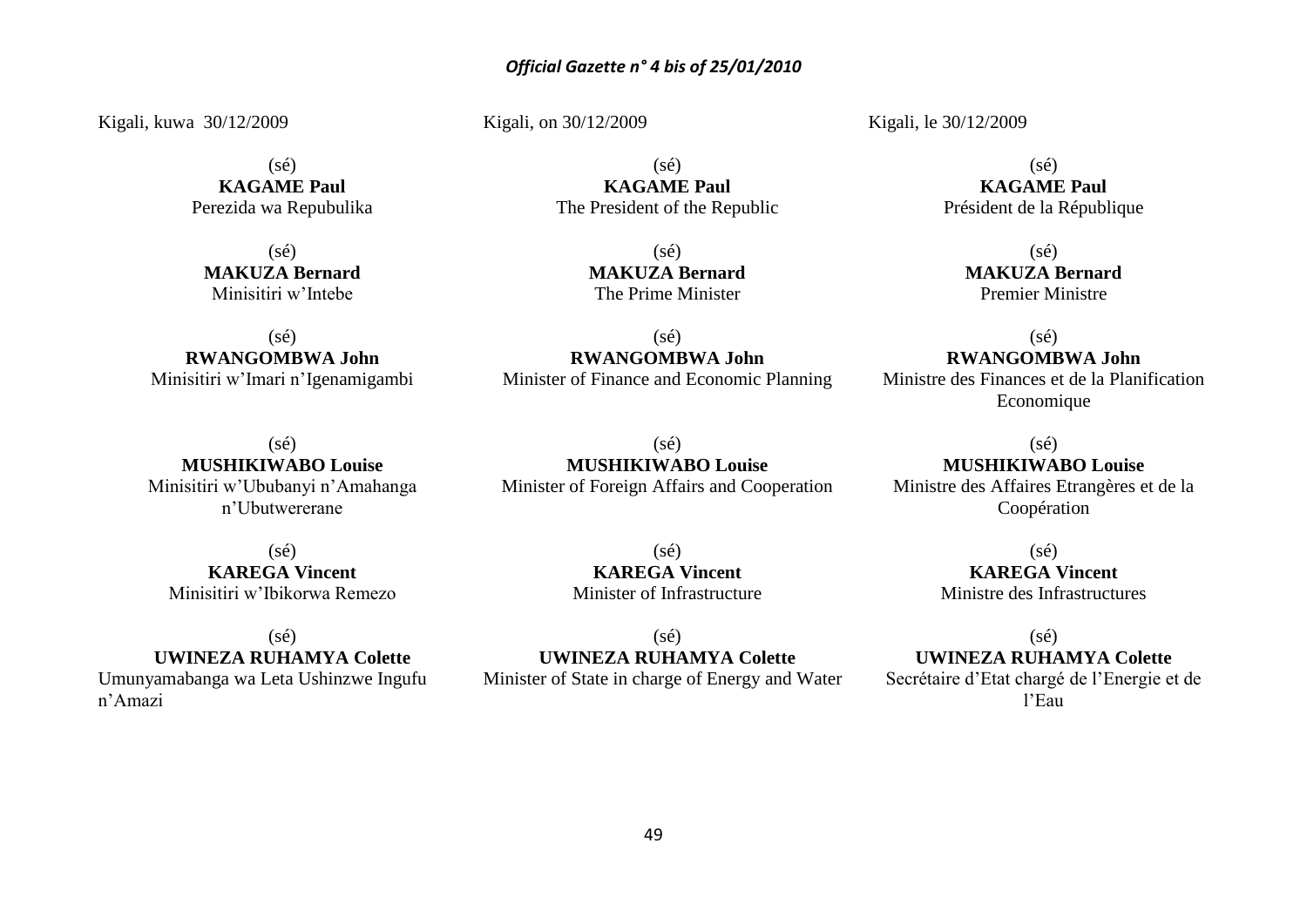Kigali, kuwa 30/12/2009

(sé)
**KAGAME Paul**
Perezida wa Repubulika

(sé)
**MAKUZA Bernard**
Minisitiri w'Intebe

(sé)
**RWANGOMBWA John**
Minisitiri w'Imari n'Igenamigambi

(sé)
**MUSHIKIWABO Louise**
Minisitiri w'Ububanyi n'Amahanga n'Ubutwererane

(sé)
**KAREGA Vincent**
Minisitiri w'Ibikorwa Remezo

(sé)
**UWINEZA RUHAMYA Colette**
Umunyamabanga wa Leta Ushinzwe Ingufu n'Amazi

Kigali, on 30/12/2009

(sé)
**KAGAME Paul**
The President of the Republic

(sé)
**MAKUZA Bernard**
The Prime Minister

(sé)
**RWANGOMBWA John**
Minister of Finance and Economic Planning

(sé)
**MUSHIKIWABO Louise**
Minister of Foreign Affairs and Cooperation

(sé)
**KAREGA Vincent**
Minister of Infrastructure

(sé)
**UWINEZA RUHAMYA Colette**
Minister of State in charge of Energy and Water

Kigali, le 30/12/2009

(sé)
**KAGAME Paul**
Président de la République

(sé)
**MAKUZA Bernard**
Premier Ministre

(sé)
**RWANGOMBWA John**
Ministre des Finances et de la Planification Economique

(sé)
**MUSHIKIWABO Louise**
Ministre des Affaires Etrangères et de la Coopération

(sé)
**KAREGA Vincent**
Ministre des Infrastructures

(sé)
**UWINEZA RUHAMYA Colette**
Secrétaire d'Etat chargé de l'Energie et de l'Eau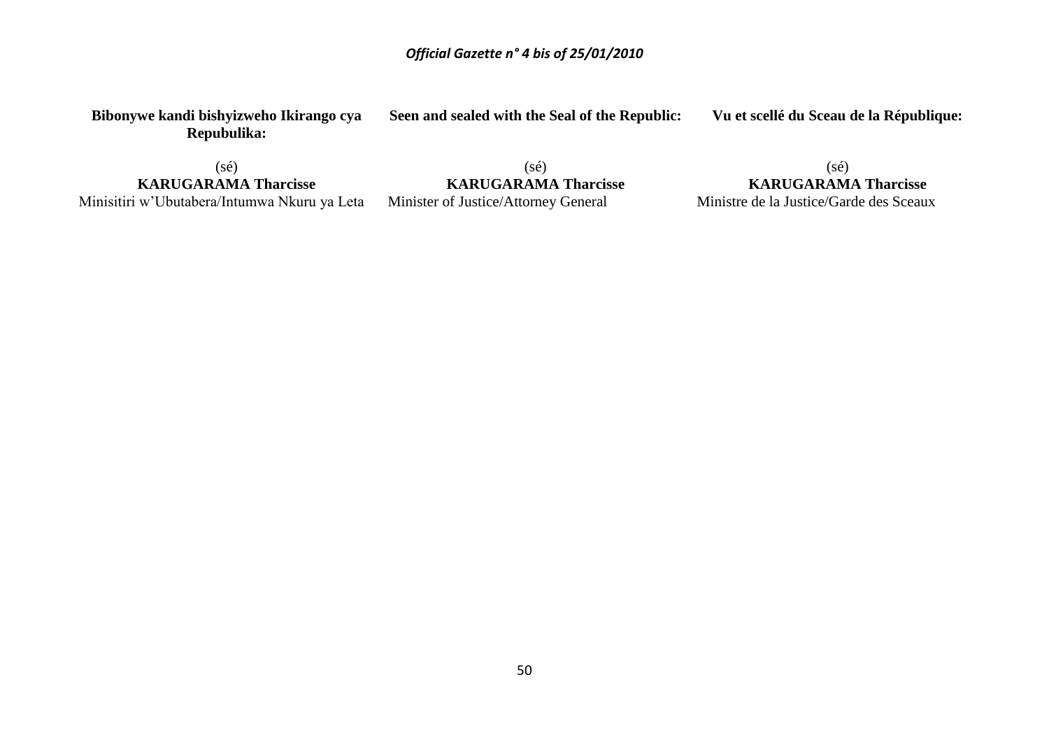**Bibonywe kandi bishyizweho Ikirango cya Repubulika:**

(sé)
**KARUGARAMA Tharcisse**
Minisitiri w'Ubutabera/Intumwa Nkuru ya Leta

**Seen and sealed with the Seal of the Republic:**

(sé)
**KARUGARAMA Tharcisse**
Minister of Justice/Attorney General

**Vu et scellé du Sceau de la République:**

(sé)
**KARUGARAMA Tharcisse**
Ministre de la Justice/Garde des Sceaux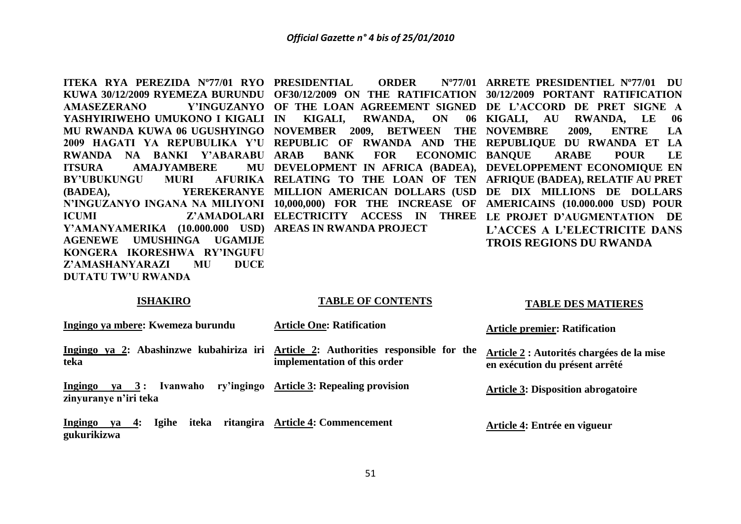**ITEKA RYA PEREZIDA Nº77/01 RYO KUWA 30/12/2009 RYEMEZA BURUNDU AMASEZERANO Y'INGUZANYO YASHYIRIWEHO UMUKONO I KIGALI MU RWANDA KUWA 06 UGUSHYINGO 2009 HAGATI YA REPUBULIKA Y'U RWANDA NA BANKI Y'ABARABU ITSURA AMAJYAMBERE MU BY'UBUKUNGU MURI AFURIKA (BADEA), YEREKERANYE N'INGUZANYO INGANA NA MILIYONI ICUMI Z'AMADOLARI Y'AMANYAMERIKA (10.000.000 USD) AGENEWE UMUSHINGA UGAMIJE KONGERA IKORESHWA RY'INGUFU Z'AMASHANYARAZI MU DUCE DUTATU TW'U RWANDA**

**ISHAKIRO**

Ingingo ya mbere: Kwemeza burundu

Ingingo ya 2: Abashinzwe kubahiriza iri teka

Ingingo ya 3 : Ivanwaho ry'ingingo zinyuranye n'iri teka

Ingingo ya 4: Igihe iteka ritangira gukurikizwa

**PRESIDENTIAL ORDER Nº77/01 OF30/12/2009 ON THE RATIFICATION OF THE LOAN AGREEMENT SIGNED IN KIGALI, RWANDA, ON 06 NOVEMBER 2009, BETWEEN THE REPUBLIC OF RWANDA AND THE ARAB BANK FOR ECONOMIC DEVELOPMENT IN AFRICA (BADEA), RELATING TO THE LOAN OF TEN MILLION AMERICAN DOLLARS (USD 10,000,000) FOR THE INCREASE OF ELECTRICITY ACCESS IN THREE AREAS IN RWANDA PROJECT**

**TABLE OF CONTENTS**

Article One: Ratification

Article 2: Authorities responsible for the implementation of this order

Article 3: Repealing provision

Article 4: Commencement

**ARRETE PRESIDENTIEL Nº77/01 DU 30/12/2009 PORTANT RATIFICATION DE L'ACCORD DE PRET SIGNE A KIGALI, AU RWANDA, LE 06 NOVEMBRE 2009, ENTRE LA REPUBLIQUE DU RWANDA ET LA BANQUE ARABE POUR LE DEVELOPPEMENT ECONOMIQUE EN AFRIQUE (BADEA), RELATIF AU PRET DE DIX MILLIONS DE DOLLARS AMERICAINS (10.000.000 USD) POUR LE PROJET D'AUGMENTATION DE L'ACCES A L'ELECTRICITE DANS TROIS REGIONS DU RWANDA**

**TABLE DES MATIERES**

Article premier: Ratification

Article 2 : Autorités chargées de la mise en exécution du présent arrêté

Article 3: Disposition abrogatoire

Article 4: Entrée en vigueur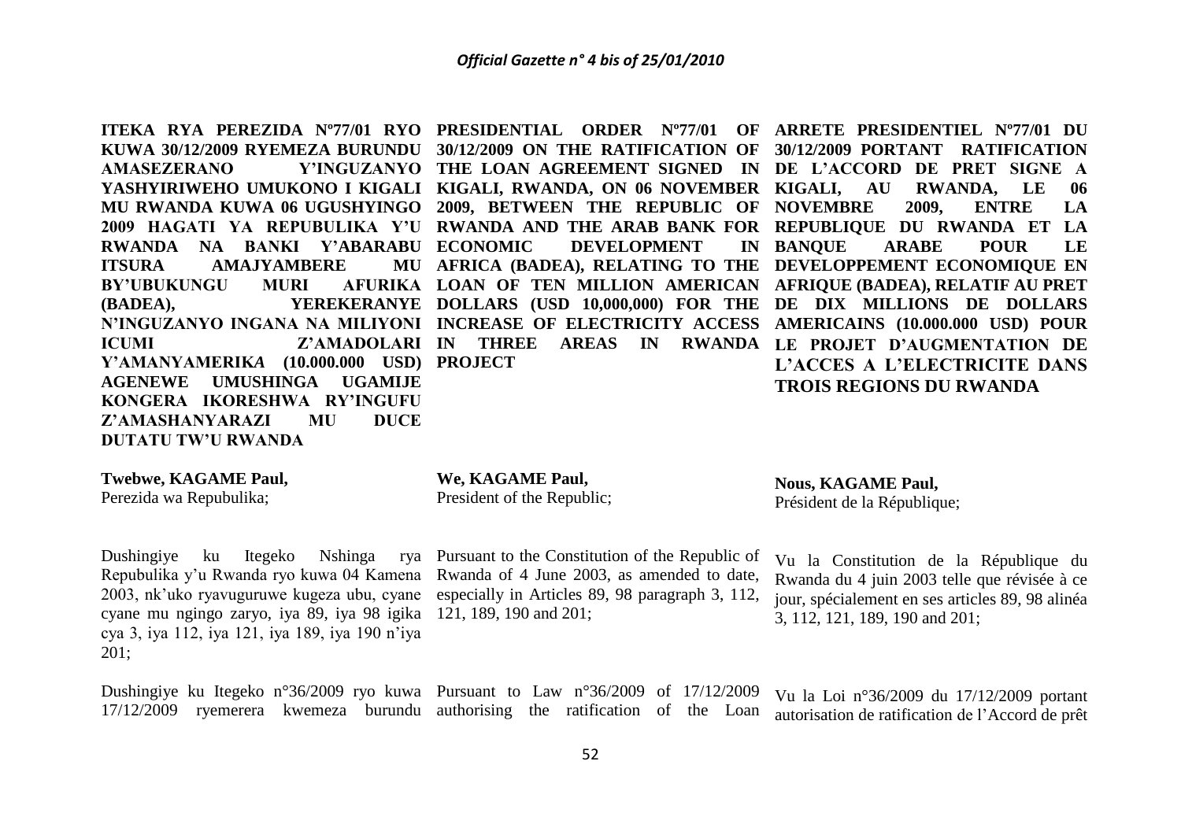**ITEKA RYA PEREZIDA Nº77/01 RYO KUWA 30/12/2009 RYEMEZA BURUNDU AMASEZERANO Y'INGUZANYO YASHYIRIWEHO UMUKONO I KIGALI MU RWANDA KUWA 06 UGUSHYINGO 2009 HAGATI YA REPUBULIKA Y'U RWANDA NA BANKI Y'ABARABU ITSURA AMAJYAMBERE MU BY'UBUKUNGU MURI AFURIKA (BADEA), YEREKERANYE N'INGUZANYO INGANA NA MILIYONI ICUMI Z'AMADOLARI Y'AMANYAMERIK*A* (10.000.000 USD) AGENEWE UMUSHINGA UGAMIJE KONGERA IKORESHWA RY'INGUFU Z'AMASHANYARAZI MU DUCE DUTATU TW'U RWANDA**

**Twebwe, KAGAME Paul,**
Perezida wa Repubulika;

Dushingiye ku Itegeko Nshinga rya Repubulika y'u Rwanda ryo kuwa 04 Kamena 2003, nk'uko ryavuguruwe kugeza ubu, cyane cyane mu ngingo zaryo, iya 89, iya 98 igika cya 3, iya 112, iya 121, iya 189, iya 190 n'iya 201;

Dushingiye ku Itegeko n°36/2009 ryo kuwa 17/12/2009 ryemerera kwemeza burundu

**PRESIDENTIAL ORDER Nº77/01 OF 30/12/2009 ON THE RATIFICATION OF THE LOAN AGREEMENT SIGNED IN KIGALI, RWANDA, ON 06 NOVEMBER 2009, BETWEEN THE REPUBLIC OF RWANDA AND THE ARAB BANK FOR ECONOMIC DEVELOPMENT IN AFRICA (BADEA), RELATING TO THE LOAN OF TEN MILLION AMERICAN DOLLARS (USD 10,000,000) FOR THE INCREASE OF ELECTRICITY ACCESS IN THREE AREAS IN RWANDA PROJECT**

**We, KAGAME Paul,**
President of the Republic;

Pursuant to the Constitution of the Republic of Rwanda of 4 June 2003, as amended to date, especially in Articles 89, 98 paragraph 3, 112, 121, 189, 190 and 201;

Pursuant to Law n°36/2009 of 17/12/2009 authorising the ratification of the Loan

**ARRETE PRESIDENTIEL Nº77/01 DU 30/12/2009 PORTANT RATIFICATION DE L'ACCORD DE PRET SIGNE A KIGALI, AU RWANDA, LE 06 NOVEMBRE 2009, ENTRE LA REPUBLIQUE DU RWANDA ET LA BANQUE ARABE POUR LE DEVELOPPEMENT ECONOMIQUE EN AFRIQUE (BADEA), RELATIF AU PRET DE DIX MILLIONS DE DOLLARS AMERICAINS (10.000.000 USD) POUR LE PROJET D'AUGMENTATION DE L'ACCES A L'ELECTRICITE DANS TROIS REGIONS DU RWANDA**

**Nous, KAGAME Paul,**
Président de la République;

Vu la Constitution de la République du Rwanda du 4 juin 2003 telle que révisée à ce jour, spécialement en ses articles 89, 98 alinéa 3, 112, 121, 189, 190 and 201;

Vu la Loi n°36/2009 du 17/12/2009 portant autorisation de ratification de l'Accord de prêt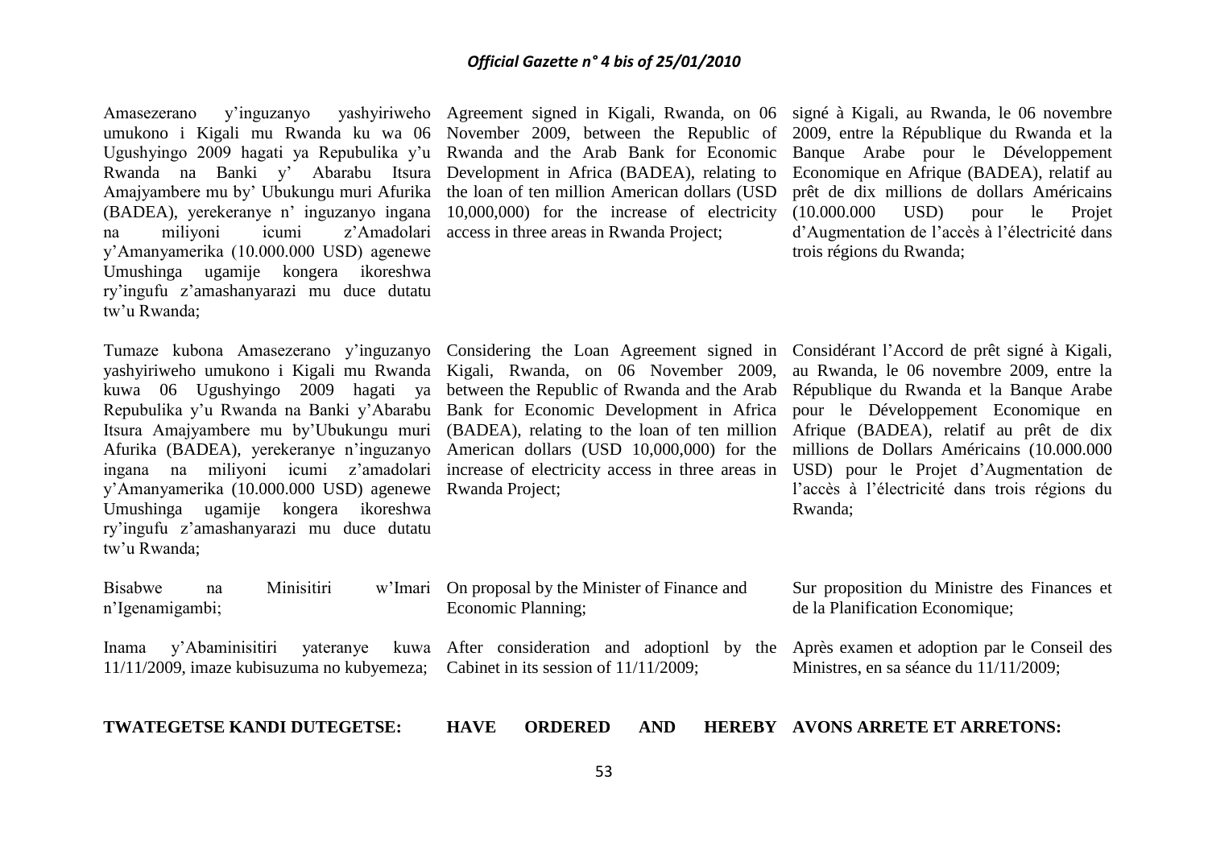Amasezerano y'inguzanyo yashyiriweho umukono i Kigali mu Rwanda ku wa 06 Ugushyingo 2009 hagati ya Repubulika y'u Rwanda na Banki y' Abarabu Itsura Amajyambere mu by' Ubukungu muri Afurika (BADEA), yerekeranye n' inguzanyo ingana na miliyoni icumi z'Amadolari y'Amanyamerika (10.000.000 USD) agenewe Umushinga ugamije kongera ikoreshwa ry'ingufu z'amashanyarazi mu duce dutatu tw'u Rwanda;

Tumaze kubona Amasezerano y'inguzanyo yashyiriweho umukono i Kigali mu Rwanda kuwa 06 Ugushyingo 2009 hagati ya Repubulika y'u Rwanda na Banki y'Abarabu Itsura Amajyambere mu by'Ubukungu muri Afurika (BADEA), yerekeranye n'inguzanyo ingana na miliyoni icumi z'amadolari y'Amanyamerika (10.000.000 USD) agenewe Umushinga ugamije kongera ikoreshwa ry'ingufu z'amashanyarazi mu duce dutatu tw'u Rwanda;

Bisabwe na Minisitiri w'Imari n'Igenamigambi;

Inama y'Abaminisitiri yateranye kuwa 11/11/2009, imaze kubisuzuma no kubyemeza;

**TWATEGETSE KANDI DUTEGETSE:**

Agreement signed in Kigali, Rwanda, on 06 November 2009, between the Republic of Rwanda and the Arab Bank for Economic Development in Africa (BADEA), relating to the loan of ten million American dollars (USD 10,000,000) for the increase of electricity access in three areas in Rwanda Project;

Considering the Loan Agreement signed in Kigali, Rwanda, on 06 November 2009, between the Republic of Rwanda and the Arab Bank for Economic Development in Africa (BADEA), relating to the loan of ten million American dollars (USD 10,000,000) for the increase of electricity access in three areas in Rwanda Project;

On proposal by the Minister of Finance and Economic Planning;

After consideration and adoptionl by the Cabinet in its session of 11/11/2009;

**HAVE ORDERED AND HEREBY**

signé à Kigali, au Rwanda, le 06 novembre 2009, entre la République du Rwanda et la Banque Arabe pour le Développement Economique en Afrique (BADEA), relatif au prêt de dix millions de dollars Américains (10.000.000 USD) pour le Projet d'Augmentation de l'accès à l'électricité dans trois régions du Rwanda;

Considérant l'Accord de prêt signé à Kigali, au Rwanda, le 06 novembre 2009, entre la République du Rwanda et la Banque Arabe pour le Développement Economique en Afrique (BADEA), relatif au prêt de dix millions de Dollars Américains (10.000.000 USD) pour le Projet d'Augmentation de l'accès à l'électricité dans trois régions du Rwanda;

Sur proposition du Ministre des Finances et de la Planification Economique;

Après examen et adoption par le Conseil des Ministres, en sa séance du 11/11/2009;

**AVONS ARRETE ET ARRETONS:**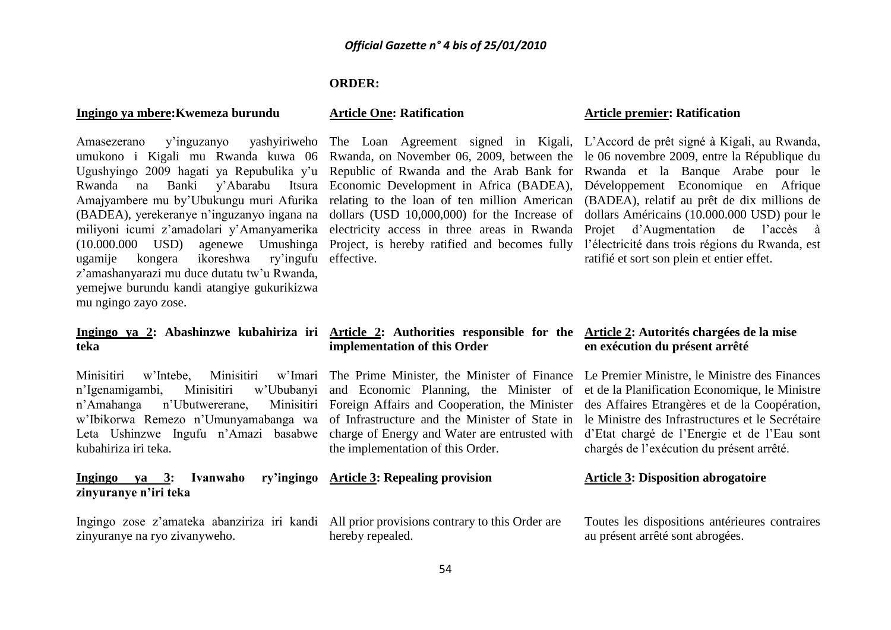**ORDER:**

**<u>Ingingo ya mbere</u>:Kwemeza burundu**

Amasezerano y'inguzanyo yashyiriweho umukono i Kigali mu Rwanda kuwa 06 Ugushyingo 2009 hagati ya Repubulika y'u Rwanda na Banki y'Ababarabu Itsura Amajyambere mu by'Ubukungu muri Afurika (BADEA), yerekeranye n'inguzanyo ingana na miliyoni icumi z'amadolari y'Amanyamerika (10.000.000 USD) agenewe Umushinga ugamije kongera ikoreshwa ry'ingufu z'amashanyarazi mu duce dutatu tw'u Rwanda, yemejwe burundu kandi atangiye gukurikizwa mu ngingo zayo zose.

**<u>Ingingo ya 2</u>: Abashinzwe kubahiriza iri teka**

Minisitiri w'Intebe, Minisitiri w'Imari n'Igenamigambi, Minisitiri w'Ububanyi n'Amahanga n'Ubutwererane, Minisitiri w'Ibikorwa Remezo n'Umunyamabanga wa Leta Ushinzwe Ingufu n'Amazi basabwe kubahiriza iri teka.

**<u>Ingingo ya 3</u>: Ivanwaho ry'ingingo zinyuranye n'iri teka**

Ingingo zose z'amateka abanziriza iri kandi zinyuranye na ryo zivanyweho.

**<u>Article One</u>: Ratification**

The Loan Agreement signed in Kigali, Rwanda, on November 06, 2009, between the Republic of Rwanda and the Arab Bank for Economic Development in Africa (BADEA), relating to the loan of ten million American dollars (USD 10,000,000) for the Increase of electricity access in three areas in Rwanda Project, is hereby ratified and becomes fully effective.

**<u>Article 2</u>: Authorities responsible for the implementation of this Order**

The Prime Minister, the Minister of Finance and Economic Planning, the Minister of Foreign Affairs and Cooperation, the Minister of Infrastructure and the Minister of State in charge of Energy and Water are entrusted with the implementation of this Order.

**<u>Article 3</u>: Repealing provision**

All prior provisions contrary to this Order are hereby repealed.

**<u>Article premier</u>: Ratification**

L'Accord de prêt signé à Kigali, au Rwanda, le 06 novembre 2009, entre la République du Rwanda et la Banque Arabe pour le Développement Economique en Afrique (BADEA), relatif au prêt de dix millions de dollars Américains (10.000.000 USD) pour le Projet d'Augmentation de l'accès à l'électricité dans trois régions du Rwanda, est ratifié et sort son plein et entier effet.

**<u>Article 2</u>: Autorités chargées de la mise en exécution du présent arrêté**

Le Premier Ministre, le Ministre des Finances et de la Planification Economique, le Ministre des Affaires Etrangères et de la Coopération, le Ministre des Infrastructures et le Secrétaire d'Etat chargé de l'Energie et de l'Eau sont chargés de l'exécution du présent arrêté.

**<u>Article 3</u>: Disposition abrogatoire**

Toutes les dispositions antérieures contraires au présent arrêté sont abrogées.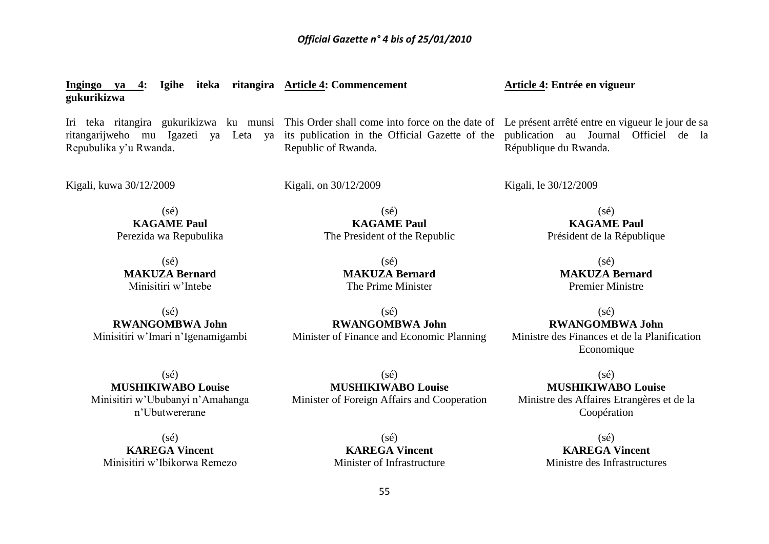**Ingingo ya 4: Igihe iteka ritangira gukurikizwa**

Iri teka ritangira gukurikizwa ku munsi ritangarijweho mu Igazeti ya Leta ya Repubulika y'u Rwanda.

Kigali, kuwa 30/12/2009

(sé)
**KAGAME Paul**
Perezida wa Repubulika

(sé)
**MAKUZA Bernard**
Minisitiri w'Intebe

(sé)
**RWANGOMBWA John**
Minisitiri w'Imari n'Igenamigambi

(sé)
**MUSHIKIWABO Louise**
Minisitiri w'Ububanyi n'Amahanga n'Ubutwererane

(sé)
**KAREGA Vincent**
Minisitiri w'Ibikorwa Remezo

**Article 4: Commencement**

This Order shall come into force on the date of its publication in the Official Gazette of the Republic of Rwanda.

Kigali, on 30/12/2009

(sé)
**KAGAME Paul**
The President of the Republic

(sé)
**MAKUZA Bernard**
The Prime Minister

(sé)
**RWANGOMBWA John**
Minister of Finance and Economic Planning

(sé)
**MUSHIKIWABO Louise**
Minister of Foreign Affairs and Cooperation

(sé)
**KAREGA Vincent**
Minister of Infrastructure

**Article 4: Entrée en vigueur**

Le présent arrêté entre en vigueur le jour de sa publication au Journal Officiel de la République du Rwanda.

Kigali, le 30/12/2009

(sé)
**KAGAME Paul**
Président de la République

(sé)
**MAKUZA Bernard**
Premier Ministre

(sé)
**RWANGOMBWA John**
Ministre des Finances et de la Planification Economique

(sé)
**MUSHIKIWABO Louise**
Ministre des Affaires Etrangères et de la Coopération

(sé)
**KAREGA Vincent**
Ministre des Infrastructures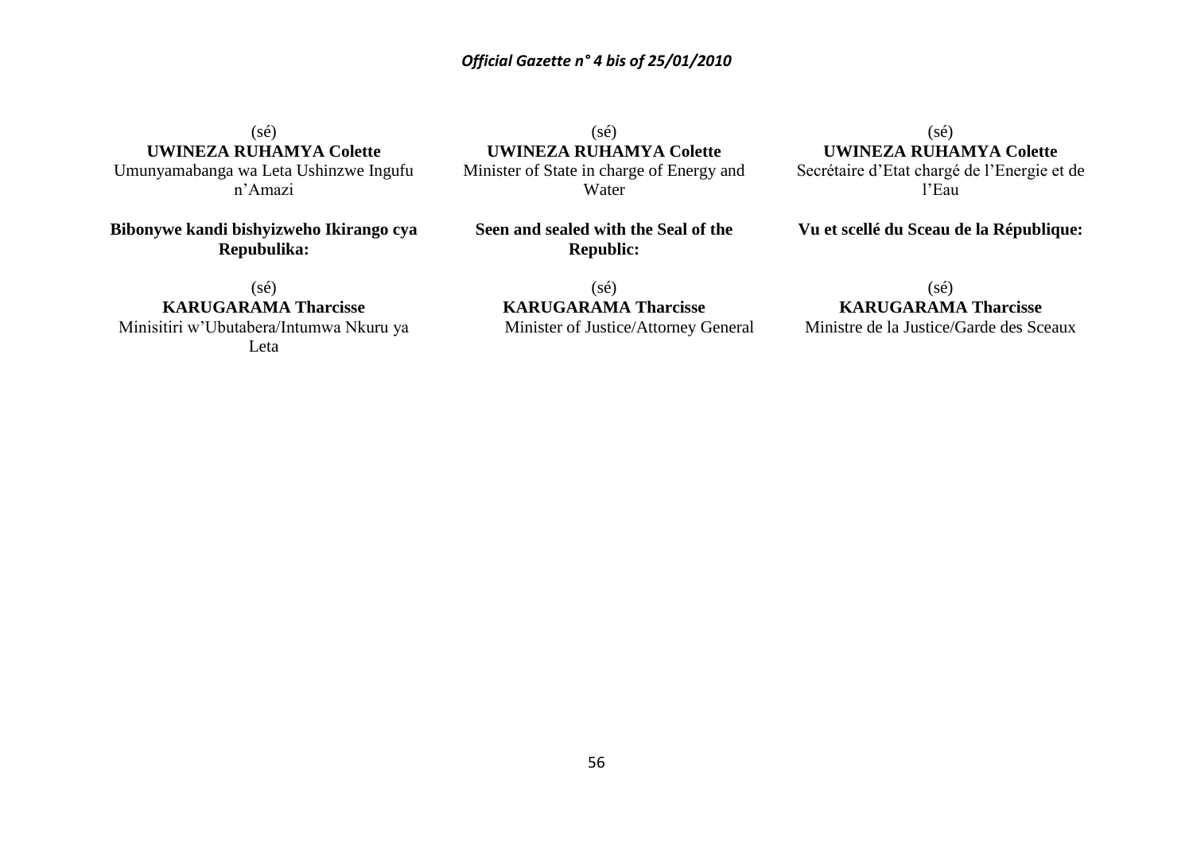(sé)
**UWINEZA RUHAMYA Colette**
Umunyamabanga wa Leta Ushinzwe Ingufu n'Amazi

**Bibonywe kandi bishyizweho Ikirango cya Repubulika:**

(sé)
**KARUGARAMA Tharcisse**
Minisitiri w'Ubutabera/Intumwa Nkuru ya Leta

(sé)
**UWINEZA RUHAMYA Colette**
Minister of State in charge of Energy and Water

**Seen and sealed with the Seal of the Republic:**

(sé)
**KARUGARAMA Tharcisse**
Minister of Justice/Attorney General

(sé)
**UWINEZA RUHAMYA Colette**
Secrétaire d'Etat chargé de l'Energie et de l'Eau

**Vu et scellé du Sceau de la République:**

(sé)
**KARUGARAMA Tharcisse**
Ministre de la Justice/Garde des Sceaux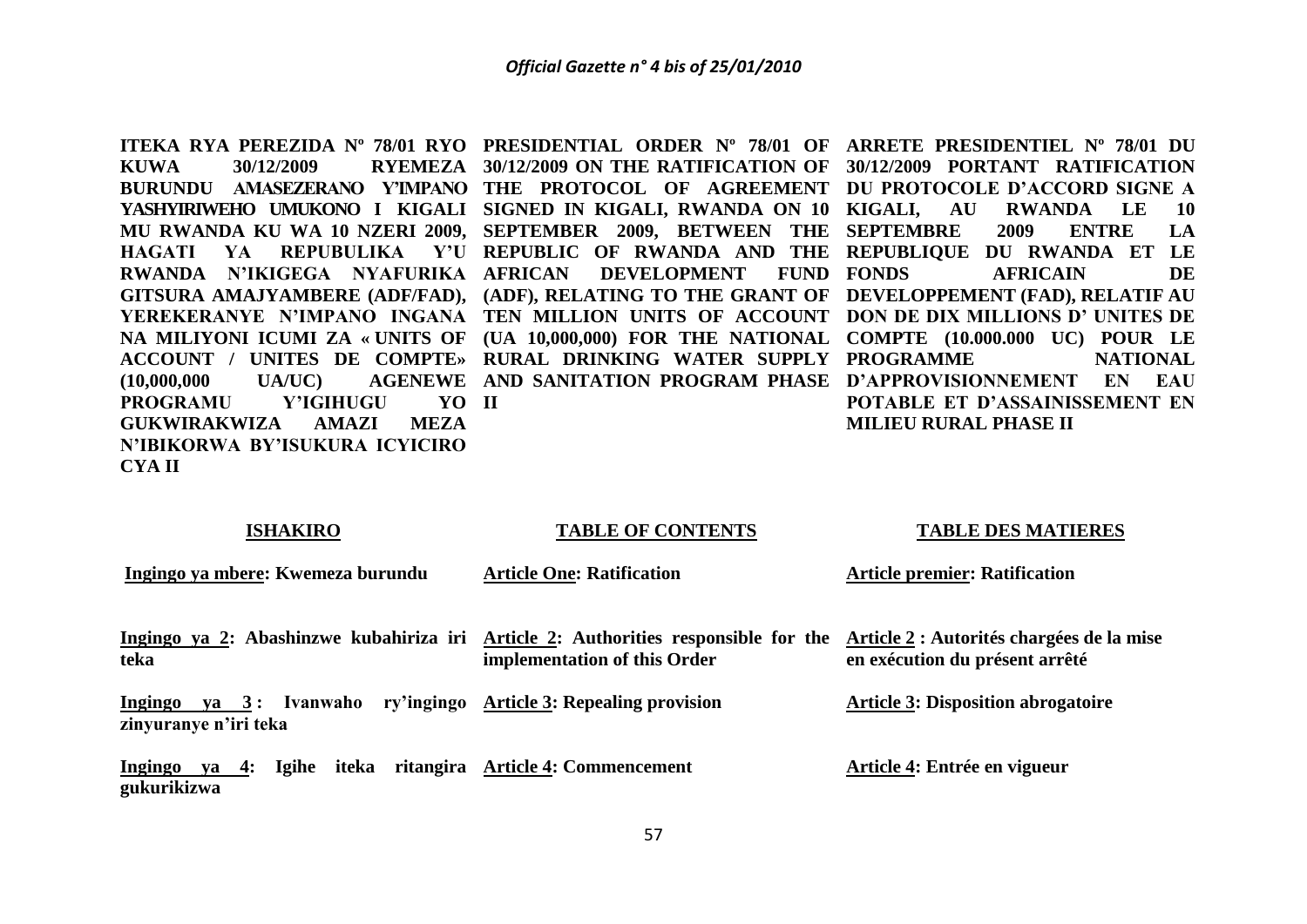**ITEKA RYA PEREZIDA Nº 78/01 RYO KUWA 30/12/2009 RYEMEZA BURUNDU AMASEZERANO Y'IMPANO YASHYIRIWEHO UMUKONO I KIGALI MU RWANDA KU WA 10 NZERI 2009, HAGATI YA REPUBULIKA Y'U RWANDA N'IKIGEGA NYAFURIKA GITSURA AMAJYAMBERE (ADF/FAD), YEREKERANYE N'IMPANO INGANA NA MILIYONI ICUMI ZA « UNITS OF ACCOUNT / UNITES DE COMPTE» (10,000,000 UA/UC) AGENEWE PROGRAMU Y'IGIHUGU YO GUKWIRAKWIZA AMAZI MEZA N'IBIKORWA BY'ISUKURA ICYICIRO CYA II**

**PRESIDENTIAL ORDER Nº 78/01 OF 30/12/2009 ON THE RATIFICATION OF THE PROTOCOL OF AGREEMENT SIGNED IN KIGALI, RWANDA ON 10 SEPTEMBER 2009, BETWEEN THE REPUBLIC OF RWANDA AND THE AFRICAN DEVELOPMENT FUND (ADF), RELATING TO THE GRANT OF TEN MILLION UNITS OF ACCOUNT (UA 10,000,000) FOR THE NATIONAL RURAL DRINKING WATER SUPPLY AND SANITATION PROGRAM PHASE II**

**ARRETE PRESIDENTIEL Nº 78/01 DU 30/12/2009 PORTANT RATIFICATION DU PROTOCOLE D'ACCORD SIGNE A KIGALI, AU RWANDA LE 10 SEPTEMBRE 2009 ENTRE LA REPUBLIQUE DU RWANDA ET LE FONDS AFRICAIN DE DEVELOPPEMENT (FAD), RELATIF AU DON DE DIX MILLIONS D' UNITES DE COMPTE (10.000.000 UC) POUR LE PROGRAMME NATIONAL D'APPROVISIONNEMENT EN EAU POTABLE ET D'ASSAINISSEMENT EN MILIEU RURAL PHASE II**

**ISHAKIRO**

**Ingingo ya mbere: Kwemeza burundu**

**Ingingo ya 2: Abashinzwe kubahiriza iri teka**

**Ingingo ya 3 : Ivanwaho ry'ingingo zinyuranye n'iri teka**

**Ingingo ya 4: Igihe iteka ritangira gukurikizwa**

**TABLE OF CONTENTS**

**Article One: Ratification**

**Article 2: Authorities responsible for the implementation of this Order**

**Article 3: Repealing provision**

**Article 4: Commencement**

**TABLE DES MATIERES**

**Article premier: Ratification**

**Article 2 : Autorités chargées de la mise en exécution du présent arrêté**

**Article 3: Disposition abrogatoire**

**Article 4: Entrée en vigueur**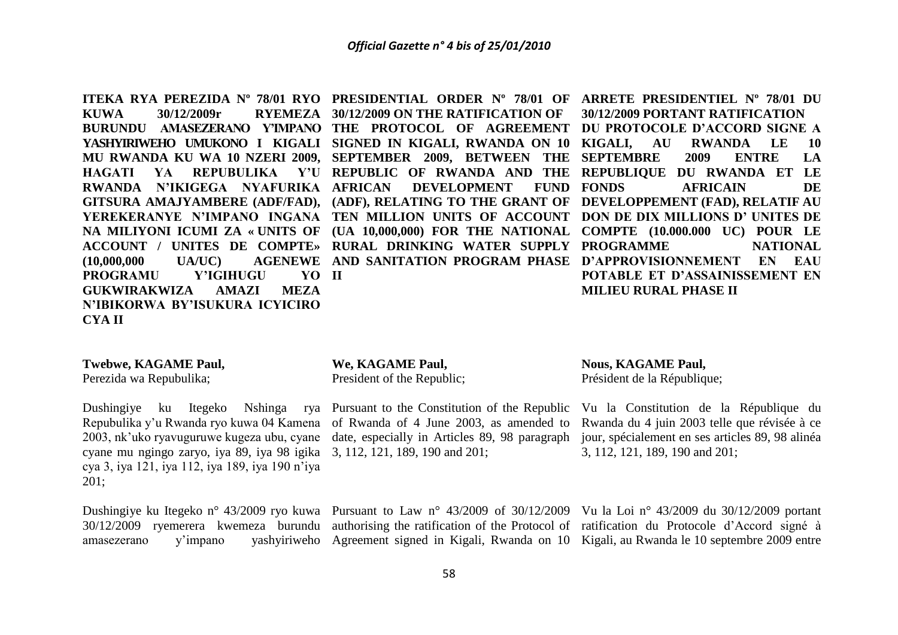**ITEKA RYA PEREZIDA Nº 78/01 RYO KUWA 30/12/2009r RYEMEZA BURUNDU AMASEZERANO Y'IMPANO YASHYIRIWEHO UMUKONO I KIGALI MU RWANDA KU WA 10 NZERI 2009, HAGATI YA REPUBULIKA Y'U RWANDA N'IKIGEGA NYAFURIKA GITSURA AMAJYAMBERE (ADF/FAD), YEREKERANYE N'IMPANO INGANA NA MILIYONI ICUMI ZA « UNITS OF ACCOUNT / UNITES DE COMPTE» (10,000,000 UA/UC) AGENEWE PROGRAMU Y'IGIHUGU YO GUKWIRAKWIZA AMAZI MEZA N'IBIKORWA BY'ISUKURA ICYICIRO CYA II**

**Twebwe, KAGAME Paul,**
Perezida wa Repubulika;

Dushingiye ku Itegeko Nshinga rya Repubulika y'u Rwanda ryo kuwa 04 Kamena 2003, nk'uko ryavuguruwe kugeza ubu, cyane cyane mu ngingo zaryo, iya 89, iya 98 igika cya 3, iya 121, iya 112, iya 189, iya 190 n'iya 201;

Dushingiye ku Itegeko n° 43/2009 ryo kuwa 30/12/2009 ryemerera kwemeza burundu amasezerano y'impano yashyiriweho

**PRESIDENTIAL ORDER Nº 78/01 OF 30/12/2009 ON THE RATIFICATION OF THE PROTOCOL OF AGREEMENT SIGNED IN KIGALI, RWANDA ON 10 SEPTEMBER 2009, BETWEEN THE REPUBLIC OF RWANDA AND THE AFRICAN DEVELOPMENT FUND (ADF), RELATING TO THE GRANT OF TEN MILLION UNITS OF ACCOUNT (UA 10,000,000) FOR THE NATIONAL RURAL DRINKING WATER SUPPLY AND SANITATION PROGRAM PHASE II**

**We, KAGAME Paul,**
President of the Republic;

Pursuant to the Constitution of the Republic of Rwanda of 4 June 2003, as amended to date, especially in Articles 89, 98 paragraph 3, 112, 121, 189, 190 and 201;

Pursuant to Law n° 43/2009 of 30/12/2009 authorising the ratification of the Protocol of Agreement signed in Kigali, Rwanda on 10

**ARRETE PRESIDENTIEL Nº 78/01 DU 30/12/2009 PORTANT RATIFICATION DU PROTOCOLE D'ACCORD SIGNE A KIGALI, AU RWANDA LE 10 SEPTEMBRE 2009 ENTRE LA REPUBLIQUE DU RWANDA ET LE FONDS AFRICAIN DE DEVELOPPEMENT (FAD), RELATIF AU DON DE DIX MILLIONS D' UNITES DE COMPTE (10.000.000 UC) POUR LE PROGRAMME NATIONAL D'APPROVISIONNEMENT EN EAU POTABLE ET D'ASSAINISSEMENT EN MILIEU RURAL PHASE II**

**Nous, KAGAME Paul,**
Président de la République;

Vu la Constitution de la République du Rwanda du 4 juin 2003 telle que révisée à ce jour, spécialement en ses articles 89, 98 alinéa 3, 112, 121, 189, 190 and 201;

Vu la Loi n° 43/2009 du 30/12/2009 portant ratification du Protocole d'Accord signé à Kigali, au Rwanda le 10 septembre 2009 entre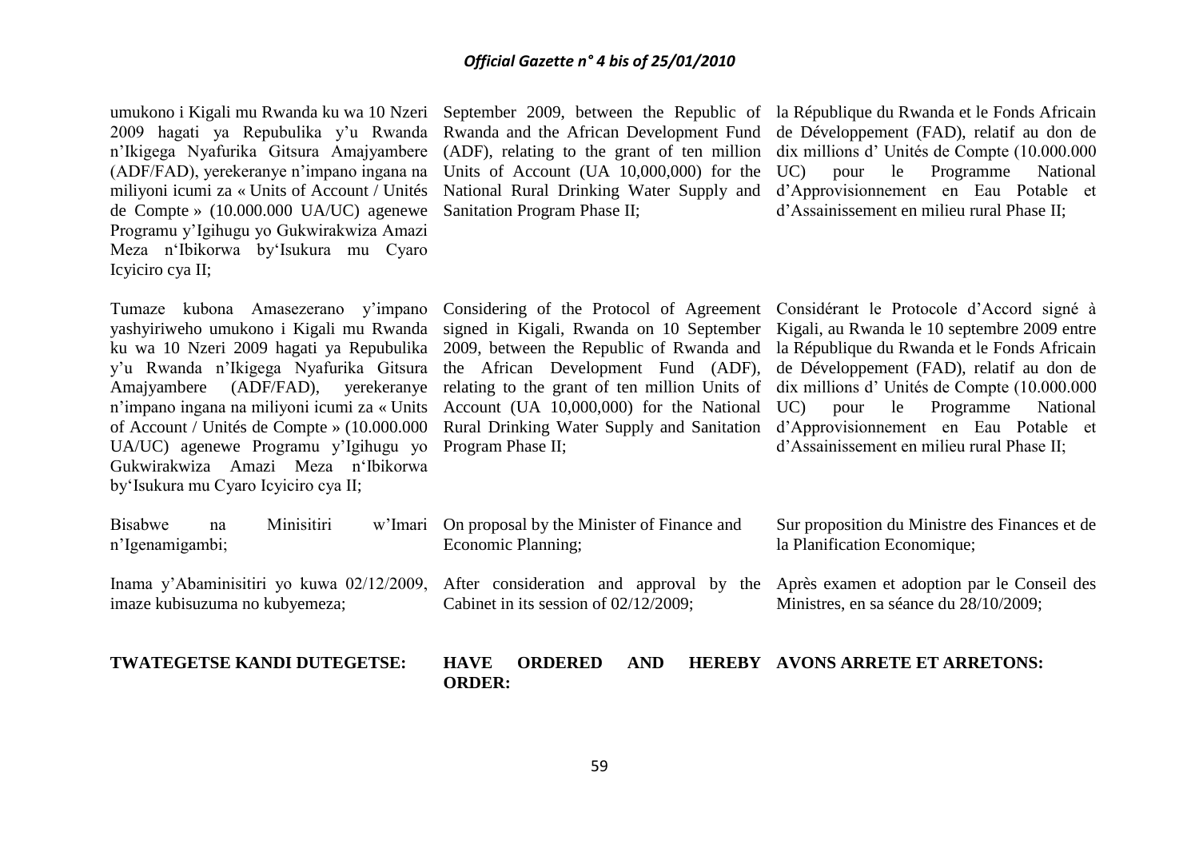umukono i Kigali mu Rwanda ku wa 10 Nzeri 2009 hagati ya Repubulika y'u Rwanda n'Ikigega Nyafurika Gitsura Amajyambere (ADF/FAD), yerekeranye n'impano ingana na miliyoni icumi za « Units of Account / Unités de Compte » (10.000.000 UA/UC) agenewe Programu y'Igihugu yo Gukwirakwiza Amazi Meza n'Ibikorwa by'Isukura mu Cyaro Icyiciro cya II;

Tumaze kubona Amasezerano y'impano yashyiriweho umukono i Kigali mu Rwanda ku wa 10 Nzeri 2009 hagati ya Repubulika y'u Rwanda n'Ikigega Nyafurika Gitsura Amajyambere (ADF/FAD), yerekeranye n'impano ingana na miliyoni icumi za « Units of Account / Unités de Compte » (10.000.000 UA/UC) agenewe Programu y'Igihugu yo Gukwirakwiza Amazi Meza n'Ibikorwa by'Isukura mu Cyaro Icyiciro cya II;

Bisabwe na Minisitiri w'Imari n'Igenamigambi;

Inama y'Abaminisitiri yo kuwa 02/12/2009, imaze kubisuzuma no kubyemeza;

**TWATEGETSE KANDI DUTEGETSE:**

September 2009, between the Republic of Rwanda and the African Development Fund (ADF), relating to the grant of ten million Units of Account (UA 10,000,000) for the National Rural Drinking Water Supply and Sanitation Program Phase II;

Considering of the Protocol of Agreement signed in Kigali, Rwanda on 10 September 2009, between the Republic of Rwanda and the African Development Fund (ADF), relating to the grant of ten million Units of Account (UA 10,000,000) for the National Rural Drinking Water Supply and Sanitation Program Phase II;

On proposal by the Minister of Finance and Economic Planning;

After consideration and approval by the Cabinet in its session of 02/12/2009;

**HAVE ORDERED AND HEREBY ORDER:**

la République du Rwanda et le Fonds Africain de Développement (FAD), relatif au don de dix millions d' Unités de Compte (10.000.000 UC) pour le Programme National d'Approvisionnement en Eau Potable et d'Assainissement en milieu rural Phase II;

Considérant le Protocole d'Accord signé à Kigali, au Rwanda le 10 septembre 2009 entre la République du Rwanda et le Fonds Africain de Développement (FAD), relatif au don de dix millions d' Unités de Compte (10.000.000 UC) pour le Programme National d'Approvisionnement en Eau Potable et d'Assainissement en milieu rural Phase II;

Sur proposition du Ministre des Finances et de la Planification Economique;

Après examen et adoption par le Conseil des Ministres, en sa séance du 28/10/2009;

**AVONS ARRETE ET ARRETONS:**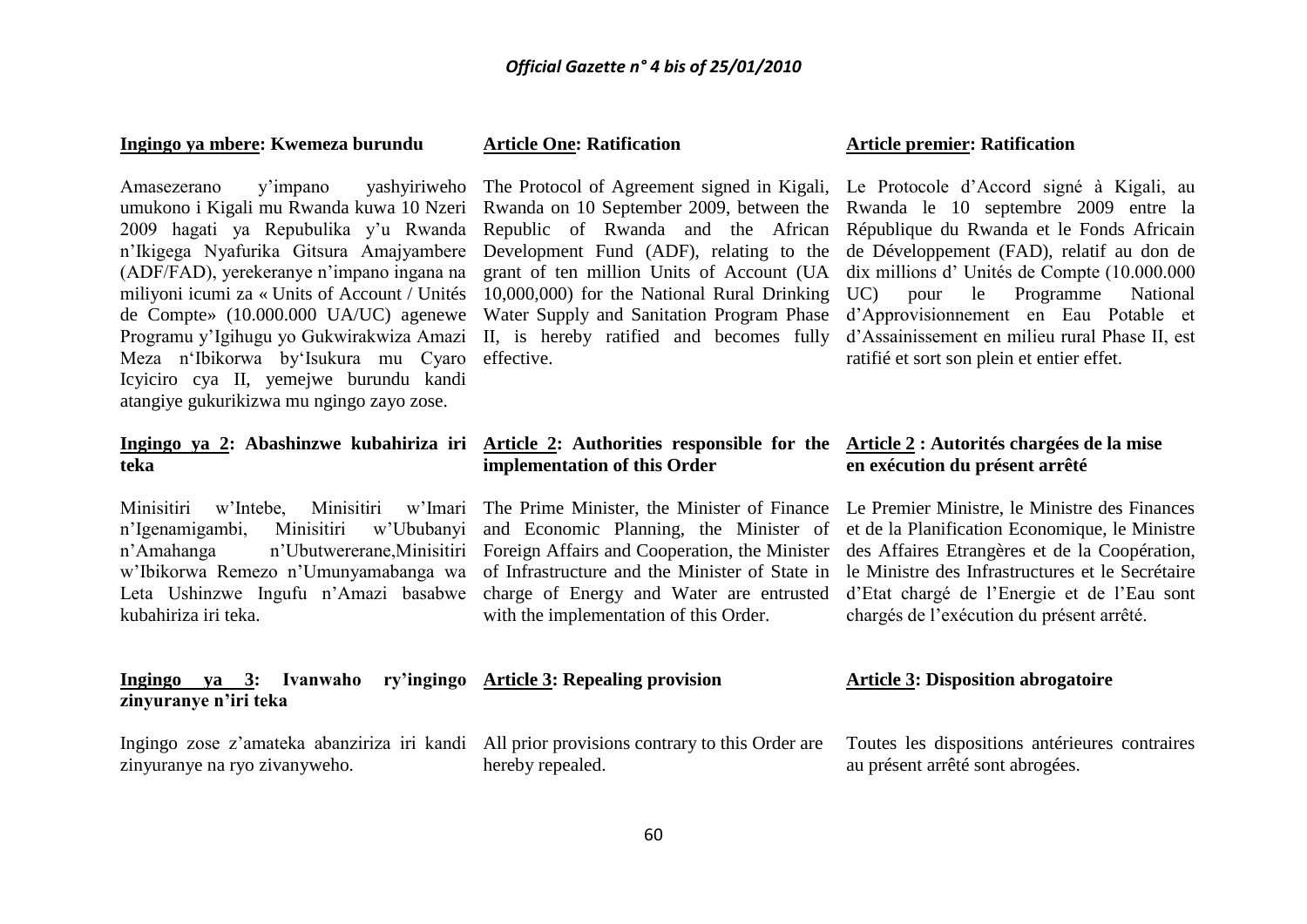**Ingingo ya mbere: Kwemeza burundu**

Amasezerano y'impano yashyiriweho umukono i Kigali mu Rwanda kuwa 10 Nzeri 2009 hagati ya Repubulika y'u Rwanda n'Ikigega Nyafurika Gitsura Amajyambere (ADF/FAD), yerekeranye n'impano ingana na miliyoni icumi za « Units of Account / Unités de Compte» (10.000.000 UA/UC) agenewe Programu y'Igihugu yo Gukwirakwiza Amazi Meza n'Ibikorwa by'Isukura mu Cyaro Icyiciro cya II, yemejwe burundu kandi atangiye gukurikizwa mu ngingo zayo zose.

**Ingingo ya 2: Abashinzwe kubahiriza iri teka**

Minisitiri w'Intebe, Minisitiri w'Imari n'Igenamigambi, Minisitiri w'Ububanyi n'Amahanga n'Ubutwererane,Minisitiri w'Ibikorwa Remezo n'Umunyamabanga wa Leta Ushinzwe Ingufu n'Amazi basabwe kubahiriza iri teka.

**Ingingo ya 3: Ivanwaho ry'ingingo zinyuranye n'iri teka**

Ingingo zose z'amateka abanziriza iri kandi zinyuranye na ryo zivanyweho.

**Article One: Ratification**

The Protocol of Agreement signed in Kigali, Rwanda on 10 September 2009, between the Republic of Rwanda and the African Development Fund (ADF), relating to the grant of ten million Units of Account (UA 10,000,000) for the National Rural Drinking Water Supply and Sanitation Program Phase II, is hereby ratified and becomes fully effective.

**Article 2: Authorities responsible for the implementation of this Order**

The Prime Minister, the Minister of Finance and Economic Planning, the Minister of Foreign Affairs and Cooperation, the Minister of Infrastructure and the Minister of State in charge of Energy and Water are entrusted with the implementation of this Order.

**Article 3: Repealing provision**

All prior provisions contrary to this Order are hereby repealed.

**Article premier: Ratification**

Le Protocole d'Accord signé à Kigali, au Rwanda le 10 septembre 2009 entre la République du Rwanda et le Fonds Africain de Développement (FAD), relatif au don de dix millions d' Unités de Compte (10.000.000 UC) pour le Programme National d'Approvisionnement en Eau Potable et d'Assainissement en milieu rural Phase II, est ratifié et sort son plein et entier effet.

**Article 2 : Autorités chargées de la mise en exécution du présent arrêté**

Le Premier Ministre, le Ministre des Finances et de la Planification Economique, le Ministre des Affaires Etrangères et de la Coopération, le Ministre des Infrastructures et le Secrétaire d'Etat chargé de l'Energie et de l'Eau sont chargés de l'exécution du présent arrêté.

**Article 3: Disposition abrogatoire**

Toutes les dispositions antérieures contraires au présent arrêté sont abrogées.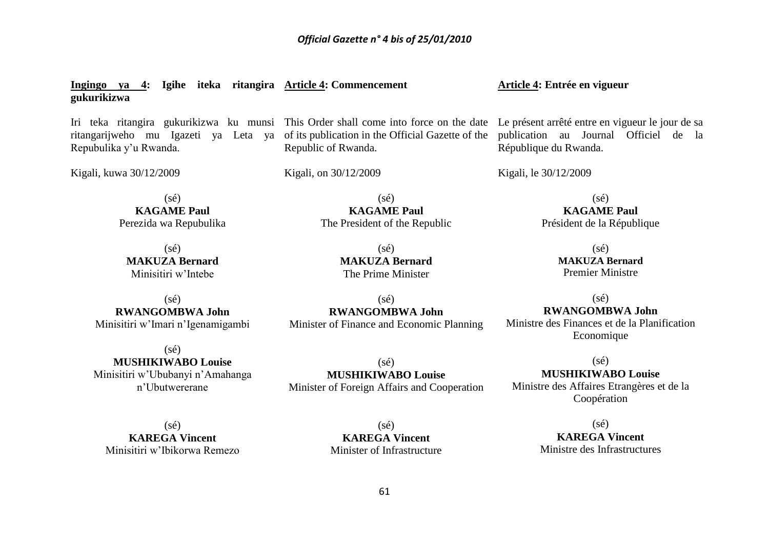**Ingingo ya 4: Igihe iteka ritangira gukurikizwa**

Iri teka ritangira gukurikizwa ku munsi ritangarijweho mu Igazeti ya Leta ya Repubulika y'u Rwanda.

Kigali, kuwa 30/12/2009

(sé)
**KAGAME Paul**
Perezida wa Repubulika

(sé)
**MAKUZA Bernard**
Minisitiri w'Intebe

(sé)
**RWANGOMBWA John**
Minisitiri w'Imari n'Igenamigambi

(sé)
**MUSHIKIWABO Louise**
Minisitiri w'Ububanyi n'Amahanga n'Ubutwererane

(sé)
**KAREGA Vincent**
Minisitiri w'Ibikorwa Remezo

**Article 4: Commencement**

This Order shall come into force on the date of its publication in the Official Gazette of the Republic of Rwanda.

Kigali, on 30/12/2009

(sé)
**KAGAME Paul**
The President of the Republic

(sé)
**MAKUZA Bernard**
The Prime Minister

(sé)
**RWANGOMBWA John**
Minister of Finance and Economic Planning

(sé)
**MUSHIKIWABO Louise**
Minister of Foreign Affairs and Cooperation

(sé)
**KAREGA Vincent**
Minister of Infrastructure

**Article 4: Entrée en vigueur**

Le présent arrêté entre en vigueur le jour de sa publication au Journal Officiel de la République du Rwanda.

Kigali, le 30/12/2009

(sé)
**KAGAME Paul**
Président de la République

(sé)
**MAKUZA Bernard**
Premier Ministre

(sé)
**RWANGOMBWA John**
Ministre des Finances et de la Planification Economique

(sé)
**MUSHIKIWABO Louise**
Ministre des Affaires Etrangères et de la Coopération

(sé)
**KAREGA Vincent**
Ministre des Infrastructures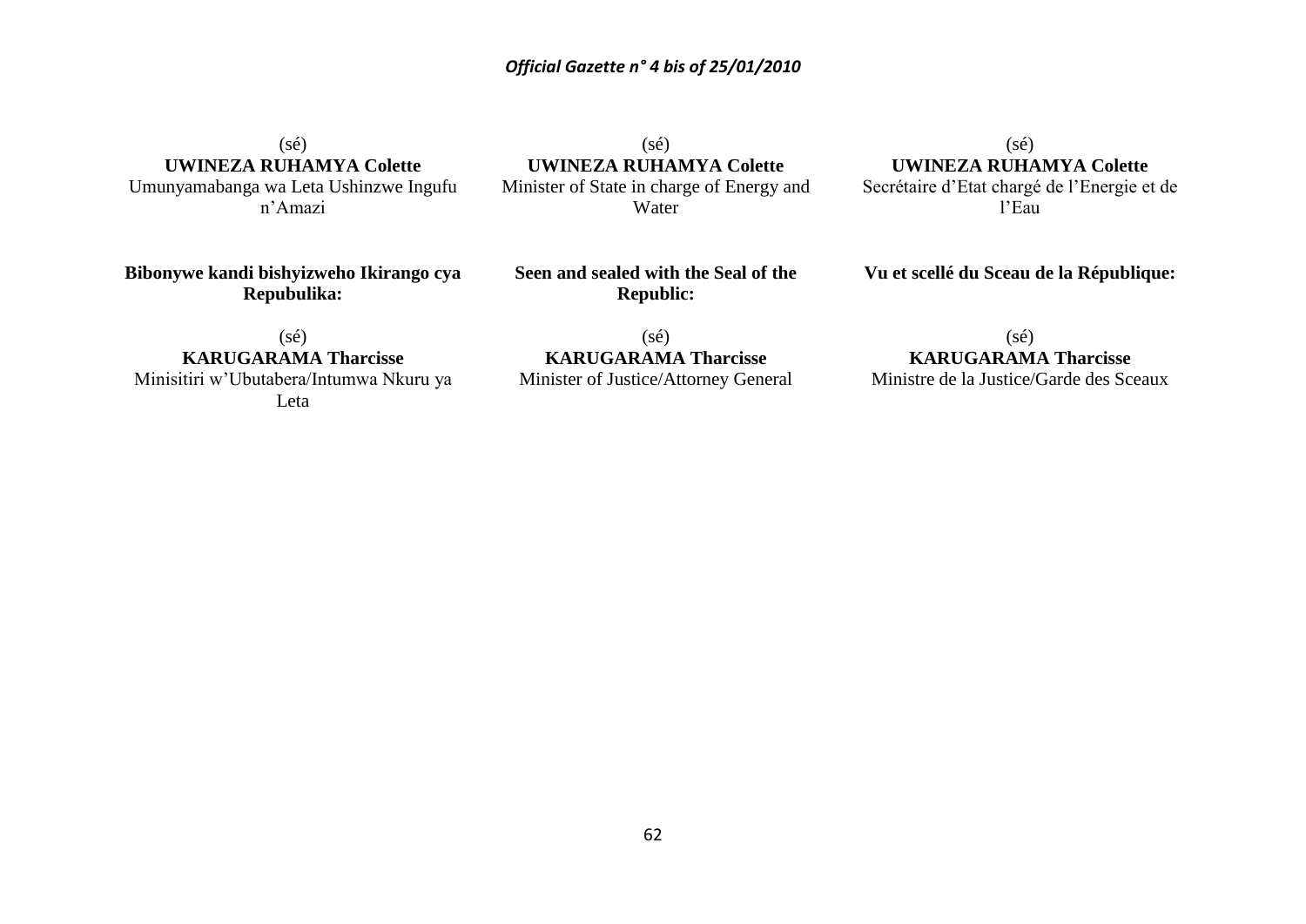(sé)
**UWINEZA RUHAMYA Colette**
Umunyamabanga wa Leta Ushinzwe Ingufu n'Amazi

**Bibonywe kandi bishyizweho Ikirango cya Repubulika:**

(sé)
**KARUGARAMA Tharcisse**
Minisitiri w'Ubutabera/Intumwa Nkuru ya Leta

(sé)
**UWINEZA RUHAMYA Colette**
Minister of State in charge of Energy and Water

**Seen and sealed with the Seal of the Republic:**

(sé)
**KARUGARAMA Tharcisse**
Minister of Justice/Attorney General

(sé)
**UWINEZA RUHAMYA Colette**
Secrétaire d'Etat chargé de l'Energie et de l'Eau

**Vu et scellé du Sceau de la République:**

(sé)
**KARUGARAMA Tharcisse**
Ministre de la Justice/Garde des Sceaux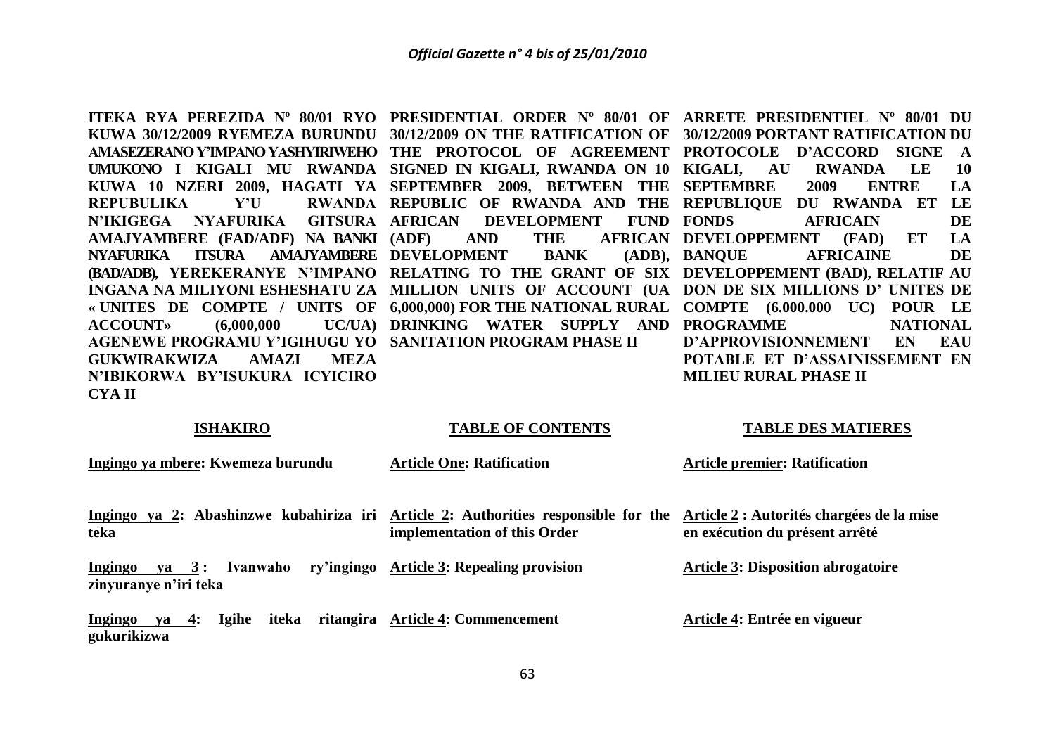**ITEKA RYA PEREZIDA Nº 80/01 RYO KUWA 30/12/2009 RYEMEZA BURUNDU AMASEZERANO Y'IMPANO YASHYIRIWEHO UMUKONO I KIGALI MU RWANDA KUWA 10 NZERI 2009, HAGATI YA REPUBULIKA Y'U RWANDA N'IKIGEGA NYAFURIKA GITSURA AMAJYAMBERE (FAD/ADF) NA BANKI NYAFURIKA ITSURA AMAJYAMBERE (BAD/ADB), YEREKERANYE N'IMPANO INGANA NA MILIYONI ESHESHATU ZA « UNITES DE COMPTE / UNITS OF ACCOUNT» (6,000,000 UC/UA) AGENEWE PROGRAMU Y'IGIHUGU YO GUKWIRAKWIZA AMAZI MEZA N'IBIKORWA BY'ISUKURA ICYICIRO CYA II**

**ISHAKIRO**

**Ingingo ya mbere: Kwemeza burundu**

**Ingingo ya 2: Abashinzwe kubahiriza iri teka**

**Ingingo ya 3 : Ivanwaho ry'ingingo zinyuranye n'iri teka**

**Ingingo ya 4: Igihe iteka ritangira gukurikizwa**

**PRESIDENTIAL ORDER Nº 80/01 OF 30/12/2009 ON THE RATIFICATION OF THE PROTOCOL OF AGREEMENT SIGNED IN KIGALI, RWANDA ON 10 SEPTEMBER 2009, BETWEEN THE REPUBLIC OF RWANDA AND THE AFRICAN DEVELOPMENT FUND (ADF) AND THE AFRICAN DEVELOPMENT BANK (ADB), RELATING TO THE GRANT OF SIX MILLION UNITS OF ACCOUNT (UA 6,000,000) FOR THE NATIONAL RURAL DRINKING WATER SUPPLY AND SANITATION PROGRAM PHASE II**

**TABLE OF CONTENTS**

**Article One: Ratification**

**Article 2: Authorities responsible for the implementation of this Order**

**Article 3: Repealing provision**

**Article 4: Commencement**

**ARRETE PRESIDENTIEL Nº 80/01 DU 30/12/2009 PORTANT RATIFICATION DU PROTOCOLE D'ACCORD SIGNE A KIGALI, AU RWANDA LE 10 SEPTEMBRE 2009 ENTRE LA REPUBLIQUE DU RWANDA ET LE FONDS AFRICAIN DE DEVELOPPEMENT (FAD) ET LA BANQUE AFRICAINE DE DEVELOPPEMENT (BAD), RELATIF AU DON DE SIX MILLIONS D' UNITES DE COMPTE (6.000.000 UC) POUR LE PROGRAMME NATIONAL D'APPROVISIONNEMENT EN EAU POTABLE ET D'ASSAINISSEMENT EN MILIEU RURAL PHASE II**

**TABLE DES MATIERES**

**Article premier: Ratification**

**Article 2 : Autorités chargées de la mise en exécution du présent arrêté**

**Article 3: Disposition abrogatoire**

**Article 4: Entrée en vigueur**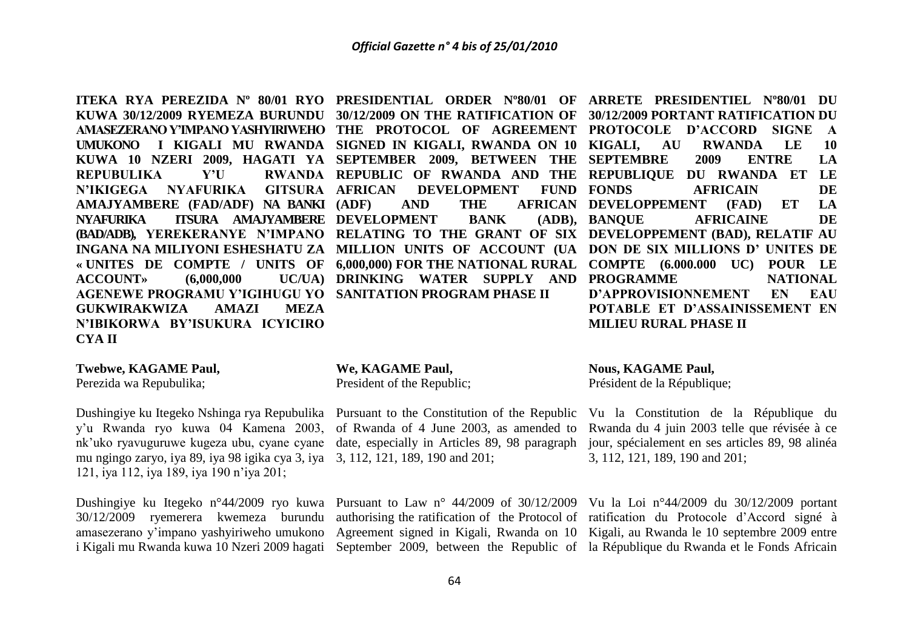**ITEKA RYA PEREZIDA Nº 80/01 RYO KUWA 30/12/2009 RYEMEZA BURUNDU AMASEZERANO Y'IMPANO YASHYIRIWEHO UMUKONO I KIGALI MU RWANDA KUWA 10 NZERI 2009, HAGATI YA REPUBULIKA Y'U RWANDA N'IKIGEGA NYAFURIKA GITSURA AMAJYAMBERE (FAD/ADF) NA BANKI NYAFURIKA ITSURA AMAJYAMBERE (BAD/ADB), YEREKERANYE N'IMPANO INGANA NA MILIYONI ESHESHATU ZA « UNITES DE COMPTE / UNITS OF ACCOUNT» (6,000,000 UC/UA) AGENEWE PROGRAMU Y'IGIHUGU YO GUKWIRAKWIZA AMAZI MEZA N'IBIKORWA BY'ISUKURA ICYICIRO CYA II**

**Twebwe, KAGAME Paul,**
Perezida wa Repubulika;

Dushingiye ku Itegeko Nshinga rya Repubulika y'u Rwanda ryo kuwa 04 Kamena 2003, nk'uko ryavuguruwe kugeza ubu, cyane cyane mu ngingo zaryo, iya 89, iya 98 igika cya 3, iya 121, iya 112, iya 189, iya 190 n'iya 201;

Dushingiye ku Itegeko n°44/2009 ryo kuwa 30/12/2009 ryemerera kwemeza burundu amasezerano y'impano yashyiriweho umukono i Kigali mu Rwanda kuwa 10 Nzeri 2009 hagati

**PRESIDENTIAL ORDER Nº80/01 OF 30/12/2009 ON THE RATIFICATION OF THE PROTOCOL OF AGREEMENT SIGNED IN KIGALI, RWANDA ON 10 SEPTEMBER 2009, BETWEEN THE REPUBLIC OF RWANDA AND THE AFRICAN DEVELOPMENT FUND (ADF) AND THE AFRICAN DEVELOPMENT BANK (ADB), RELATING TO THE GRANT OF SIX MILLION UNITS OF ACCOUNT (UA 6,000,000) FOR THE NATIONAL RURAL DRINKING WATER SUPPLY AND SANITATION PROGRAM PHASE II**

**We, KAGAME Paul,**
President of the Republic;

Pursuant to the Constitution of the Republic of Rwanda of 4 June 2003, as amended to date, especially in Articles 89, 98 paragraph 3, 112, 121, 189, 190 and 201;

Pursuant to Law n° 44/2009 of 30/12/2009 authorising the ratification of the Protocol of Agreement signed in Kigali, Rwanda on 10 September 2009, between the Republic of

**ARRETE PRESIDENTIEL Nº80/01 DU 30/12/2009 PORTANT RATIFICATION DU PROTOCOLE D'ACCORD SIGNE A KIGALI, AU RWANDA LE 10 SEPTEMBRE 2009 ENTRE LA REPUBLIQUE DU RWANDA ET LE FONDS AFRICAIN DE DEVELOPPEMENT (FAD) ET LA BANQUE AFRICAINE DE DEVELOPPEMENT (BAD), RELATIF AU DON DE SIX MILLIONS D' UNITES DE COMPTE (6.000.000 UC) POUR LE PROGRAMME NATIONAL D'APPROVISIONNEMENT EN EAU POTABLE ET D'ASSAINISSEMENT EN MILIEU RURAL PHASE II**

**Nous, KAGAME Paul,**
Président de la République;

Vu la Constitution de la République du Rwanda du 4 juin 2003 telle que révisée à ce jour, spécialement en ses articles 89, 98 alinéa 3, 112, 121, 189, 190 and 201;

Vu la Loi n°44/2009 du 30/12/2009 portant ratification du Protocole d'Accord signé à Kigali, au Rwanda le 10 septembre 2009 entre la République du Rwanda et le Fonds Africain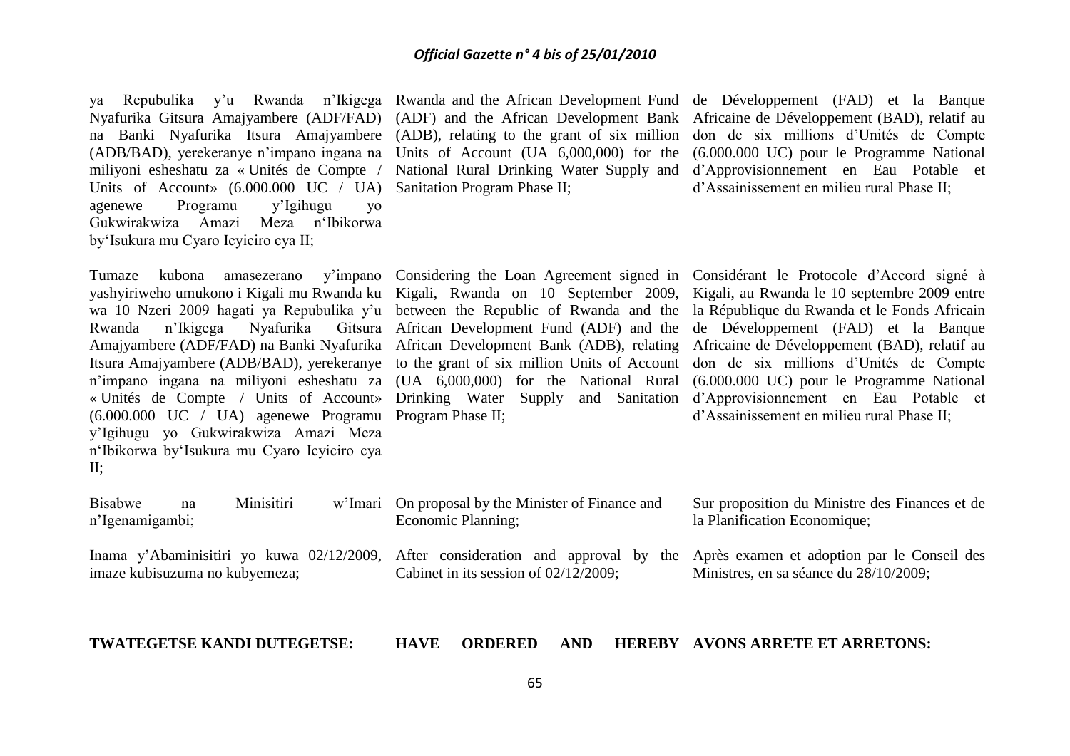ya Repubulika y'u Rwanda n'Ikigega Nyafurika Gitsura Amajyambere (ADF/FAD) na Banki Nyafurika Itsura Amajyambere (ADB/BAD), yerekeranye n'impano ingana na miliyoni esheshatu za « Unités de Compte / Units of Account» (6.000.000 UC / UA) agenewe Programu y'Igihugu yo Gukwirakwiza Amazi Meza n'Ibikorwa by'Isukura mu Cyaro Icyiciro cya II;

Tumaze kubona amasezerano y'impano yashyiriweho umukono i Kigali mu Rwanda ku wa 10 Nzeri 2009 hagati ya Repubulika y'u Rwanda n'Ikigega Nyafurika Gitsura Amajyambere (ADF/FAD) na Banki Nyafurika Itsura Amajyambere (ADB/BAD), yerekeranye n'impano ingana na miliyoni esheshatu za « Unités de Compte / Units of Account» (6.000.000 UC / UA) agenewe Programu y'Igihugu yo Gukwirakwiza Amazi Meza n'Ibikorwa by'Isukura mu Cyaro Icyiciro cya II;

Bisabwe na Minisitiri w'Imari n'Igenamigambi;

Inama y'Abaminisitiri yo kuwa 02/12/2009, imaze kubisuzuma no kubyemeza;

**TWATEGETSE KANDI DUTEGETSE:**

Rwanda and the African Development Fund (ADF) and the African Development Bank (ADB), relating to the grant of six million Units of Account (UA 6,000,000) for the National Rural Drinking Water Supply and Sanitation Program Phase II;

Considering the Loan Agreement signed in Kigali, Rwanda on 10 September 2009, between the Republic of Rwanda and the African Development Fund (ADF) and the African Development Bank (ADB), relating to the grant of six million Units of Account (UA 6,000,000) for the National Rural Drinking Water Supply and Sanitation Program Phase II;

On proposal by the Minister of Finance and Economic Planning;

After consideration and approval by the Cabinet in its session of 02/12/2009;

**HAVE ORDERED AND HEREBY**

de Développement (FAD) et la Banque Africaine de Développement (BAD), relatif au don de six millions d'Unités de Compte (6.000.000 UC) pour le Programme National d'Approvisionnement en Eau Potable et d'Assainissement en milieu rural Phase II;

Considérant le Protocole d'Accord signé à Kigali, au Rwanda le 10 septembre 2009 entre la République du Rwanda et le Fonds Africain de Développement (FAD) et la Banque Africaine de Développement (BAD), relatif au don de six millions d'Unités de Compte (6.000.000 UC) pour le Programme National d'Approvisionnement en Eau Potable et d'Assainissement en milieu rural Phase II;

Sur proposition du Ministre des Finances et de la Planification Economique;

Après examen et adoption par le Conseil des Ministres, en sa séance du 28/10/2009;

**AVONS ARRETE ET ARRETONS:**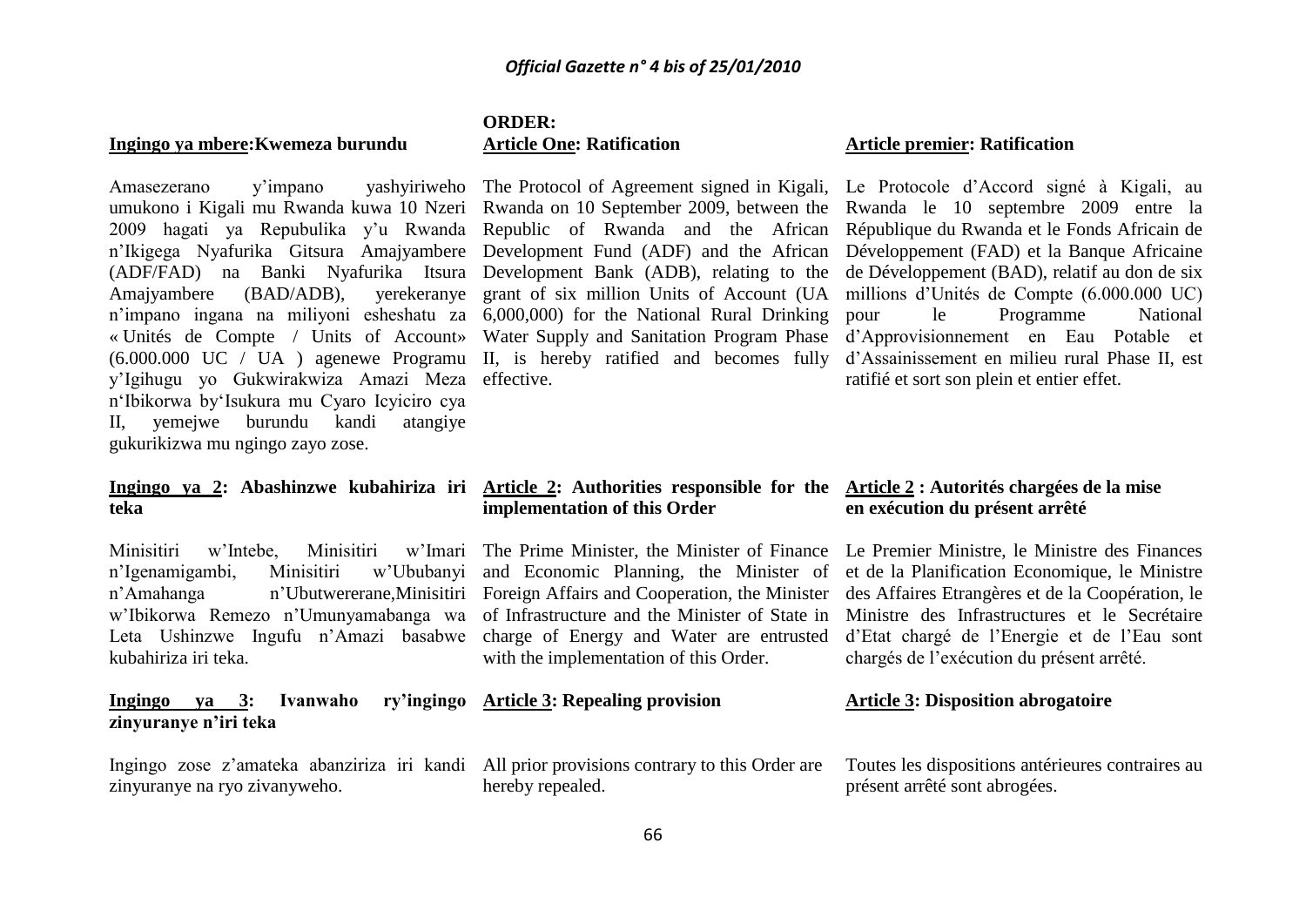**ORDER:**

**Ingingo ya mbere: Kwemeza burundu**

Amasezerano y'impano yashyiriweho umukono i Kigali mu Rwanda kuwa 10 Nzeri 2009 hagati ya Repubulika y'u Rwanda n'Ikigega Nyafurika Gitsura Amajyambere (ADF/FAD) na Banki Nyafurika Itsura Amajyambere (BAD/ADB), yerekeranye n'impano ingana na miliyoni esheshatu za « Unités de Compte / Units of Account» (6.000.000 UC / UA ) agenewe Programu y'Igihugu yo Gukwirakwiza Amazi Meza n'Ibikorwa by'Isukura mu Cyaro Icyiciro cya II, yemejwe burundu kandi atangiye gukurikizwa mu ngingo zayo zose.

**Ingingo ya 2: Abashinzwe kubahiriza iri teka**

Minisitiri w'Intebe, Minisitiri w'Imari n'Igenamigambi, Minisitiri w'Ububanyi n'Amahanga n'Ubutwererane, Minisitiri w'Ibikorwa Remezo n'Umunyamabanga wa Leta Ushinzwe Ingufu n'Amazi basabwe kubahiriza iri teka.

**Ingingo ya 3: Ivanwaho ry'ingingo zinyuranye n'iri teka**

Ingingo zose z'amateka abanziriza iri kandi zinyuranye na ryo zivanyweho.

**Article One: Ratification**

The Protocol of Agreement signed in Kigali, Rwanda on 10 September 2009, between the Republic of Rwanda and the African Development Fund (ADF) and the African Development Bank (ADB), relating to the grant of six million Units of Account (UA 6,000,000) for the National Rural Drinking Water Supply and Sanitation Program Phase II, is hereby ratified and becomes fully effective.

**Article 2: Authorities responsible for the implementation of this Order**

The Prime Minister, the Minister of Finance and Economic Planning, the Minister of Foreign Affairs and Cooperation, the Minister of Infrastructure and the Minister of State in charge of Energy and Water are entrusted with the implementation of this Order.

**Article 3: Repealing provision**

All prior provisions contrary to this Order are hereby repealed.

**Article premier: Ratification**

Le Protocole d'Accord signé à Kigali, au Rwanda le 10 septembre 2009 entre la République du Rwanda et le Fonds Africain de Développement (FAD) et la Banque Africaine de Développement (BAD), relatif au don de six millions d'Unités de Compte (6.000.000 UC) pour le Programme National d'Approvisionnement en Eau Potable et d'Assainissement en milieu rural Phase II, est ratifié et sort son plein et entier effet.

**Article 2 : Autorités chargées de la mise en exécution du présent arrêté**

Le Premier Ministre, le Ministre des Finances et de la Planification Economique, le Ministre des Affaires Etrangères et de la Coopération, le Ministre des Infrastructures et le Secrétaire d'Etat chargé de l'Energie et de l'Eau sont chargés de l'exécution du présent arrêté.

**Article 3: Disposition abrogatoire**

Toutes les dispositions antérieures contraires au présent arrêté sont abrogées.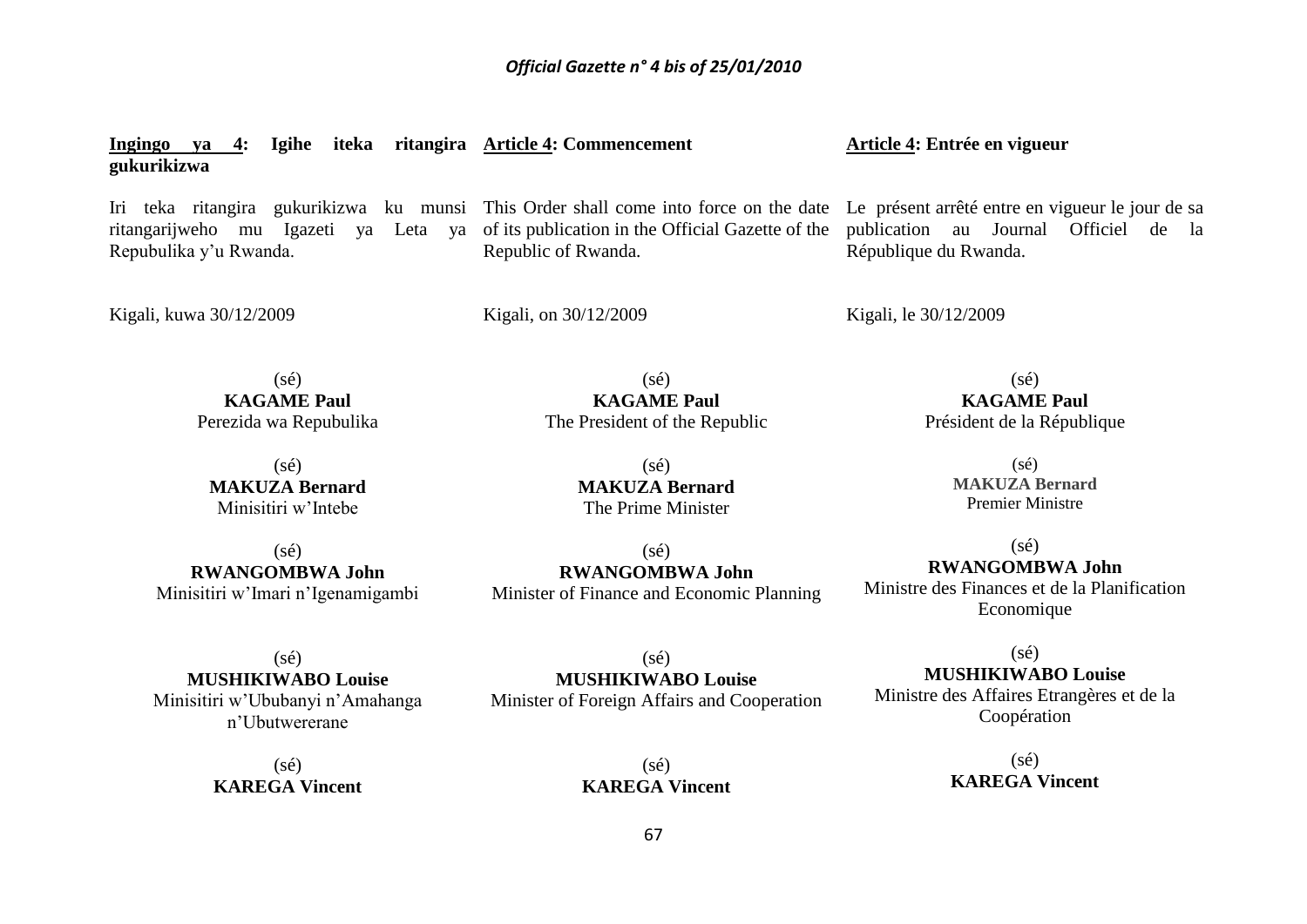**Ingingo ya 4: Igihe iteka ritangira gukurikizwa**

Iri teka ritangira gukurikizwa ku munsi ritangarijweho mu Igazeti ya Leta ya Repubulika y'u Rwanda.

Kigali, kuwa 30/12/2009

(sé)
**KAGAME Paul**
Perezida wa Repubulika

(sé)
**MAKUZA Bernard**
Minisitiri w'Intebe

(sé)
**RWANGOMBWA John**
Minisitiri w'Imari n'Igenamigambi

(sé)
**MUSHIKIWABO Louise**
Minisitiri w'Ububanyi n'Amahanga n'Ubutwererane

(sé)
**KAREGA Vincent**

**Article 4: Commencement**

This Order shall come into force on the date of its publication in the Official Gazette of the Republic of Rwanda.

Kigali, on 30/12/2009

(sé)
**KAGAME Paul**
The President of the Republic

(sé)
**MAKUZA Bernard**
The Prime Minister

(sé)
**RWANGOMBWA John**
Minister of Finance and Economic Planning

(sé)
**MUSHIKIWABO Louise**
Minister of Foreign Affairs and Cooperation

(sé)
**KAREGA Vincent**

**Article 4: Entrée en vigueur**

Le présent arrêté entre en vigueur le jour de sa publication au Journal Officiel de la République du Rwanda.

Kigali, le 30/12/2009

(sé)
**KAGAME Paul**
Président de la République

(sé)
**MAKUZA Bernard**
Premier Ministre

(sé)
**RWANGOMBWA John**
Ministre des Finances et de la Planification Economique

(sé)
**MUSHIKIWABO Louise**
Ministre des Affaires Etrangères et de la Coopération

(sé)
**KAREGA Vincent**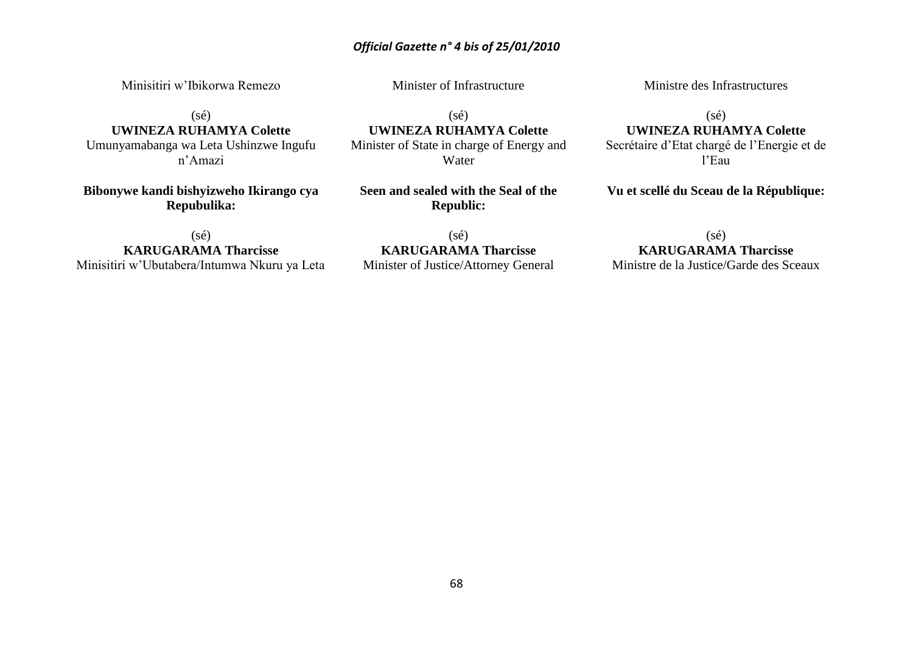Minisitiri w'Ibikorwa Remezo

(sé)
**UWINEZA RUHAMYA Colette**
Umunyamabanga wa Leta Ushinzwe Ingufu n'Amazi

**Bibonywe kandi bishyizweho Ikirango cya Repubulika:**

(sé)
**KARUGARAMA Tharcisse**
Minisitiri w'Ubutabera/Intumwa Nkuru ya Leta

Minister of Infrastructure

(sé)
**UWINEZA RUHAMYA Colette**
Minister of State in charge of Energy and Water

**Seen and sealed with the Seal of the Republic:**

(sé)
**KARUGARAMA Tharcisse**
Minister of Justice/Attorney General

Ministre des Infrastructures

(sé)
**UWINEZA RUHAMYA Colette**
Secrétaire d'Etat chargé de l'Energie et de l'Eau

**Vu et scellé du Sceau de la République:**

(sé)
**KARUGARAMA Tharcisse**
Ministre de la Justice/Garde des Sceaux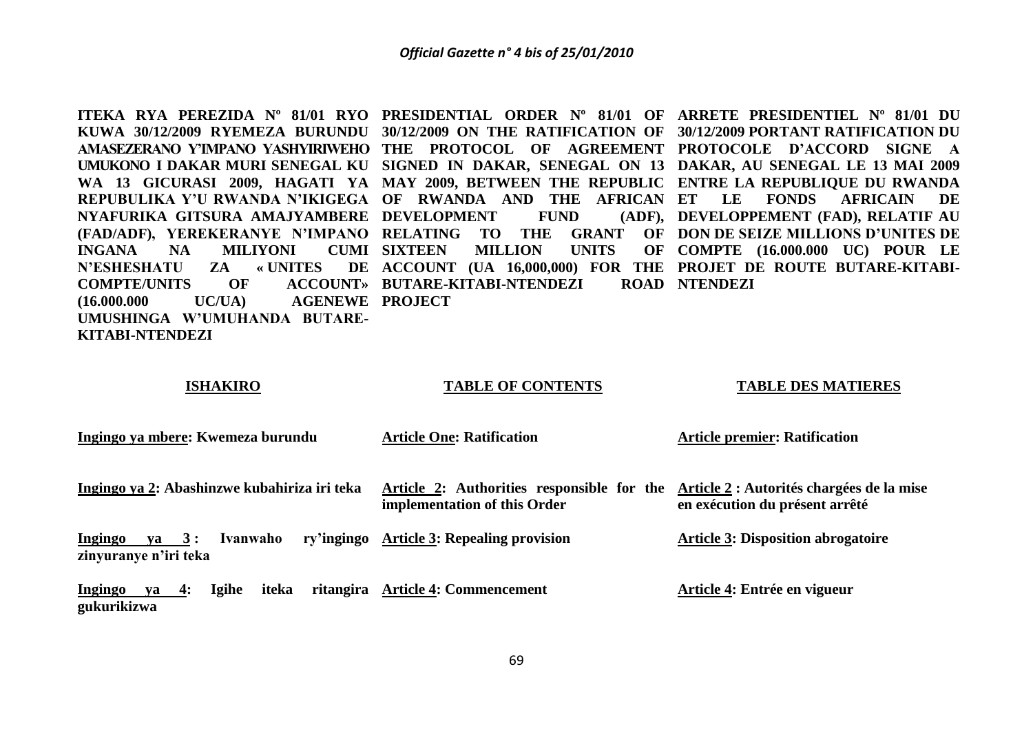**ITEKA RYA PEREZIDA Nº 81/01 RYO KUWA 30/12/2009 RYEMEZA BURUNDU AMASEZERANO Y'IMPANO YASHYIRIWEHO UMUKONO I DAKAR MURI SENEGAL KU WA 13 GICURASI 2009, HAGATI YA REPUBULIKA Y'U RWANDA N'IKIGEGA NYAFURIKA GITSURA AMAJYAMBERE (FAD/ADF), YEREKERANYE N'IMPANO INGANA NA MILIYONI CUMI N'ESHESHATU ZA « UNITES DE COMPTE/UNITS OF ACCOUNT» (16.000.000 UC/UA) AGENEWE UMUSHINGA W'UMUHANDA BUTARE-KITABI-NTENDEZI**

**ISHAKIRO**

Ingingo ya mbere: Kwemeza burundu

Ingingo ya 2: Abashinzwe kubahiriza iri teka

Ingingo ya 3 : Ivanwaho ry'ingingo zinyuranye n'iri teka

Ingingo ya 4: Igihe iteka ritangira gukurikizwa

**PRESIDENTIAL ORDER Nº 81/01 OF 30/12/2009 ON THE RATIFICATION OF THE PROTOCOL OF AGREEMENT SIGNED IN DAKAR, SENEGAL ON 13 MAY 2009, BETWEEN THE REPUBLIC OF RWANDA AND THE AFRICAN DEVELOPMENT FUND (ADF), RELATING TO THE GRANT OF SIXTEEN MILLION UNITS OF ACCOUNT (UA 16,000,000) FOR THE BUTARE-KITABI-NTENDEZI ROAD PROJECT**

**TABLE OF CONTENTS**

Article One: Ratification

Article 2: Authorities responsible for the implementation of this Order

Article 3: Repealing provision

Article 4: Commencement

**ARRETE PRESIDENTIEL Nº 81/01 DU 30/12/2009 PORTANT RATIFICATION DU PROTOCOLE D'ACCORD SIGNE A DAKAR, AU SENEGAL LE 13 MAI 2009 ENTRE LA REPUBLIQUE DU RWANDA ET LE FONDS AFRICAIN DE DEVELOPPEMENT (FAD), RELATIF AU DON DE SEIZE MILLIONS D'UNITES DE COMPTE (16.000.000 UC) POUR LE PROJET DE ROUTE BUTARE-KITABI-NTENDEZI**

**TABLE DES MATIERES**

Article premier: Ratification

Article 2 : Autorités chargées de la mise en exécution du présent arrêté

Article 3: Disposition abrogatoire

Article 4: Entrée en vigueur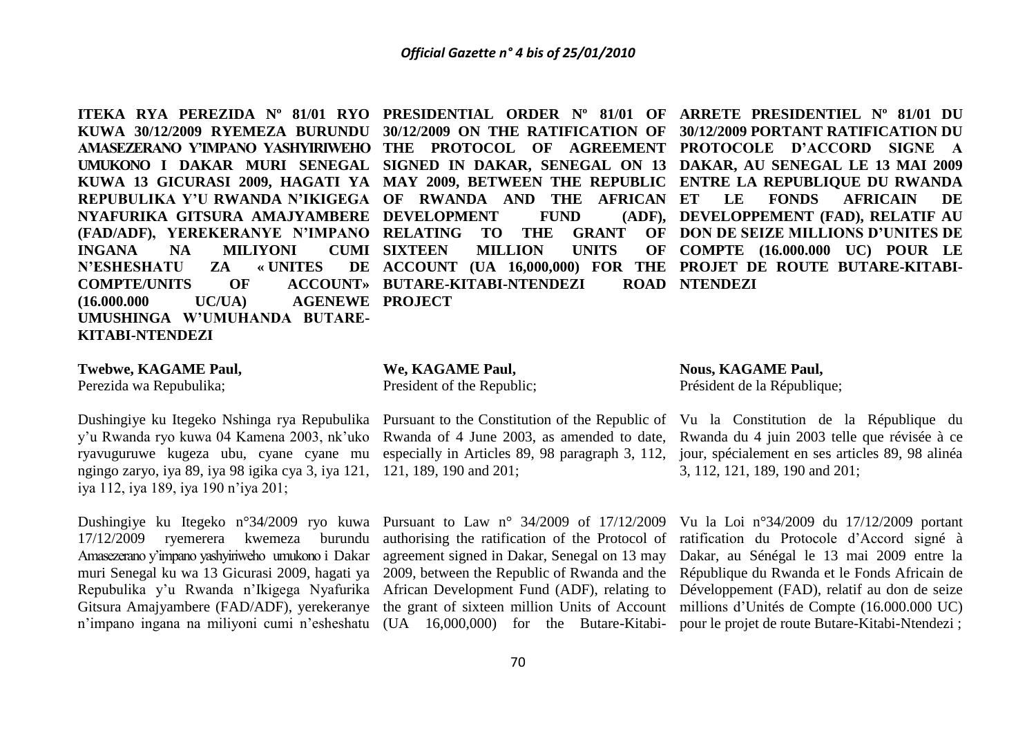**ITEKA RYA PEREZIDA Nº 81/01 RYO KUWA 30/12/2009 RYEMEZA BURUNDU AMASEZERANO Y'IMPANO YASHYIRIWEHO UMUKONO I DAKAR MURI SENEGAL KUWA 13 GICURASI 2009, HAGATI YA REPUBULIKA Y'U RWANDA N'IKIGEGA NYAFURIKA GITSURA AMAJYAMBERE (FAD/ADF), YEREKERANYE N'IMPANO INGANA NA MILIYONI CUMI N'ESHESHATU ZA « UNITES DE COMPTE/UNITS OF ACCOUNT» (16.000.000 UC/UA) AGENEWE UMUSHINGA W'UMUHANDA BUTARE-KITABI-NTENDEZI**

**Twebwe, KAGAME Paul,**
Perezida wa Repubulika;

Dushingiye ku Itegeko Nshinga rya Repubulika y'u Rwanda ryo kuwa 04 Kamena 2003, nk'uko ryavuguruwe kugeza ubu, cyane cyane mu ngingo zaryo, iya 89, iya 98 igika cya 3, iya 121, iya 112, iya 189, iya 190 n'iya 201;

Dushingiye ku Itegeko n°34/2009 ryo kuwa 17/12/2009 ryemerera kwemeza burundu Amasezerano y'impano yashyiriweho umukono i Dakar muri Senegal ku wa 13 Gicurasi 2009, hagati ya Repubulika y'u Rwanda n'Ikigega Nyafurika Gitsura Amajyambere (FAD/ADF), yerekeranye n'impano ingana na miliyoni cumi n'esheshatu

**PRESIDENTIAL ORDER Nº 81/01 OF 30/12/2009 ON THE RATIFICATION OF THE PROTOCOL OF AGREEMENT SIGNED IN DAKAR, SENEGAL ON 13 MAY 2009, BETWEEN THE REPUBLIC OF RWANDA AND THE AFRICAN DEVELOPMENT FUND (ADF), RELATING TO THE GRANT OF SIXTEEN MILLION UNITS OF ACCOUNT (UA 16,000,000) FOR THE BUTARE-KITABI-NTENDEZI ROAD PROJECT**

**We, KAGAME Paul,**
President of the Republic;

Pursuant to the Constitution of the Republic of Rwanda of 4 June 2003, as amended to date, especially in Articles 89, 98 paragraph 3, 112, 121, 189, 190 and 201;

Pursuant to Law n° 34/2009 of 17/12/2009 authorising the ratification of the Protocol of agreement signed in Dakar, Senegal on 13 may 2009, between the Republic of Rwanda and the African Development Fund (ADF), relating to the grant of sixteen million Units of Account (UA 16,000,000) for the Butare-Kitabi-

**ARRETE PRESIDENTIEL Nº 81/01 DU 30/12/2009 PORTANT RATIFICATION DU PROTOCOLE D'ACCORD SIGNE A DAKAR, AU SENEGAL LE 13 MAI 2009 ENTRE LA REPUBLIQUE DU RWANDA ET LE FONDS AFRICAIN DE DEVELOPPEMENT (FAD), RELATIF AU DON DE SEIZE MILLIONS D'UNITES DE COMPTE (16.000.000 UC) POUR LE PROJET DE ROUTE BUTARE-KITABI-NTENDEZI**

**Nous, KAGAME Paul,**
Président de la République;

Vu la Constitution de la République du Rwanda du 4 juin 2003 telle que révisée à ce jour, spécialement en ses articles 89, 98 alinéa 3, 112, 121, 189, 190 and 201;

Vu la Loi n°34/2009 du 17/12/2009 portant ratification du Protocole d'Accord signé à Dakar, au Sénégal le 13 mai 2009 entre la République du Rwanda et le Fonds Africain de Développement (FAD), relatif au don de seize millions d'Unités de Compte (16.000.000 UC) pour le projet de route Butare-Kitabi-Ntendezi ;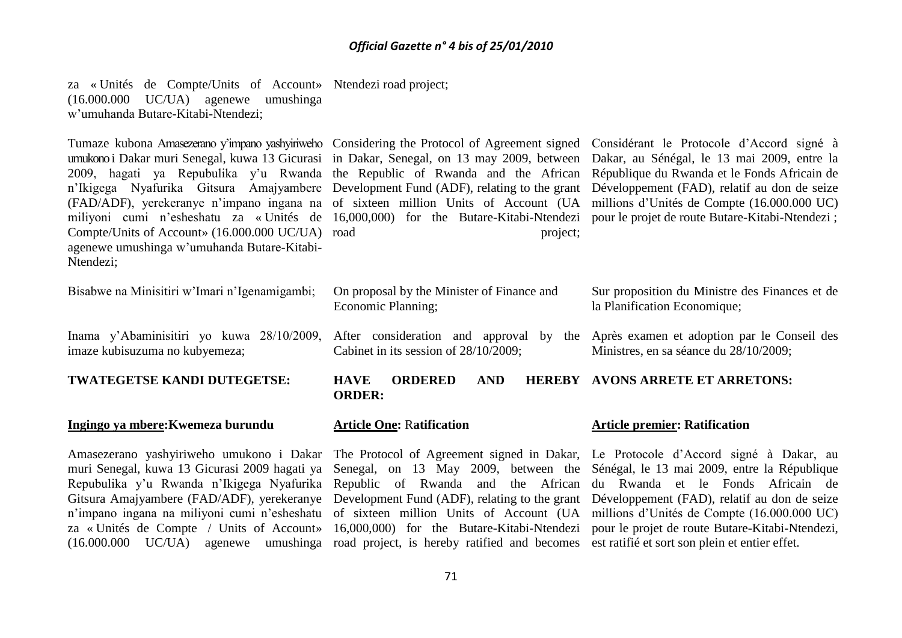za « Unités de Compte/Units of Account» (16.000.000 UC/UA) agenewe umushinga w'umuhanda Butare-Kitabi-Ntendezi;

Tumaze kubona Amasezerano y'impano yashyiriweho umukono i Dakar muri Senegal, kuwa 13 Gicurasi 2009, hagati ya Repubulika y'u Rwanda n'Ikigega Nyafurika Gitsura Amajyambere (FAD/ADF), yerekeranye n'impano ingana na miliyoni cumi n'esheshatu za « Unités de Compte/Units of Account» (16.000.000 UC/UA) agenewe umushinga w'umuhanda Butare-Kitabi-Ntendezi;

Bisabwe na Minisitiri w'Imari n'Igenamigambi;

Inama y'Abaminisitiri yo kuwa 28/10/2009, imaze kubisuzuma no kubyemeza;

**TWATEGETSE KANDI DUTEGETSE:**

**Ingingo ya mbere:Kwemeza burundu**

Amasezerano yashyiriweho umukono i Dakar muri Senegal, kuwa 13 Gicurasi 2009 hagati ya Repubulika y'u Rwanda n'Ikigega Nyafurika Gitsura Amajyambere (FAD/ADF), yerekeranye n'impano ingana na miliyoni cumi n'esheshatu za « Unités de Compte / Units of Account» (16.000.000 UC/UA) agenewe umushinga

Ntendezi road project;

Considering the Protocol of Agreement signed in Dakar, Senegal, on 13 may 2009, between the Republic of Rwanda and the African Development Fund (ADF), relating to the grant of sixteen million Units of Account (UA 16,000,000) for the Butare-Kitabi-Ntendezi road project;

On proposal by the Minister of Finance and Economic Planning;

After consideration and approval by the Cabinet in its session of 28/10/2009;

**HAVE ORDERED AND HEREBY ORDER:**

**Article One: Ratification**

The Protocol of Agreement signed in Dakar, Senegal, on 13 May 2009, between the Republic of Rwanda and the African Development Fund (ADF), relating to the grant of sixteen million Units of Account (UA 16,000,000) for the Butare-Kitabi-Ntendezi road project, is hereby ratified and becomes

Considérant le Protocole d'Accord signé à Dakar, au Sénégal, le 13 mai 2009, entre la République du Rwanda et le Fonds Africain de Développement (FAD), relatif au don de seize millions d'Unités de Compte (16.000.000 UC) pour le projet de route Butare-Kitabi-Ntendezi ;

Sur proposition du Ministre des Finances et de la Planification Economique;

Après examen et adoption par le Conseil des Ministres, en sa séance du 28/10/2009;

**AVONS ARRETE ET ARRETONS:**

**Article premier: Ratification**

Le Protocole d'Accord signé à Dakar, au Sénégal, le 13 mai 2009, entre la République du Rwanda et le Fonds Africain de Développement (FAD), relatif au don de seize millions d'Unités de Compte (16.000.000 UC) pour le projet de route Butare-Kitabi-Ntendezi, est ratifié et sort son plein et entier effet.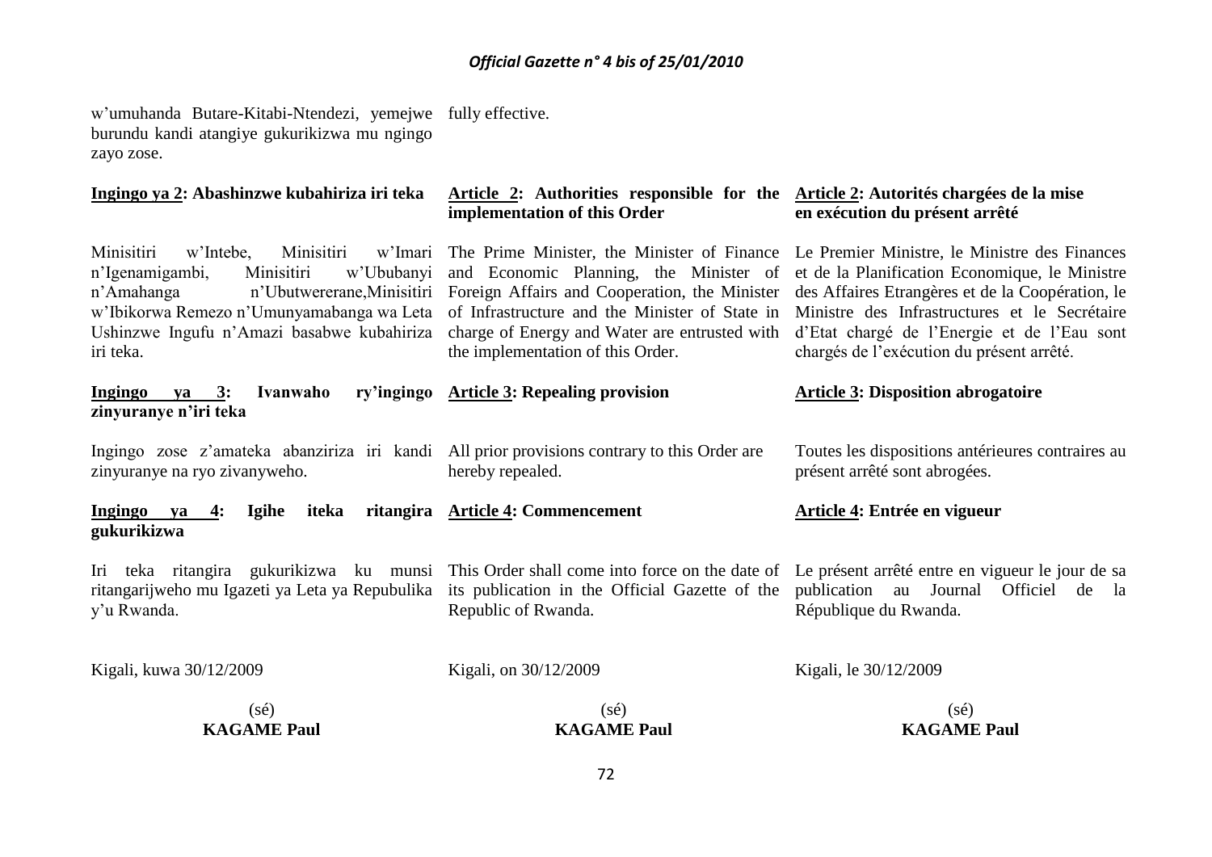w'umuhanda Butare-Kitabi-Ntendezi, yemejwe burundu kandi atangiye gukurikizwa mu ngingo zayo zose.

fully effective.

**Ingingo ya 2: Abashinzwe kubahiriza iri teka**

Minisitiri w'Intebe, Minisitiri w'Imari n'Igenamigambi, Minisitiri w'Ububanyi n'Amahanga n'Ubutwererane,Minisitiri w'Ibikorwa Remezo n'Umunyamabanga wa Leta Ushinzwe Ingufu n'Amazi basabwe kubahiriza iri teka.

**Ingingo ya 3: Ivanwaho ry'ingingo zinyuranye n'iri teka**

Ingingo zose z'amateka abanziriza iri kandi zinyuranye na ryo zivanyweho.

**Ingingo ya 4: Igihe iteka ritangira gukurikizwa**

Iri teka ritangira gukurikizwa ku munsi ritangarijweho mu Igazeti ya Leta ya Repubulika y'u Rwanda.

Kigali, kuwa 30/12/2009

(sé)
**KAGAME Paul**

**Article 2: Authorities responsible for the implementation of this Order**

The Prime Minister, the Minister of Finance and Economic Planning, the Minister of Foreign Affairs and Cooperation, the Minister of Infrastructure and the Minister of State in charge of Energy and Water are entrusted with the implementation of this Order.

**Article 3: Repealing provision**

All prior provisions contrary to this Order are hereby repealed.

**Article 4: Commencement**

This Order shall come into force on the date of its publication in the Official Gazette of the Republic of Rwanda.

Kigali, on 30/12/2009

(sé)
**KAGAME Paul**

**Article 2: Autorités chargées de la mise en exécution du présent arrêté**

Le Premier Ministre, le Ministre des Finances et de la Planification Economique, le Ministre des Affaires Etrangères et de la Coopération, le Ministre des Infrastructures et le Secrétaire d'Etat chargé de l'Energie et de l'Eau sont chargés de l'exécution du présent arrêté.

**Article 3: Disposition abrogatoire**

Toutes les dispositions antérieures contraires au présent arrêté sont abrogées.

**Article 4: Entrée en vigueur**

Le présent arrêté entre en vigueur le jour de sa publication au Journal Officiel de la République du Rwanda.

Kigali, le 30/12/2009

(sé)
**KAGAME Paul**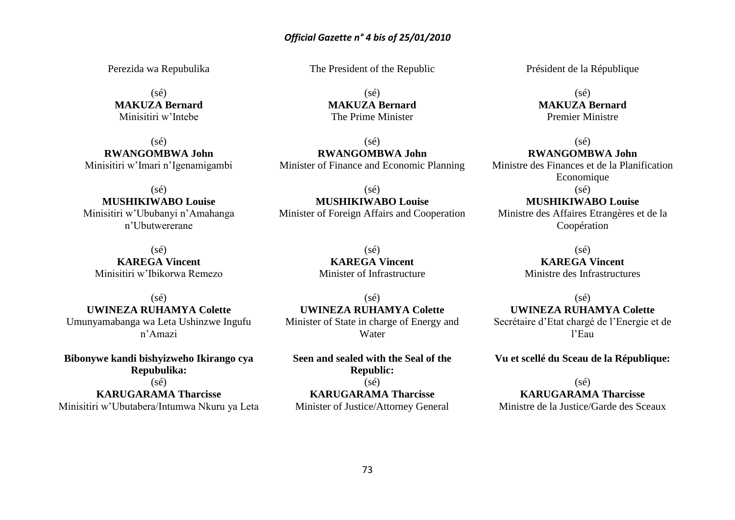Perezida wa Repubulika

(sé)
**MAKUZA Bernard**
Minisitiri w'Intebe

(sé)
**RWANGOMBWA John**
Minisitiri w'Imari n'Igenamigambi

(sé)
**MUSHIKIWABO Louise**
Minisitiri w'Ububanyi n'Amahanga n'Ubutwererane

(sé)
**KAREGA Vincent**
Minisitiri w'Ibikorwa Remezo

(sé)
**UWINEZA RUHAMYA Colette**
Umunyamabanga wa Leta Ushinzwe Ingufu n'Amazi

**Bibonywe kandi bishyizweho Ikirango cya Repubulika:**

(sé)
**KARUGARAMA Tharcisse**
Minisitiri w'Ubutabera/Intumwa Nkuru ya Leta

The President of the Republic

(sé)
**MAKUZA Bernard**
The Prime Minister

(sé)
**RWANGOMBWA John**
Minister of Finance and Economic Planning

(sé)
**MUSHIKIWABO Louise**
Minister of Foreign Affairs and Cooperation

(sé)
**KAREGA Vincent**
Minister of Infrastructure

(sé)
**UWINEZA RUHAMYA Colette**
Minister of State in charge of Energy and Water

**Seen and sealed with the Seal of the Republic:**

(sé)
**KARUGARAMA Tharcisse**
Minister of Justice/Attorney General

Président de la République

(sé)
**MAKUZA Bernard**
Premier Ministre

(sé)
**RWANGOMBWA John**
Ministre des Finances et de la Planification Economique

(sé)
**MUSHIKIWABO Louise**
Ministre des Affaires Etrangères et de la Coopération

(sé)
**KAREGA Vincent**
Ministre des Infrastructures

(sé)
**UWINEZA RUHAMYA Colette**
Secrétaire d'Etat chargé de l'Energie et de l'Eau

**Vu et scellé du Sceau de la République:**

(sé)
**KARUGARAMA Tharcisse**
Ministre de la Justice/Garde des Sceaux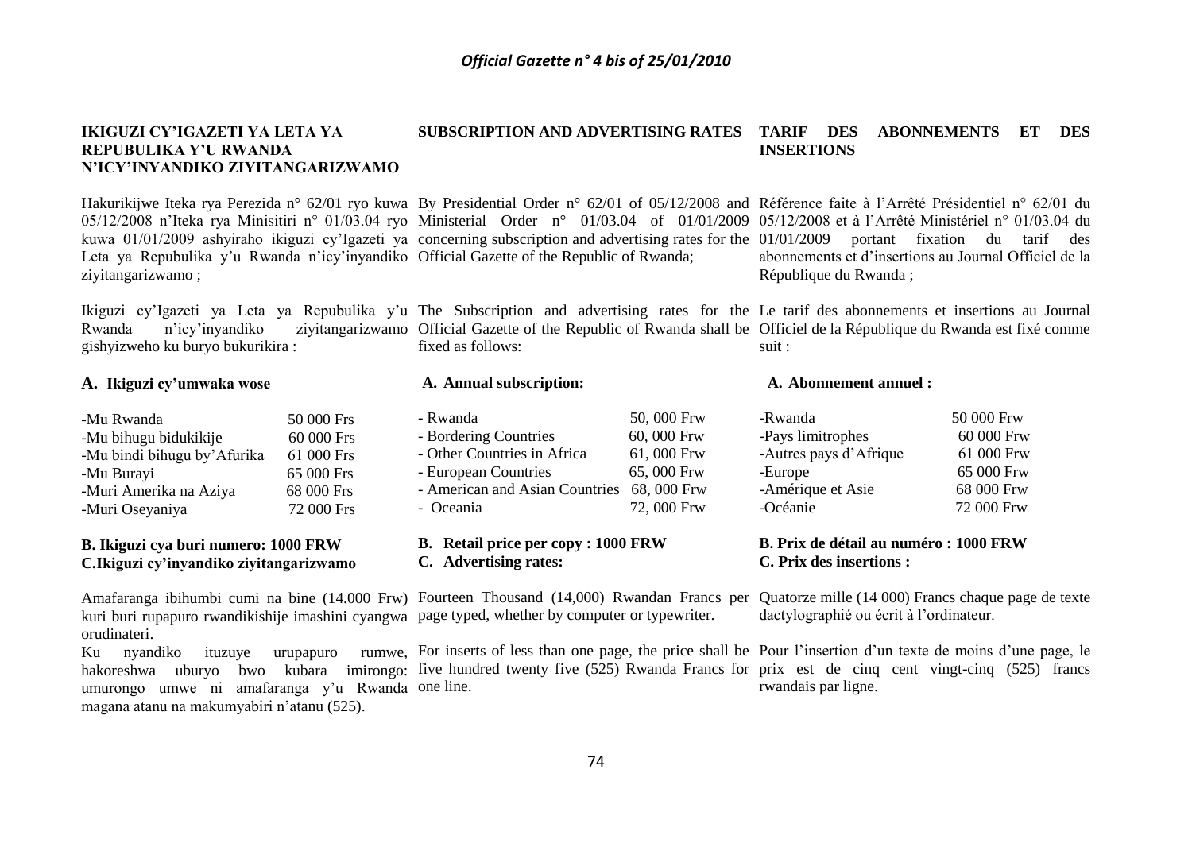**IKIGUZI CY'IGAZETI YA LETA YA REPUBULIKA Y'U RWANDA N'ICY'INYANDIKO ZIYITANGARIZWAMO**

Hakurikijwe Iteka rya Perezida n° 62/01 ryo kuwa 05/12/2008 n'Iteka rya Minisitiri n° 01/03.04 ryo kuwa 01/01/2009 ashyiraho ikiguzi cy'Igazeti ya Leta ya Repubulika y'u Rwanda n'icy'inyandiko ziyitangarizwamo ;

Ikiguzi cy'Igazeti ya Leta ya Repubulika y'u Rwanda n'icy'inyandiko ziyitangarizwamo gishyizweho ku buryo bukurikira :

**A. Ikiguzi cy'umwaka wose**

| | |
|---|---|
| -Mu Rwanda | 50 000 Frs |
| -Mu bihugu bidukikije | 60 000 Frs |
| -Mu bindi bihugu by'Afurika | 61 000 Frs |
| -Mu Burayi | 65 000 Frs |
| -Muri Amerika na Aziya | 68 000 Frs |
| -Muri Oseyaniya | 72 000 Frs |

**B. Ikiguzi cya buri numero: 1000 FRW**

**C.Ikiguzi cy'inyandiko ziyitangarizwamo**

Amafaranga ibihumbi cumi na bine (14.000 Frw) kuri buri rupapuro rwandikishije imashini cyangwa orudinateri.

Ku nyandiko ituzuye urupapuro rumwe, hakoreshwa uburyo bwo kubara imirongo: umurongo umwe ni amafaranga y'u Rwanda magana atanu na makumyabiri n'atanu (525).

**SUBSCRIPTION AND ADVERTISING RATES**

By Presidential Order n° 62/01 of 05/12/2008 and Ministerial Order n° 01/03.04 of 01/01/2009 concerning subscription and advertising rates for the Official Gazette of the Republic of Rwanda;

The Subscription and advertising rates for the Official Gazette of the Republic of Rwanda shall be fixed as follows:

**A. Annual subscription:**

| | |
|---|---|
| - Rwanda | 50, 000 Frw |
| - Bordering Countries | 60, 000 Frw |
| - Other Countries in Africa | 61, 000 Frw |
| - European Countries | 65, 000 Frw |
| - American and Asian Countries | 68, 000 Frw |
| - Oceania | 72, 000 Frw |

**B. Retail price per copy : 1000 FRW**

**C. Advertising rates:**

Fourteen Thousand (14,000) Rwandan Francs per page typed, whether by computer or typewriter.

For inserts of less than one page, the price shall be five hundred twenty five (525) Rwanda Francs for one line.

**TARIF DES ABONNEMENTS ET DES INSERTIONS**

Référence faite à l'Arrêté Présidentiel n° 62/01 du 05/12/2008 et à l'Arrêté Ministériel n° 01/03.04 du 01/01/2009 portant fixation du tarif des abonnements et d'insertions au Journal Officiel de la République du Rwanda ;

Le tarif des abonnements et insertions au Journal Officiel de la République du Rwanda est fixé comme suit :

**A. Abonnement annuel :**

| | |
|---|---|
| -Rwanda | 50 000 Frw |
| -Pays limitrophes | 60 000 Frw |
| -Autres pays d'Afrique | 61 000 Frw |
| -Europe | 65 000 Frw |
| -Amérique et Asie | 68 000 Frw |
| -Océanie | 72 000 Frw |

**B. Prix de détail au numéro : 1000 FRW**

**C. Prix des insertions :**

Quatorze mille (14 000) Francs chaque page de texte dactylographié ou écrit à l'ordinateur.

Pour l'insertion d'un texte de moins d'une page, le prix est de cinq cent vingt-cinq (525) francs rwandais par ligne.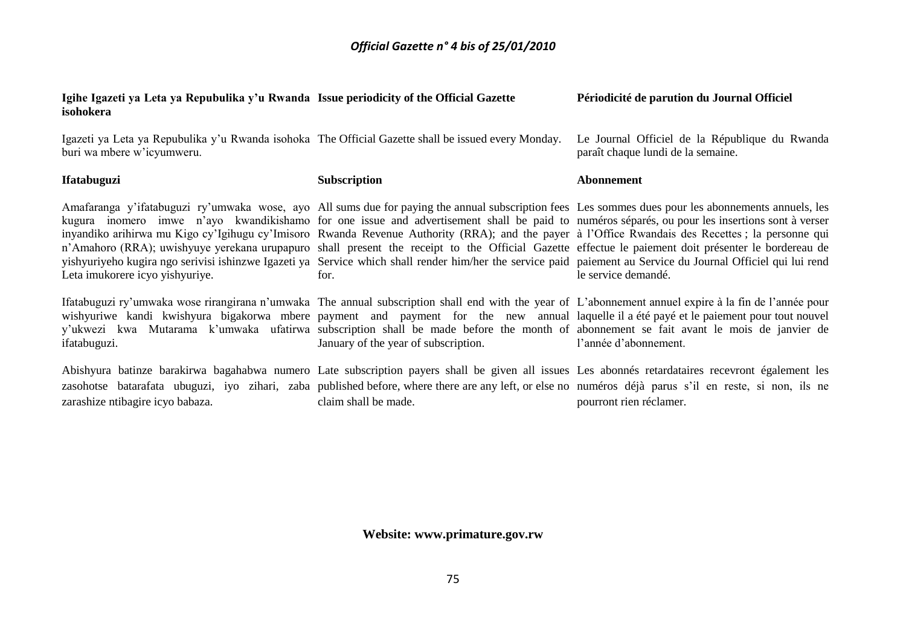**Igihe Igazeti ya Leta ya Repubulika y'u Rwanda isohokera**

Igazeti ya Leta ya Repubulika y'u Rwanda isohoka buri wa mbere w'icyumweru.

**Ifatabuguzi**

Amafaranga y'ifatabuguzi ry'umwaka wose, ayo kugura inomero imwe n'ayo kwandikishamo inyandiko arihirwa mu Kigo cy'Igihugu cy'Imisoro n'Amahoro (RRA); uwishyuye yerekana urupapuro yishyuriyeho kugira ngo serivisi ishinzwe Igazeti ya Leta imukorere icyo yishyuriye.

Ifatabuguzi ry'umwaka wose rirangirana n'umwaka wishyuriwe kandi kwishyura bigakorwa mbere y'ukwezi kwa Mutarama k'umwaka ufatirwa ifatabuguzi.

Abishyura batinze barakirwa bagahabwa numero zasohotse batarafata ubuguzi, iyo zihari, zaba zarashize ntibagire icyo babaza.

**Issue periodicity of the Official Gazette**

The Official Gazette shall be issued every Monday.

**Subscription**

All sums due for paying the annual subscription fees for one issue and advertisement shall be paid to Rwanda Revenue Authority (RRA); and the payer shall present the receipt to the Official Gazette Service which shall render him/her the service paid for.

The annual subscription shall end with the year of payment and payment for the new annual subscription shall be made before the month of January of the year of subscription.

Late subscription payers shall be given all issues published before, where there are any left, or else no claim shall be made.

**Périodicité de parution du Journal Officiel**

Le Journal Officiel de la République du Rwanda paraît chaque lundi de la semaine.

**Abonnement**

Les sommes dues pour les abonnements annuels, les numéros séparés, ou pour les insertions sont à verser à l'Office Rwandais des Recettes ; la personne qui effectue le paiement doit présenter le bordereau de paiement au Service du Journal Officiel qui lui rend le service demandé.

L'abonnement annuel expire à la fin de l'année pour laquelle il a été payé et le paiement pour tout nouvel abonnement se fait avant le mois de janvier de l'année d'abonnement.

Les abonnés retardataires recevront également les numéros déjà parus s'il en reste, si non, ils ne pourront rien réclamer.

**Website: www.primature.gov.rw**